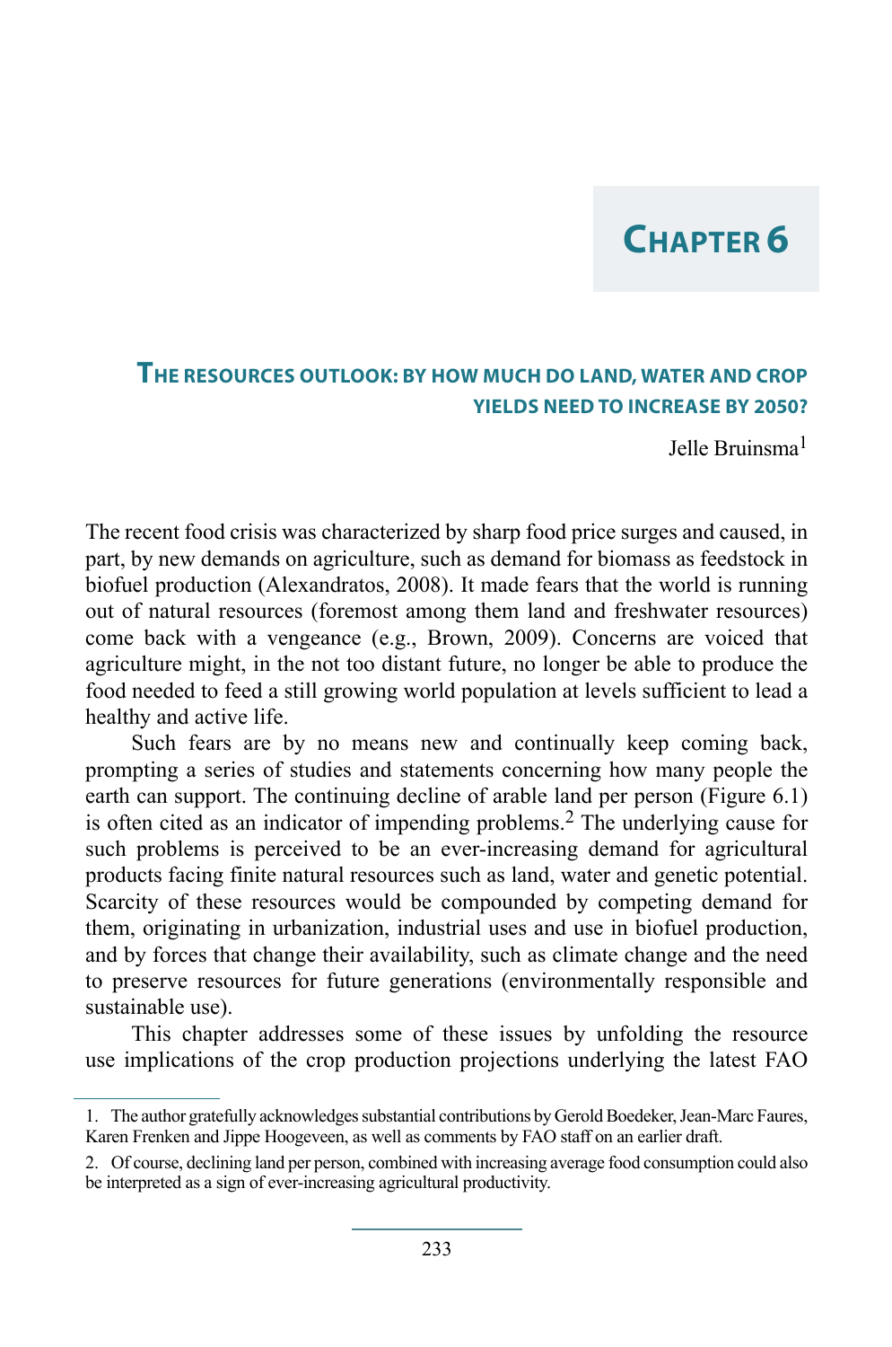# Chapter 6

## The resources outlook: by how much do land, water and crop yields need to increase by 2050?

Jelle Bruinsma[1]

The recent food crisis was characterized by sharp food price surges and caused, in part, by new demands on agriculture, such as demand for biomass as feedstock in biofuel production (Alexandratos, 2008). It made fears that the world is running out of natural resources (foremost among them land and freshwater resources) come back with a vengeance (e.g., Brown, 2009). Concerns are voiced that agriculture might, in the not too distant future, no longer be able to produce the food needed to feed a still growing world population at levels sufficient to lead a healthy and active life.

Such fears are by no means new and continually keep coming back, prompting a series of studies and statements concerning how many people the earth can support. The continuing decline of arable land per person (Figure 6.1) is often cited as an indicator of impending problems.[2] The underlying cause for such problems is perceived to be an ever-increasing demand for agricultural products facing finite natural resources such as land, water and genetic potential. Scarcity of these resources would be compounded by competing demand for them, originating in urbanization, industrial uses and use in biofuel production, and by forces that change their availability, such as climate change and the need to preserve resources for future generations (environmentally responsible and sustainable use).

This chapter addresses some of these issues by unfolding the resource use implications of the crop production projections underlying the latest FAO

---

1. The author gratefully acknowledges substantial contributions by Gerold Boedeker, Jean-Marc Faures, Karen Frenken and Jippe Hoogeveen, as well as comments by FAO staff on an earlier draft.

2. Of course, declining land per person, combined with increasing average food consumption could also be interpreted as a sign of ever-increasing agricultural productivity.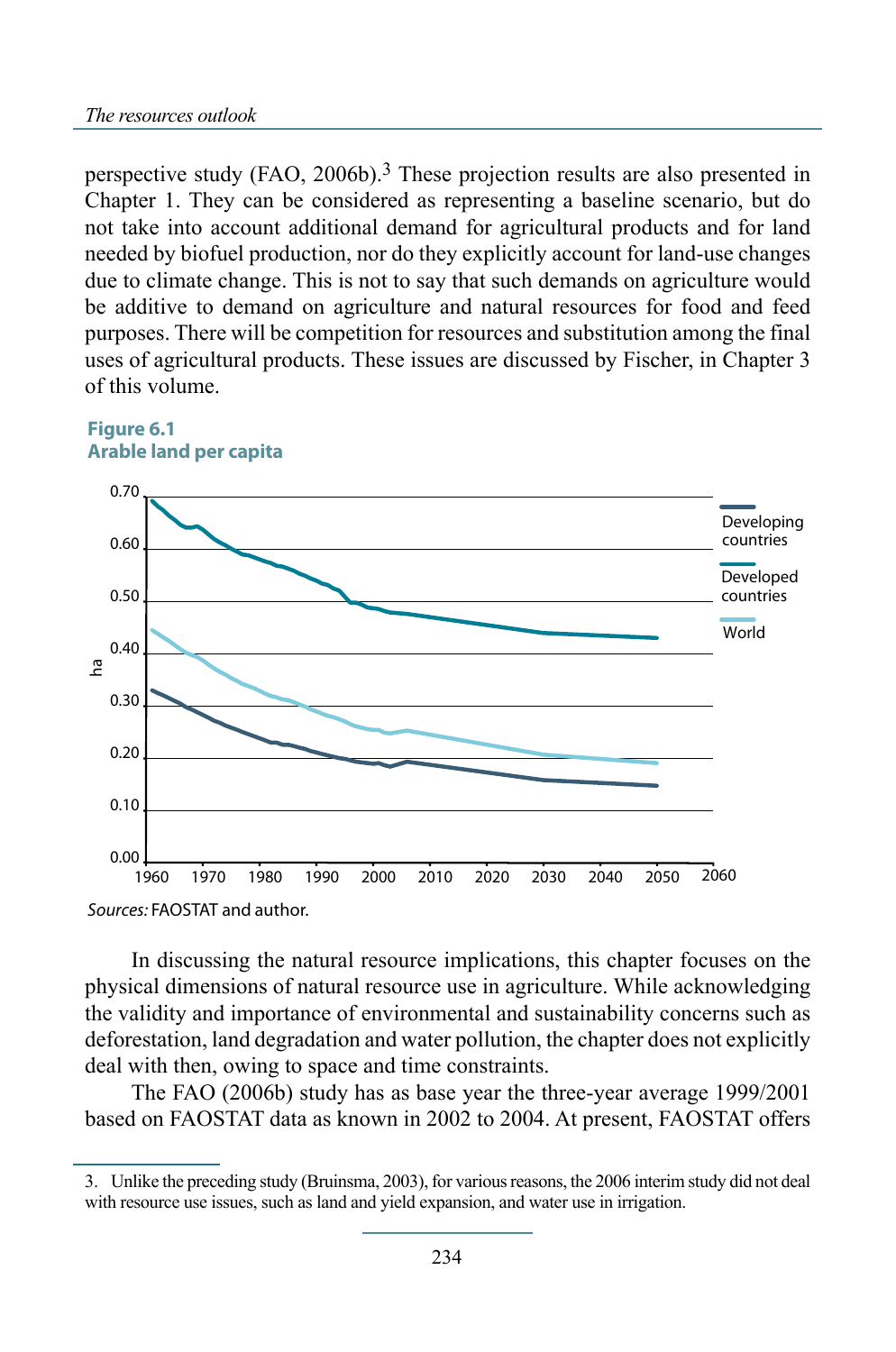perspective study (FAO, 2006b).[3] These projection results are also presented in Chapter 1. They can be considered as representing a baseline scenario, but do not take into account additional demand for agricultural products and for land needed by biofuel production, nor do they explicitly account for land-use changes due to climate change. This is not to say that such demands on agriculture would be additive to demand on agriculture and natural resources for food and feed purposes. There will be competition for resources and substitution among the final uses of agricultural products. These issues are discussed by Fischer, in Chapter 3 of this volume.

**Figure 6.1**
**Arable land per capita**

*Sources:* FAOSTAT and author.

In discussing the natural resource implications, this chapter focuses on the physical dimensions of natural resource use in agriculture. While acknowledging the validity and importance of environmental and sustainability concerns such as deforestation, land degradation and water pollution, the chapter does not explicitly deal with then, owing to space and time constraints.

The FAO (2006b) study has as base year the three-year average 1999/2001 based on FAOSTAT data as known in 2002 to 2004. At present, FAOSTAT offers

---

3. Unlike the preceding study (Bruinsma, 2003), for various reasons, the 2006 interim study did not deal with resource use issues, such as land and yield expansion, and water use in irrigation.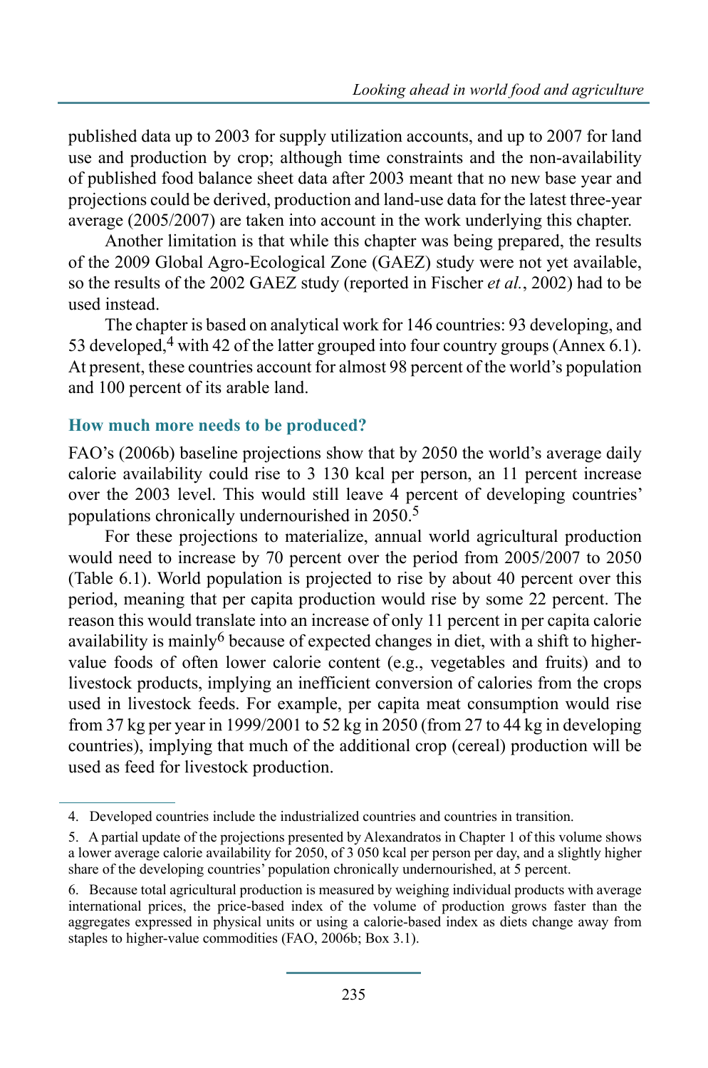published data up to 2003 for supply utilization accounts, and up to 2007 for land use and production by crop; although time constraints and the non-availability of published food balance sheet data after 2003 meant that no new base year and projections could be derived, production and land-use data for the latest three-year average (2005/2007) are taken into account in the work underlying this chapter.

Another limitation is that while this chapter was being prepared, the results of the 2009 Global Agro-Ecological Zone (GAEZ) study were not yet available, so the results of the 2002 GAEZ study (reported in Fischer *et al.*, 2002) had to be used instead.

The chapter is based on analytical work for 146 countries: 93 developing, and 53 developed,[4] with 42 of the latter grouped into four country groups (Annex 6.1). At present, these countries account for almost 98 percent of the world's population and 100 percent of its arable land.

## How much more needs to be produced?

FAO's (2006b) baseline projections show that by 2050 the world's average daily calorie availability could rise to 3 130 kcal per person, an 11 percent increase over the 2003 level. This would still leave 4 percent of developing countries' populations chronically undernourished in 2050.[5]

For these projections to materialize, annual world agricultural production would need to increase by 70 percent over the period from 2005/2007 to 2050 (Table 6.1). World population is projected to rise by about 40 percent over this period, meaning that per capita production would rise by some 22 percent. The reason this would translate into an increase of only 11 percent in per capita calorie availability is mainly[6] because of expected changes in diet, with a shift to higher-value foods of often lower calorie content (e.g., vegetables and fruits) and to livestock products, implying an inefficient conversion of calories from the crops used in livestock feeds. For example, per capita meat consumption would rise from 37 kg per year in 1999/2001 to 52 kg in 2050 (from 27 to 44 kg in developing countries), implying that much of the additional crop (cereal) production will be used as feed for livestock production.

---

4. Developed countries include the industrialized countries and countries in transition.

5. A partial update of the projections presented by Alexandratos in Chapter 1 of this volume shows a lower average calorie availability for 2050, of 3 050 kcal per person per day, and a slightly higher share of the developing countries' population chronically undernourished, at 5 percent.

6. Because total agricultural production is measured by weighing individual products with average international prices, the price-based index of the volume of production grows faster than the aggregates expressed in physical units or using a calorie-based index as diets change away from staples to higher-value commodities (FAO, 2006b; Box 3.1).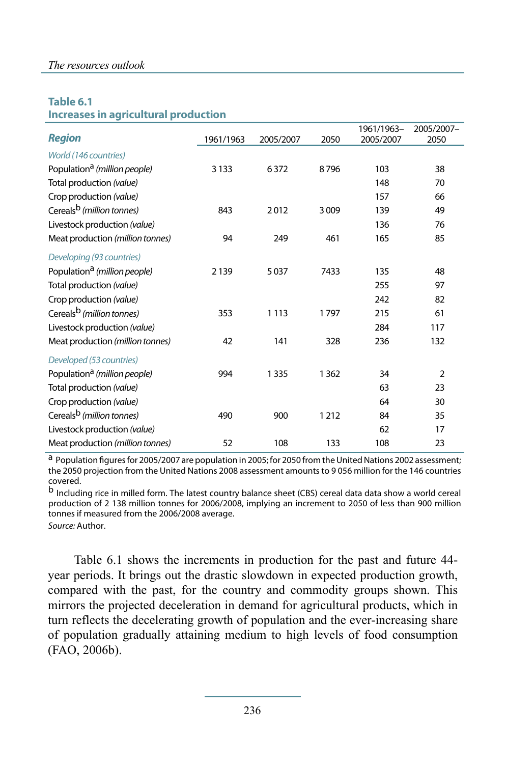**Table 6.1**
**Increases in agricultural production**

| Region | 1961/1963 | 2005/2007 | 2050 | 1961/1963–2005/2007 | 2005/2007–2050 |
|---|---|---|---|---|---|
| *World (146 countries)* | | | | | |
| Population[a] *(million people)* | 3 133 | 6 372 | 8 796 | 103 | 38 |
| Total production *(value)* | | | | 148 | 70 |
| Crop production *(value)* | | | | 157 | 66 |
| Cereals[b] *(million tonnes)* | 843 | 2 012 | 3 009 | 139 | 49 |
| Livestock production *(value)* | | | | 136 | 76 |
| Meat production *(million tonnes)* | 94 | 249 | 461 | 165 | 85 |
| *Developing (93 countries)* | | | | | |
| Population[a] *(million people)* | 2 139 | 5 037 | 7433 | 135 | 48 |
| Total production *(value)* | | | | 255 | 97 |
| Crop production *(value)* | | | | 242 | 82 |
| Cereals[b] *(million tonnes)* | 353 | 1 113 | 1 797 | 215 | 61 |
| Livestock production *(value)* | | | | 284 | 117 |
| Meat production *(million tonnes)* | 42 | 141 | 328 | 236 | 132 |
| *Developed (53 countries)* | | | | | |
| Population[a] *(million people)* | 994 | 1 335 | 1 362 | 34 | 2 |
| Total production *(value)* | | | | 63 | 23 |
| Crop production *(value)* | | | | 64 | 30 |
| Cereals[b] *(million tonnes)* | 490 | 900 | 1 212 | 84 | 35 |
| Livestock production *(value)* | | | | 62 | 17 |
| Meat production *(million tonnes)* | 52 | 108 | 133 | 108 | 23 |

[a] Population figures for 2005/2007 are population in 2005; for 2050 from the United Nations 2002 assessment; the 2050 projection from the United Nations 2008 assessment amounts to 9 056 million for the 146 countries covered.

[b] Including rice in milled form. The latest country balance sheet (CBS) cereal data data show a world cereal production of 2 138 million tonnes for 2006/2008, implying an increment to 2050 of less than 900 million tonnes if measured from the 2006/2008 average.

*Source:* Author.

Table 6.1 shows the increments in production for the past and future 44-year periods. It brings out the drastic slowdown in expected production growth, compared with the past, for the country and commodity groups shown. This mirrors the projected deceleration in demand for agricultural products, which in turn reflects the decelerating growth of population and the ever-increasing share of population gradually attaining medium to high levels of food consumption (FAO, 2006b).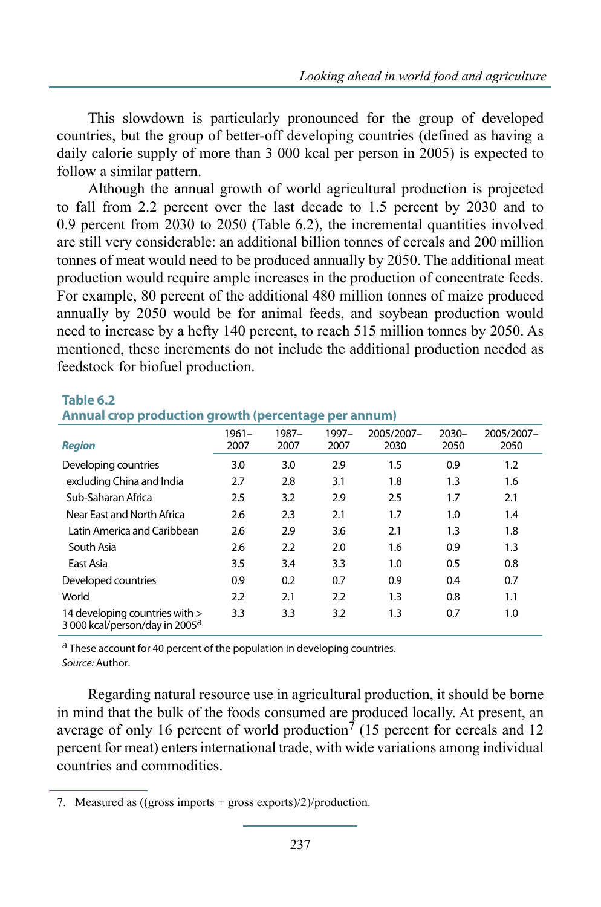This slowdown is particularly pronounced for the group of developed countries, but the group of better-off developing countries (defined as having a daily calorie supply of more than 3 000 kcal per person in 2005) is expected to follow a similar pattern.

Although the annual growth of world agricultural production is projected to fall from 2.2 percent over the last decade to 1.5 percent by 2030 and to 0.9 percent from 2030 to 2050 (Table 6.2), the incremental quantities involved are still very considerable: an additional billion tonnes of cereals and 200 million tonnes of meat would need to be produced annually by 2050. The additional meat production would require ample increases in the production of concentrate feeds. For example, 80 percent of the additional 480 million tonnes of maize produced annually by 2050 would be for animal feeds, and soybean production would need to increase by a hefty 140 percent, to reach 515 million tonnes by 2050. As mentioned, these increments do not include the additional production needed as feedstock for biofuel production.

**Table 6.2**
**Annual crop production growth (percentage per annum)**

| *Region* | 1961–2007 | 1987–2007 | 1997–2007 | 2005/2007–2030 | 2030–2050 | 2005/2007–2050 |
|---|---|---|---|---|---|---|
| Developing countries | 3.0 | 3.0 | 2.9 | 1.5 | 0.9 | 1.2 |
| excluding China and India | 2.7 | 2.8 | 3.1 | 1.8 | 1.3 | 1.6 |
| Sub-Saharan Africa | 2.5 | 3.2 | 2.9 | 2.5 | 1.7 | 2.1 |
| Near East and North Africa | 2.6 | 2.3 | 2.1 | 1.7 | 1.0 | 1.4 |
| Latin America and Caribbean | 2.6 | 2.9 | 3.6 | 2.1 | 1.3 | 1.8 |
| South Asia | 2.6 | 2.2 | 2.0 | 1.6 | 0.9 | 1.3 |
| East Asia | 3.5 | 3.4 | 3.3 | 1.0 | 0.5 | 0.8 |
| Developed countries | 0.9 | 0.2 | 0.7 | 0.9 | 0.4 | 0.7 |
| World | 2.2 | 2.1 | 2.2 | 1.3 | 0.8 | 1.1 |
| 14 developing countries with > 3 000 kcal/person/day in 2005[a] | 3.3 | 3.3 | 3.2 | 1.3 | 0.7 | 1.0 |

[a] These account for 40 percent of the population in developing countries.
*Source:* Author.

Regarding natural resource use in agricultural production, it should be borne in mind that the bulk of the foods consumed are produced locally. At present, an average of only 16 percent of world production[7] (15 percent for cereals and 12 percent for meat) enters international trade, with wide variations among individual countries and commodities.

7. Measured as ((gross imports + gross exports)/2)/production.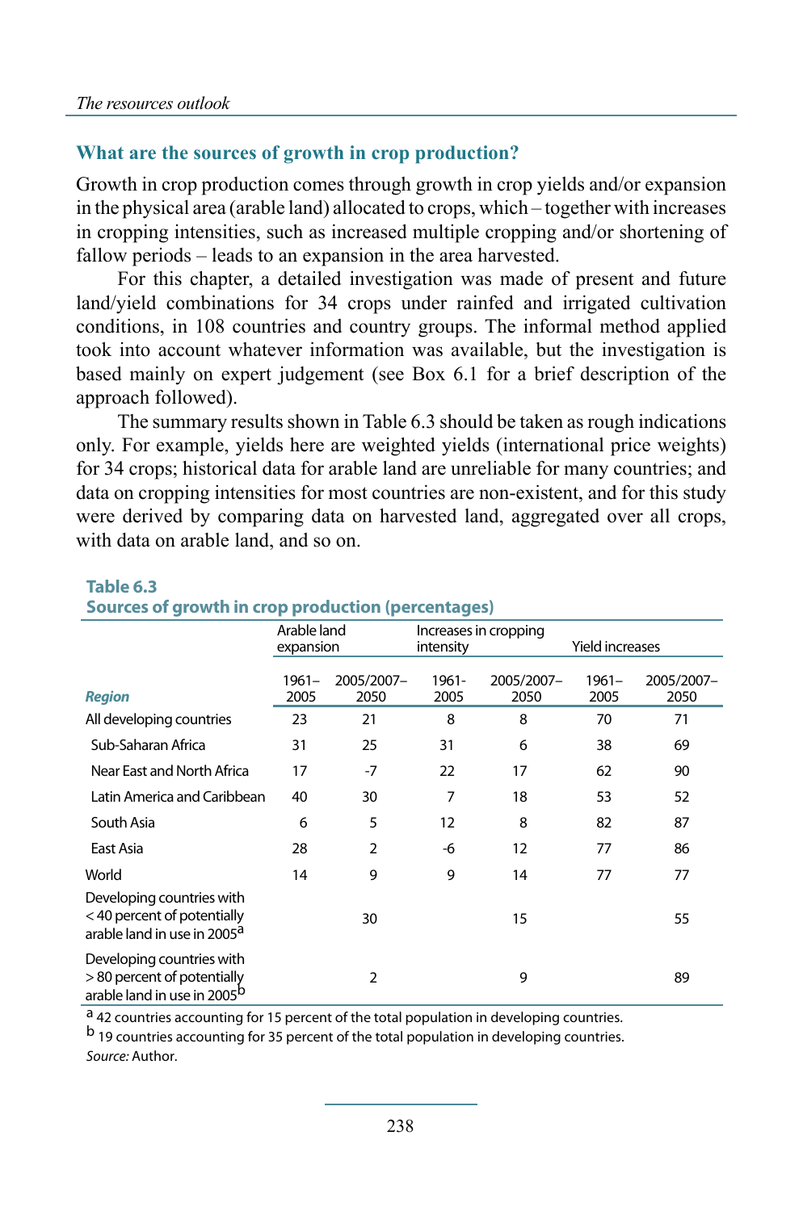## What are the sources of growth in crop production?

Growth in crop production comes through growth in crop yields and/or expansion in the physical area (arable land) allocated to crops, which – together with increases in cropping intensities, such as increased multiple cropping and/or shortening of fallow periods – leads to an expansion in the area harvested.

For this chapter, a detailed investigation was made of present and future land/yield combinations for 34 crops under rainfed and irrigated cultivation conditions, in 108 countries and country groups. The informal method applied took into account whatever information was available, but the investigation is based mainly on expert judgement (see Box 6.1 for a brief description of the approach followed).

The summary results shown in Table 6.3 should be taken as rough indications only. For example, yields here are weighted yields (international price weights) for 34 crops; historical data for arable land are unreliable for many countries; and data on cropping intensities for most countries are non-existent, and for this study were derived by comparing data on harvested land, aggregated over all crops, with data on arable land, and so on.

**Table 6.3**
**Sources of growth in crop production (percentages)**

| | Arable land expansion | | Increases in cropping intensity | | Yield increases | |
|---|---|---|---|---|---|---|
| *Region* | 1961–2005 | 2005/2007–2050 | 1961-2005 | 2005/2007–2050 | 1961–2005 | 2005/2007–2050 |
| All developing countries | 23 | 21 | 8 | 8 | 70 | 71 |
| Sub-Saharan Africa | 31 | 25 | 31 | 6 | 38 | 69 |
| Near East and North Africa | 17 | -7 | 22 | 17 | 62 | 90 |
| Latin America and Caribbean | 40 | 30 | 7 | 18 | 53 | 52 |
| South Asia | 6 | 5 | 12 | 8 | 82 | 87 |
| East Asia | 28 | 2 | -6 | 12 | 77 | 86 |
| World | 14 | 9 | 9 | 14 | 77 | 77 |
| Developing countries with < 40 percent of potentially arable land in use in 2005[a] | | 30 | | 15 | | 55 |
| Developing countries with > 80 percent of potentially arable land in use in 2005[b] | | 2 | | 9 | | 89 |

[a] 42 countries accounting for 15 percent of the total population in developing countries.
[b] 19 countries accounting for 35 percent of the total population in developing countries.
*Source:* Author.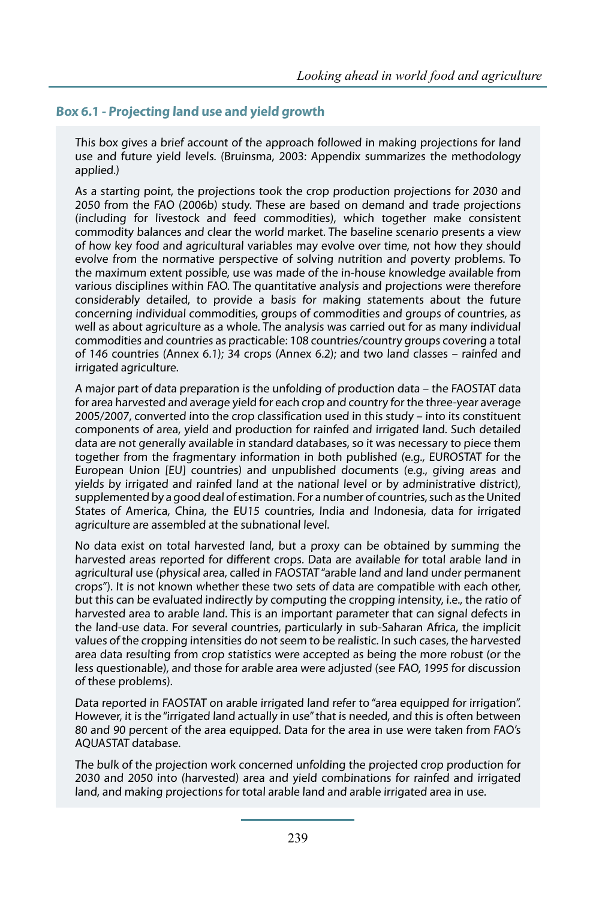### Box 6.1 - Projecting land use and yield growth

This box gives a brief account of the approach followed in making projections for land use and future yield levels. (Bruinsma, 2003: Appendix summarizes the methodology applied.)

As a starting point, the projections took the crop production projections for 2030 and 2050 from the FAO (2006b) study. These are based on demand and trade projections (including for livestock and feed commodities), which together make consistent commodity balances and clear the world market. The baseline scenario presents a view of how key food and agricultural variables may evolve over time, not how they should evolve from the normative perspective of solving nutrition and poverty problems. To the maximum extent possible, use was made of the in-house knowledge available from various disciplines within FAO. The quantitative analysis and projections were therefore considerably detailed, to provide a basis for making statements about the future concerning individual commodities, groups of commodities and groups of countries, as well as about agriculture as a whole. The analysis was carried out for as many individual commodities and countries as practicable: 108 countries/country groups covering a total of 146 countries (Annex 6.1); 34 crops (Annex 6.2); and two land classes – rainfed and irrigated agriculture.

A major part of data preparation is the unfolding of production data – the FAOSTAT data for area harvested and average yield for each crop and country for the three-year average 2005/2007, converted into the crop classification used in this study – into its constituent components of area, yield and production for rainfed and irrigated land. Such detailed data are not generally available in standard databases, so it was necessary to piece them together from the fragmentary information in both published (e.g., EUROSTAT for the European Union [EU] countries) and unpublished documents (e.g., giving areas and yields by irrigated and rainfed land at the national level or by administrative district), supplemented by a good deal of estimation. For a number of countries, such as the United States of America, China, the EU15 countries, India and Indonesia, data for irrigated agriculture are assembled at the subnational level.

No data exist on total harvested land, but a proxy can be obtained by summing the harvested areas reported for different crops. Data are available for total arable land in agricultural use (physical area, called in FAOSTAT "arable land and land under permanent crops"). It is not known whether these two sets of data are compatible with each other, but this can be evaluated indirectly by computing the cropping intensity, i.e., the ratio of harvested area to arable land. This is an important parameter that can signal defects in the land-use data. For several countries, particularly in sub-Saharan Africa, the implicit values of the cropping intensities do not seem to be realistic. In such cases, the harvested area data resulting from crop statistics were accepted as being the more robust (or the less questionable), and those for arable area were adjusted (see FAO, 1995 for discussion of these problems).

Data reported in FAOSTAT on arable irrigated land refer to "area equipped for irrigation". However, it is the "irrigated land actually in use" that is needed, and this is often between 80 and 90 percent of the area equipped. Data for the area in use were taken from FAO's AQUASTAT database.

The bulk of the projection work concerned unfolding the projected crop production for 2030 and 2050 into (harvested) area and yield combinations for rainfed and irrigated land, and making projections for total arable land and arable irrigated area in use.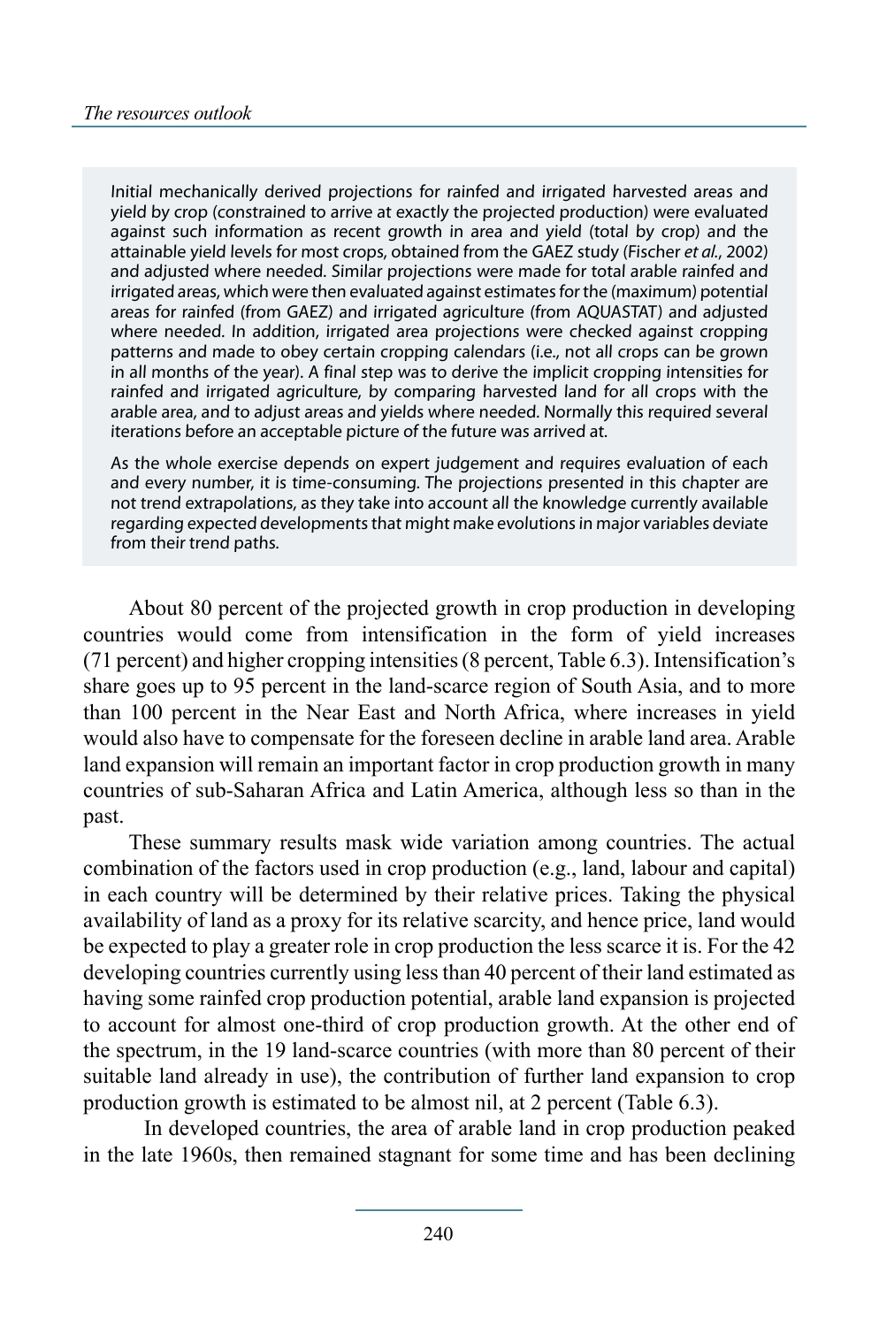Initial mechanically derived projections for rainfed and irrigated harvested areas and yield by crop (constrained to arrive at exactly the projected production) were evaluated against such information as recent growth in area and yield (total by crop) and the attainable yield levels for most crops, obtained from the GAEZ study (Fischer *et al.*, 2002) and adjusted where needed. Similar projections were made for total arable rainfed and irrigated areas, which were then evaluated against estimates for the (maximum) potential areas for rainfed (from GAEZ) and irrigated agriculture (from AQUASTAT) and adjusted where needed. In addition, irrigated area projections were checked against cropping patterns and made to obey certain cropping calendars (i.e., not all crops can be grown in all months of the year). A final step was to derive the implicit cropping intensities for rainfed and irrigated agriculture, by comparing harvested land for all crops with the arable area, and to adjust areas and yields where needed. Normally this required several iterations before an acceptable picture of the future was arrived at.

As the whole exercise depends on expert judgement and requires evaluation of each and every number, it is time-consuming. The projections presented in this chapter are not trend extrapolations, as they take into account all the knowledge currently available regarding expected developments that might make evolutions in major variables deviate from their trend paths.

About 80 percent of the projected growth in crop production in developing countries would come from intensification in the form of yield increases (71 percent) and higher cropping intensities (8 percent, Table 6.3). Intensification's share goes up to 95 percent in the land-scarce region of South Asia, and to more than 100 percent in the Near East and North Africa, where increases in yield would also have to compensate for the foreseen decline in arable land area. Arable land expansion will remain an important factor in crop production growth in many countries of sub-Saharan Africa and Latin America, although less so than in the past.

These summary results mask wide variation among countries. The actual combination of the factors used in crop production (e.g., land, labour and capital) in each country will be determined by their relative prices. Taking the physical availability of land as a proxy for its relative scarcity, and hence price, land would be expected to play a greater role in crop production the less scarce it is. For the 42 developing countries currently using less than 40 percent of their land estimated as having some rainfed crop production potential, arable land expansion is projected to account for almost one-third of crop production growth. At the other end of the spectrum, in the 19 land-scarce countries (with more than 80 percent of their suitable land already in use), the contribution of further land expansion to crop production growth is estimated to be almost nil, at 2 percent (Table 6.3).

In developed countries, the area of arable land in crop production peaked in the late 1960s, then remained stagnant for some time and has been declining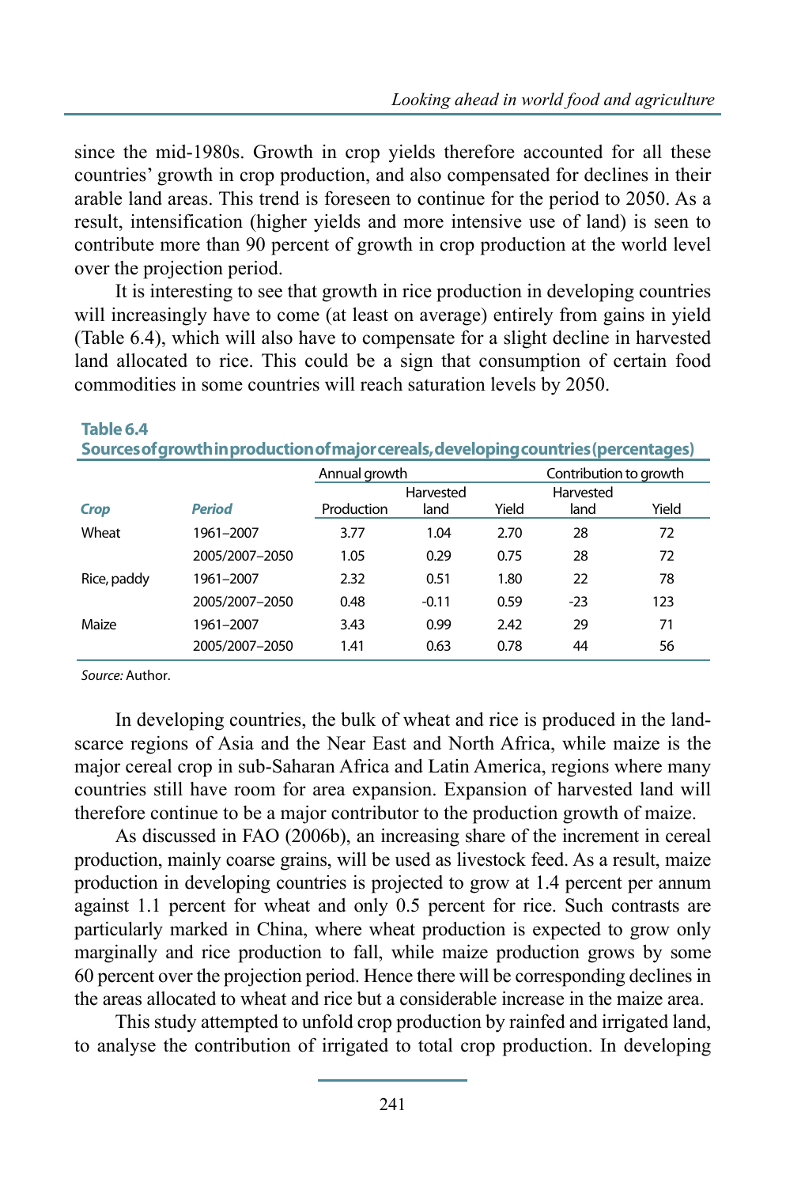since the mid-1980s. Growth in crop yields therefore accounted for all these countries' growth in crop production, and also compensated for declines in their arable land areas. This trend is foreseen to continue for the period to 2050. As a result, intensification (higher yields and more intensive use of land) is seen to contribute more than 90 percent of growth in crop production at the world level over the projection period.

It is interesting to see that growth in rice production in developing countries will increasingly have to come (at least on average) entirely from gains in yield (Table 6.4), which will also have to compensate for a slight decline in harvested land allocated to rice. This could be a sign that consumption of certain food commodities in some countries will reach saturation levels by 2050.

**Table 6.4**
**Sources of growth in production of major cereals, developing countries (percentages)**

| | | Annual growth | | | Contribution to growth | |
|---|---|---|---|---|---|---|
| ***Crop*** | ***Period*** | Production | Harvested land | Yield | Harvested land | Yield |
| Wheat | 1961–2007 | 3.77 | 1.04 | 2.70 | 28 | 72 |
| | 2005/2007–2050 | 1.05 | 0.29 | 0.75 | 28 | 72 |
| Rice, paddy | 1961–2007 | 2.32 | 0.51 | 1.80 | 22 | 78 |
| | 2005/2007–2050 | 0.48 | -0.11 | 0.59 | -23 | 123 |
| Maize | 1961–2007 | 3.43 | 0.99 | 2.42 | 29 | 71 |
| | 2005/2007–2050 | 1.41 | 0.63 | 0.78 | 44 | 56 |

*Source:* Author.

In developing countries, the bulk of wheat and rice is produced in the land-scarce regions of Asia and the Near East and North Africa, while maize is the major cereal crop in sub-Saharan Africa and Latin America, regions where many countries still have room for area expansion. Expansion of harvested land will therefore continue to be a major contributor to the production growth of maize.

As discussed in FAO (2006b), an increasing share of the increment in cereal production, mainly coarse grains, will be used as livestock feed. As a result, maize production in developing countries is projected to grow at 1.4 percent per annum against 1.1 percent for wheat and only 0.5 percent for rice. Such contrasts are particularly marked in China, where wheat production is expected to grow only marginally and rice production to fall, while maize production grows by some 60 percent over the projection period. Hence there will be corresponding declines in the areas allocated to wheat and rice but a considerable increase in the maize area.

This study attempted to unfold crop production by rainfed and irrigated land, to analyse the contribution of irrigated to total crop production. In developing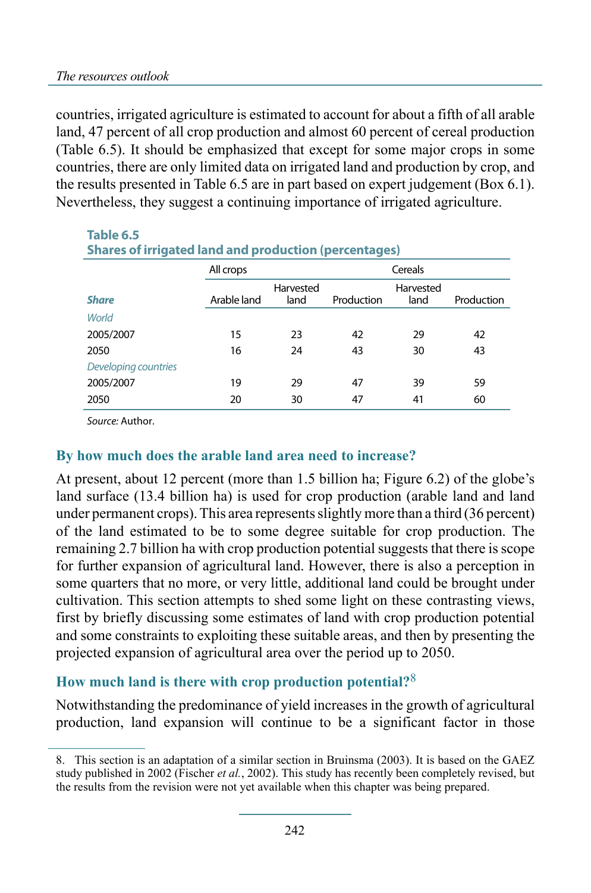countries, irrigated agriculture is estimated to account for about a fifth of all arable land, 47 percent of all crop production and almost 60 percent of cereal production (Table 6.5). It should be emphasized that except for some major crops in some countries, there are only limited data on irrigated land and production by crop, and the results presented in Table 6.5 are in part based on expert judgement (Box 6.1). Nevertheless, they suggest a continuing importance of irrigated agriculture.

**Table 6.5**
**Shares of irrigated land and production (percentages)**

| | All crops | | | Cereals | |
|---|---|---|---|---|---|
| ***Share*** | Arable land | Harvested land | Production | Harvested land | Production |
| *World* | | | | | |
| 2005/2007 | 15 | 23 | 42 | 29 | 42 |
| 2050 | 16 | 24 | 43 | 30 | 43 |
| *Developing countries* | | | | | |
| 2005/2007 | 19 | 29 | 47 | 39 | 59 |
| 2050 | 20 | 30 | 47 | 41 | 60 |

*Source:* Author.

## By how much does the arable land area need to increase?

At present, about 12 percent (more than 1.5 billion ha; Figure 6.2) of the globe's land surface (13.4 billion ha) is used for crop production (arable land and land under permanent crops). This area represents slightly more than a third (36 percent) of the land estimated to be to some degree suitable for crop production. The remaining 2.7 billion ha with crop production potential suggests that there is scope for further expansion of agricultural land. However, there is also a perception in some quarters that no more, or very little, additional land could be brought under cultivation. This section attempts to shed some light on these contrasting views, first by briefly discussing some estimates of land with crop production potential and some constraints to exploiting these suitable areas, and then by presenting the projected expansion of agricultural area over the period up to 2050.

### How much land is there with crop production potential?[8]

Notwithstanding the predominance of yield increases in the growth of agricultural production, land expansion will continue to be a significant factor in those

8. This section is an adaptation of a similar section in Bruinsma (2003). It is based on the GAEZ study published in 2002 (Fischer *et al.*, 2002). This study has recently been completely revised, but the results from the revision were not yet available when this chapter was being prepared.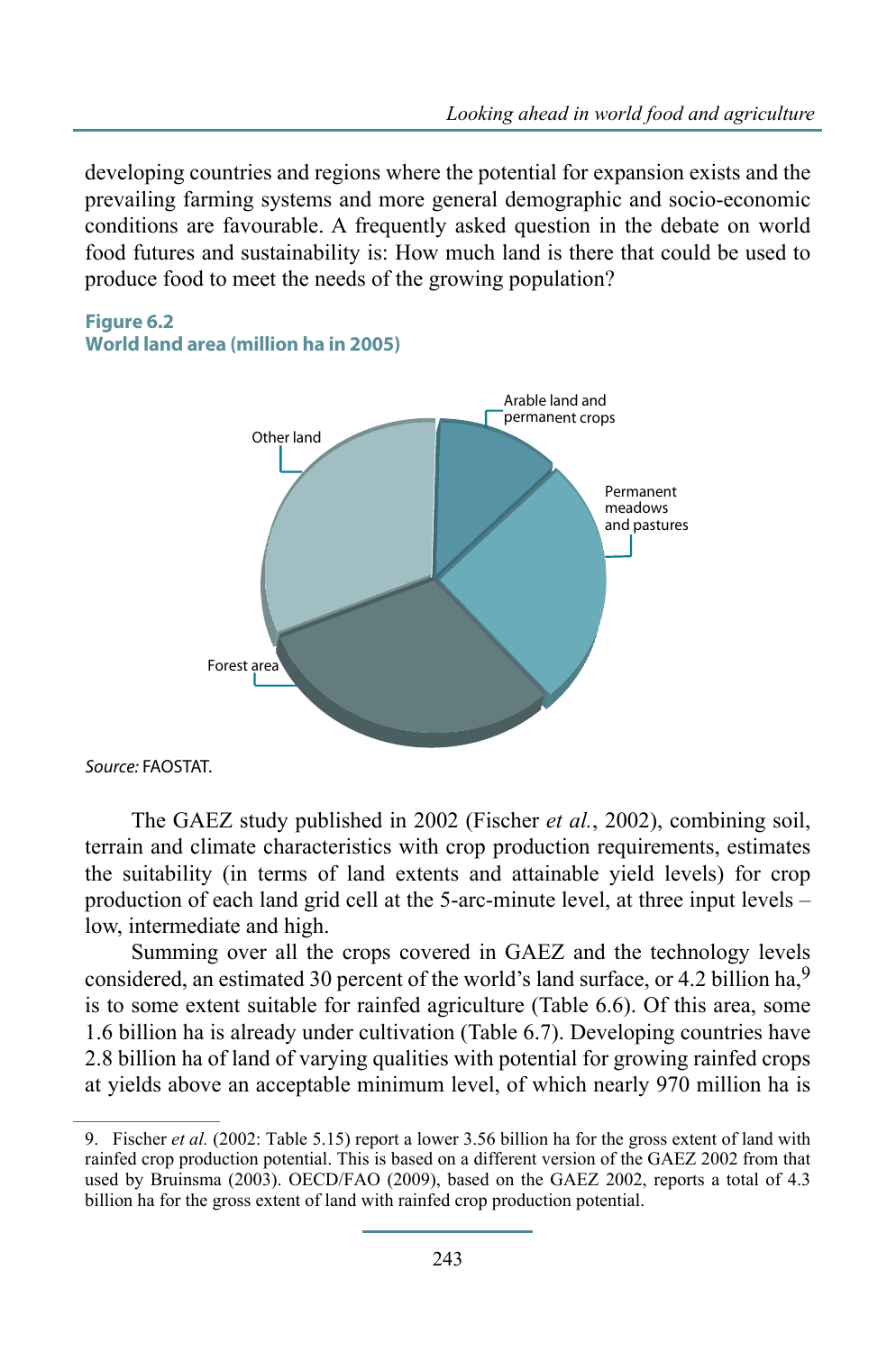developing countries and regions where the potential for expansion exists and the prevailing farming systems and more general demographic and socio-economic conditions are favourable. A frequently asked question in the debate on world food futures and sustainability is: How much land is there that could be used to produce food to meet the needs of the growing population?

**Figure 6.2**
**World land area (million ha in 2005)**

Other land

Arable land and permanent crops

Permanent meadows and pastures

Forest area

*Source:* FAOSTAT.

The GAEZ study published in 2002 (Fischer *et al.*, 2002), combining soil, terrain and climate characteristics with crop production requirements, estimates the suitability (in terms of land extents and attainable yield levels) for crop production of each land grid cell at the 5-arc-minute level, at three input levels – low, intermediate and high.

Summing over all the crops covered in GAEZ and the technology levels considered, an estimated 30 percent of the world's land surface, or 4.2 billion ha,[9] is to some extent suitable for rainfed agriculture (Table 6.6). Of this area, some 1.6 billion ha is already under cultivation (Table 6.7). Developing countries have 2.8 billion ha of land of varying qualities with potential for growing rainfed crops at yields above an acceptable minimum level, of which nearly 970 million ha is

---

9. Fischer *et al.* (2002: Table 5.15) report a lower 3.56 billion ha for the gross extent of land with rainfed crop production potential. This is based on a different version of the GAEZ 2002 from that used by Bruinsma (2003). OECD/FAO (2009), based on the GAEZ 2002, reports a total of 4.3 billion ha for the gross extent of land with rainfed crop production potential.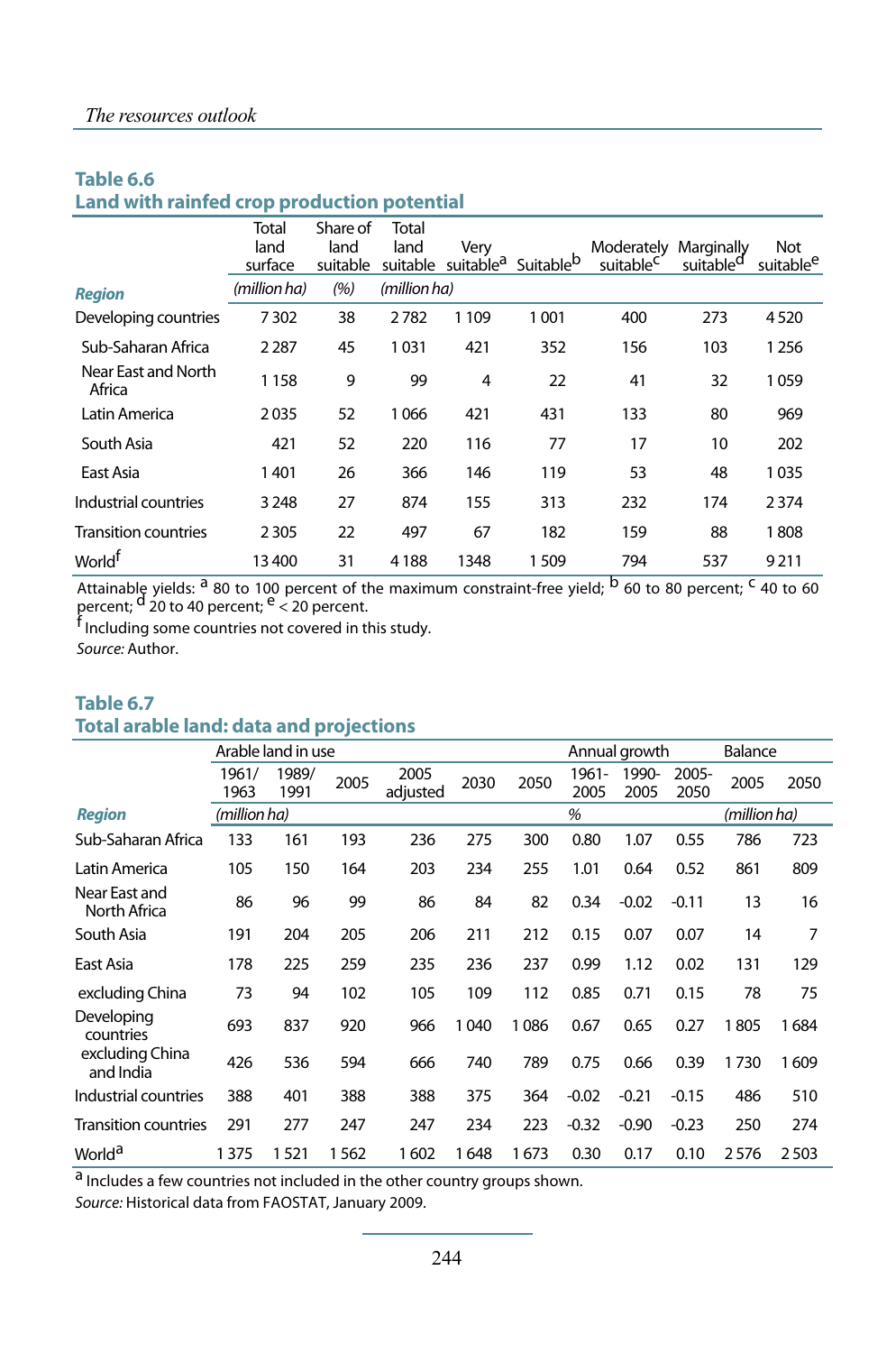## Table 6.6
## Land with rainfed crop production potential

| Region | Total land surface | Share of land suitable | Total land suitable | Very suitable[a] | Suitable[b] | Moderately suitable[c] | Marginally suitable[d] | Not suitable[e] |
|---|---|---|---|---|---|---|---|---|
| | *(million ha)* | *(%)* | *(million ha)* | | | | | |
| Developing countries | 7 302 | 38 | 2 782 | 1 109 | 1 001 | 400 | 273 | 4 520 |
| Sub-Saharan Africa | 2 287 | 45 | 1 031 | 421 | 352 | 156 | 103 | 1 256 |
| Near East and North Africa | 1 158 | 9 | 99 | 4 | 22 | 41 | 32 | 1 059 |
| Latin America | 2 035 | 52 | 1 066 | 421 | 431 | 133 | 80 | 969 |
| South Asia | 421 | 52 | 220 | 116 | 77 | 17 | 10 | 202 |
| East Asia | 1 401 | 26 | 366 | 146 | 119 | 53 | 48 | 1 035 |
| Industrial countries | 3 248 | 27 | 874 | 155 | 313 | 232 | 174 | 2 374 |
| Transition countries | 2 305 | 22 | 497 | 67 | 182 | 159 | 88 | 1 808 |
| World[f] | 13 400 | 31 | 4 188 | 1348 | 1 509 | 794 | 537 | 9 211 |

Attainable yields: [a] 80 to 100 percent of the maximum constraint-free yield; [b] 60 to 80 percent; [c] 40 to 60 percent; [d] 20 to 40 percent; [e] < 20 percent.
[f] Including some countries not covered in this study.
*Source:* Author.

## Table 6.7
## Total arable land: data and projections

| Region | Arable land in use | | | | | | Annual growth | | | Balance | |
|---|---|---|---|---|---|---|---|---|---|---|---|
| | 1961/ 1963 | 1989/ 1991 | 2005 | 2005 adjusted | 2030 | 2050 | 1961-2005 | 1990-2005 | 2005-2050 | 2005 | 2050 |
| | *(million ha)* | | | | | | *%* | | | *(million ha)* | |
| Sub-Saharan Africa | 133 | 161 | 193 | 236 | 275 | 300 | 0.80 | 1.07 | 0.55 | 786 | 723 |
| Latin America | 105 | 150 | 164 | 203 | 234 | 255 | 1.01 | 0.64 | 0.52 | 861 | 809 |
| Near East and North Africa | 86 | 96 | 99 | 86 | 84 | 82 | 0.34 | -0.02 | -0.11 | 13 | 16 |
| South Asia | 191 | 204 | 205 | 206 | 211 | 212 | 0.15 | 0.07 | 0.07 | 14 | 7 |
| East Asia | 178 | 225 | 259 | 235 | 236 | 237 | 0.99 | 1.12 | 0.02 | 131 | 129 |
| excluding China | 73 | 94 | 102 | 105 | 109 | 112 | 0.85 | 0.71 | 0.15 | 78 | 75 |
| Developing countries | 693 | 837 | 920 | 966 | 1 040 | 1 086 | 0.67 | 0.65 | 0.27 | 1 805 | 1 684 |
| excluding China and India | 426 | 536 | 594 | 666 | 740 | 789 | 0.75 | 0.66 | 0.39 | 1 730 | 1 609 |
| Industrial countries | 388 | 401 | 388 | 388 | 375 | 364 | -0.02 | -0.21 | -0.15 | 486 | 510 |
| Transition countries | 291 | 277 | 247 | 247 | 234 | 223 | -0.32 | -0.90 | -0.23 | 250 | 274 |
| World[a] | 1 375 | 1 521 | 1 562 | 1 602 | 1 648 | 1 673 | 0.30 | 0.17 | 0.10 | 2 576 | 2 503 |

[a] Includes a few countries not included in the other country groups shown.
*Source:* Historical data from FAOSTAT, January 2009.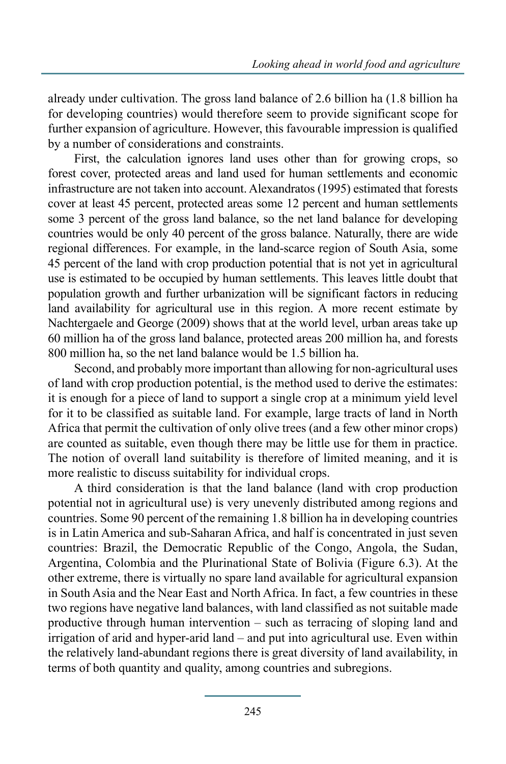already under cultivation. The gross land balance of 2.6 billion ha (1.8 billion ha for developing countries) would therefore seem to provide significant scope for further expansion of agriculture. However, this favourable impression is qualified by a number of considerations and constraints.

First, the calculation ignores land uses other than for growing crops, so forest cover, protected areas and land used for human settlements and economic infrastructure are not taken into account. Alexandratos (1995) estimated that forests cover at least 45 percent, protected areas some 12 percent and human settlements some 3 percent of the gross land balance, so the net land balance for developing countries would be only 40 percent of the gross balance. Naturally, there are wide regional differences. For example, in the land-scarce region of South Asia, some 45 percent of the land with crop production potential that is not yet in agricultural use is estimated to be occupied by human settlements. This leaves little doubt that population growth and further urbanization will be significant factors in reducing land availability for agricultural use in this region. A more recent estimate by Nachtergaele and George (2009) shows that at the world level, urban areas take up 60 million ha of the gross land balance, protected areas 200 million ha, and forests 800 million ha, so the net land balance would be 1.5 billion ha.

Second, and probably more important than allowing for non-agricultural uses of land with crop production potential, is the method used to derive the estimates: it is enough for a piece of land to support a single crop at a minimum yield level for it to be classified as suitable land. For example, large tracts of land in North Africa that permit the cultivation of only olive trees (and a few other minor crops) are counted as suitable, even though there may be little use for them in practice. The notion of overall land suitability is therefore of limited meaning, and it is more realistic to discuss suitability for individual crops.

A third consideration is that the land balance (land with crop production potential not in agricultural use) is very unevenly distributed among regions and countries. Some 90 percent of the remaining 1.8 billion ha in developing countries is in Latin America and sub-Saharan Africa, and half is concentrated in just seven countries: Brazil, the Democratic Republic of the Congo, Angola, the Sudan, Argentina, Colombia and the Plurinational State of Bolivia (Figure 6.3). At the other extreme, there is virtually no spare land available for agricultural expansion in South Asia and the Near East and North Africa. In fact, a few countries in these two regions have negative land balances, with land classified as not suitable made productive through human intervention – such as terracing of sloping land and irrigation of arid and hyper-arid land – and put into agricultural use. Even within the relatively land-abundant regions there is great diversity of land availability, in terms of both quantity and quality, among countries and subregions.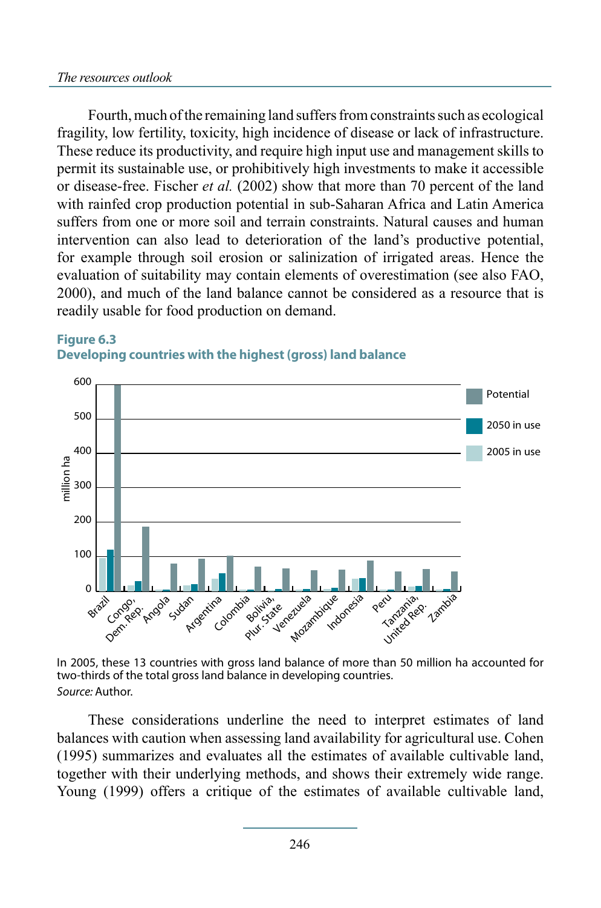Fourth, much of the remaining land suffers from constraints such as ecological fragility, low fertility, toxicity, high incidence of disease or lack of infrastructure. These reduce its productivity, and require high input use and management skills to permit its sustainable use, or prohibitively high investments to make it accessible or disease-free. Fischer *et al.* (2002) show that more than 70 percent of the land with rainfed crop production potential in sub-Saharan Africa and Latin America suffers from one or more soil and terrain constraints. Natural causes and human intervention can also lead to deterioration of the land's productive potential, for example through soil erosion or salinization of irrigated areas. Hence the evaluation of suitability may contain elements of overestimation (see also FAO, 2000), and much of the land balance cannot be considered as a resource that is readily usable for food production on demand.

**Figure 6.3**
**Developing countries with the highest (gross) land balance**

In 2005, these 13 countries with gross land balance of more than 50 million ha accounted for two-thirds of the total gross land balance in developing countries.
*Source:* Author.

These considerations underline the need to interpret estimates of land balances with caution when assessing land availability for agricultural use. Cohen (1995) summarizes and evaluates all the estimates of available cultivable land, together with their underlying methods, and shows their extremely wide range. Young (1999) offers a critique of the estimates of available cultivable land,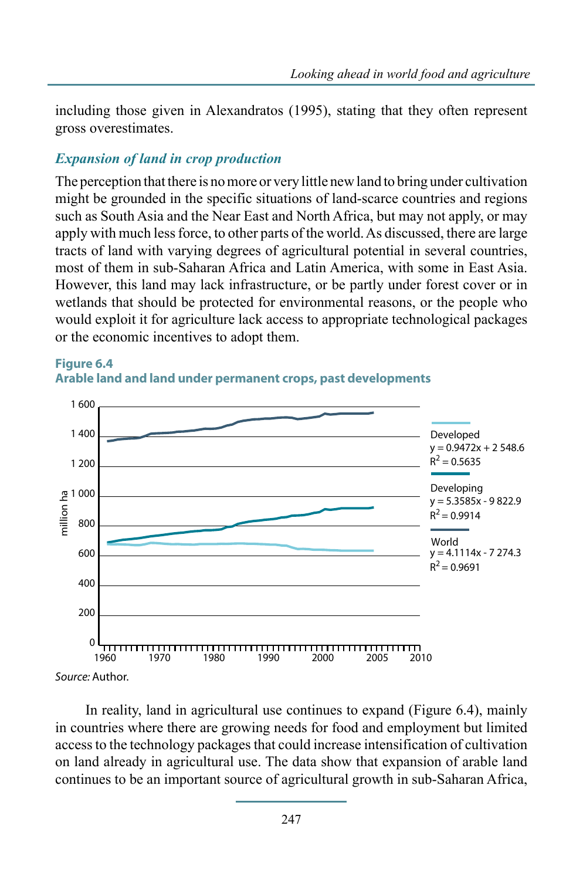including those given in Alexandratos (1995), stating that they often represent gross overestimates.

### *Expansion of land in crop production*

The perception that there is no more or very little new land to bring under cultivation might be grounded in the specific situations of land-scarce countries and regions such as South Asia and the Near East and North Africa, but may not apply, or may apply with much less force, to other parts of the world. As discussed, there are large tracts of land with varying degrees of agricultural potential in several countries, most of them in sub-Saharan Africa and Latin America, with some in East Asia. However, this land may lack infrastructure, or be partly under forest cover or in wetlands that should be protected for environmental reasons, or the people who would exploit it for agriculture lack access to appropriate technological packages or the economic incentives to adopt them.

**Figure 6.4**
**Arable land and land under permanent crops, past developments**

Developed
$y = 0.9472x + 2\,548.6$
$R^2 = 0.5635$

Developing
$y = 5.3585x - 9\,822.9$
$R^2 = 0.9914$

World
$y = 4.1114x - 7\,274.3$
$R^2 = 0.9691$

*Source:* Author.

In reality, land in agricultural use continues to expand (Figure 6.4), mainly in countries where there are growing needs for food and employment but limited access to the technology packages that could increase intensification of cultivation on land already in agricultural use. The data show that expansion of arable land continues to be an important source of agricultural growth in sub-Saharan Africa,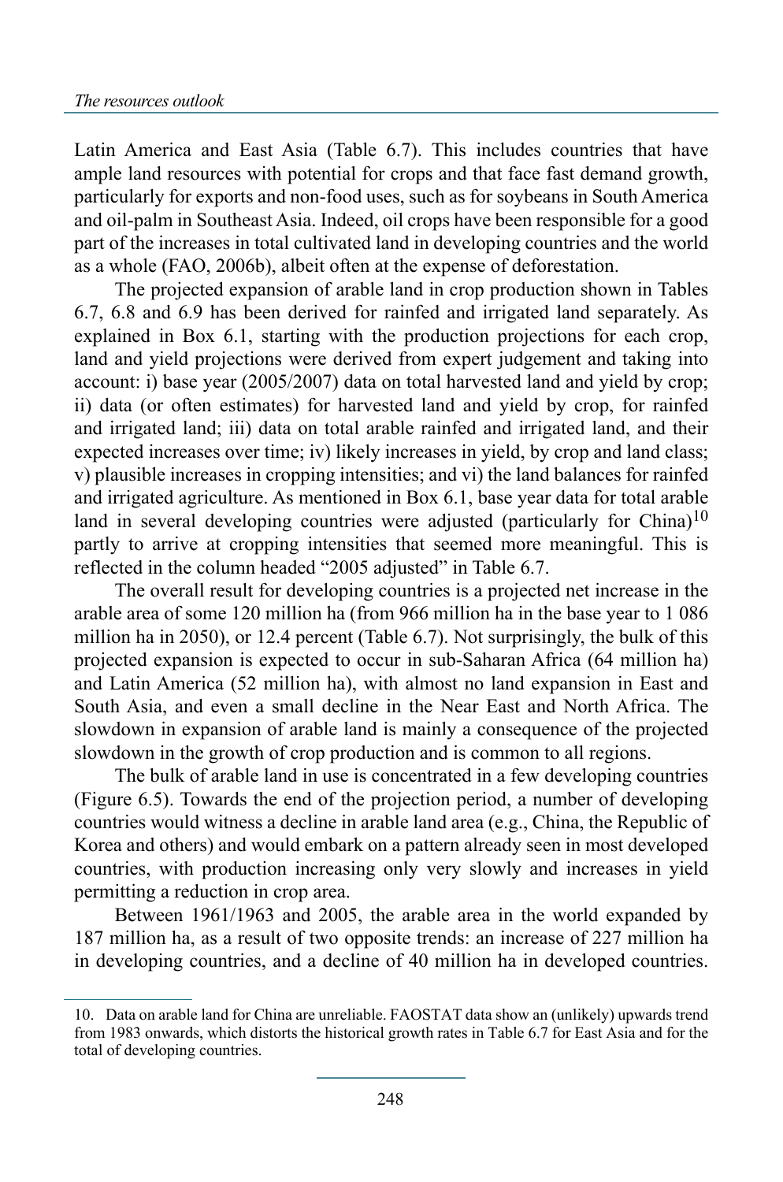Latin America and East Asia (Table 6.7). This includes countries that have ample land resources with potential for crops and that face fast demand growth, particularly for exports and non-food uses, such as for soybeans in South America and oil-palm in Southeast Asia. Indeed, oil crops have been responsible for a good part of the increases in total cultivated land in developing countries and the world as a whole (FAO, 2006b), albeit often at the expense of deforestation.

The projected expansion of arable land in crop production shown in Tables 6.7, 6.8 and 6.9 has been derived for rainfed and irrigated land separately. As explained in Box 6.1, starting with the production projections for each crop, land and yield projections were derived from expert judgement and taking into account: i) base year (2005/2007) data on total harvested land and yield by crop; ii) data (or often estimates) for harvested land and yield by crop, for rainfed and irrigated land; iii) data on total arable rainfed and irrigated land, and their expected increases over time; iv) likely increases in yield, by crop and land class; v) plausible increases in cropping intensities; and vi) the land balances for rainfed and irrigated agriculture. As mentioned in Box 6.1, base year data for total arable land in several developing countries were adjusted (particularly for China)[10] partly to arrive at cropping intensities that seemed more meaningful. This is reflected in the column headed "2005 adjusted" in Table 6.7.

The overall result for developing countries is a projected net increase in the arable area of some 120 million ha (from 966 million ha in the base year to 1 086 million ha in 2050), or 12.4 percent (Table 6.7). Not surprisingly, the bulk of this projected expansion is expected to occur in sub-Saharan Africa (64 million ha) and Latin America (52 million ha), with almost no land expansion in East and South Asia, and even a small decline in the Near East and North Africa. The slowdown in expansion of arable land is mainly a consequence of the projected slowdown in the growth of crop production and is common to all regions.

The bulk of arable land in use is concentrated in a few developing countries (Figure 6.5). Towards the end of the projection period, a number of developing countries would witness a decline in arable land area (e.g., China, the Republic of Korea and others) and would embark on a pattern already seen in most developed countries, with production increasing only very slowly and increases in yield permitting a reduction in crop area.

Between 1961/1963 and 2005, the arable area in the world expanded by 187 million ha, as a result of two opposite trends: an increase of 227 million ha in developing countries, and a decline of 40 million ha in developed countries.

10. Data on arable land for China are unreliable. FAOSTAT data show an (unlikely) upwards trend from 1983 onwards, which distorts the historical growth rates in Table 6.7 for East Asia and for the total of developing countries.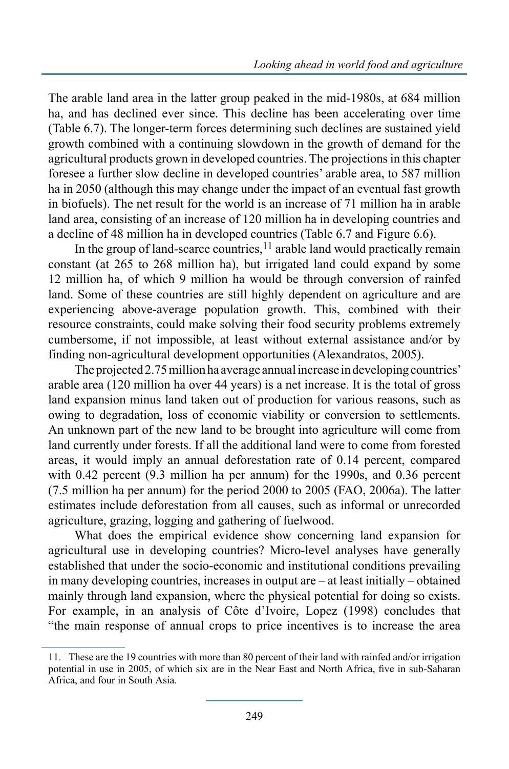The arable land area in the latter group peaked in the mid-1980s, at 684 million ha, and has declined ever since. This decline has been accelerating over time (Table 6.7). The longer-term forces determining such declines are sustained yield growth combined with a continuing slowdown in the growth of demand for the agricultural products grown in developed countries. The projections in this chapter foresee a further slow decline in developed countries' arable area, to 587 million ha in 2050 (although this may change under the impact of an eventual fast growth in biofuels). The net result for the world is an increase of 71 million ha in arable land area, consisting of an increase of 120 million ha in developing countries and a decline of 48 million ha in developed countries (Table 6.7 and Figure 6.6).

In the group of land-scarce countries,[11] arable land would practically remain constant (at 265 to 268 million ha), but irrigated land could expand by some 12 million ha, of which 9 million ha would be through conversion of rainfed land. Some of these countries are still highly dependent on agriculture and are experiencing above-average population growth. This, combined with their resource constraints, could make solving their food security problems extremely cumbersome, if not impossible, at least without external assistance and/or by finding non-agricultural development opportunities (Alexandratos, 2005).

The projected 2.75 million ha average annual increase in developing countries' arable area (120 million ha over 44 years) is a net increase. It is the total of gross land expansion minus land taken out of production for various reasons, such as owing to degradation, loss of economic viability or conversion to settlements. An unknown part of the new land to be brought into agriculture will come from land currently under forests. If all the additional land were to come from forested areas, it would imply an annual deforestation rate of 0.14 percent, compared with 0.42 percent (9.3 million ha per annum) for the 1990s, and 0.36 percent (7.5 million ha per annum) for the period 2000 to 2005 (FAO, 2006a). The latter estimates include deforestation from all causes, such as informal or unrecorded agriculture, grazing, logging and gathering of fuelwood.

What does the empirical evidence show concerning land expansion for agricultural use in developing countries? Micro-level analyses have generally established that under the socio-economic and institutional conditions prevailing in many developing countries, increases in output are – at least initially – obtained mainly through land expansion, where the physical potential for doing so exists. For example, in an analysis of Côte d'Ivoire, Lopez (1998) concludes that "the main response of annual crops to price incentives is to increase the area

---

11. These are the 19 countries with more than 80 percent of their land with rainfed and/or irrigation potential in use in 2005, of which six are in the Near East and North Africa, five in sub-Saharan Africa, and four in South Asia.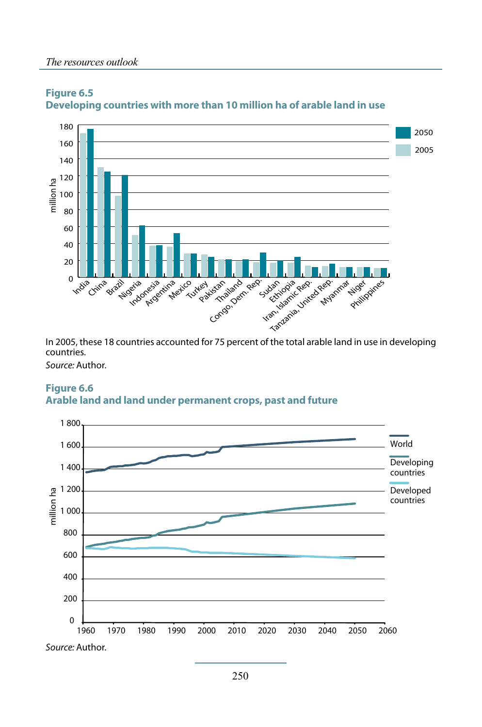**Figure 6.5**
**Developing countries with more than 10 million ha of arable land in use**

In 2005, these 18 countries accounted for 75 percent of the total arable land in use in developing countries.

*Source:* Author.

**Figure 6.6**
**Arable land and land under permanent crops, past and future**

*Source:* Author.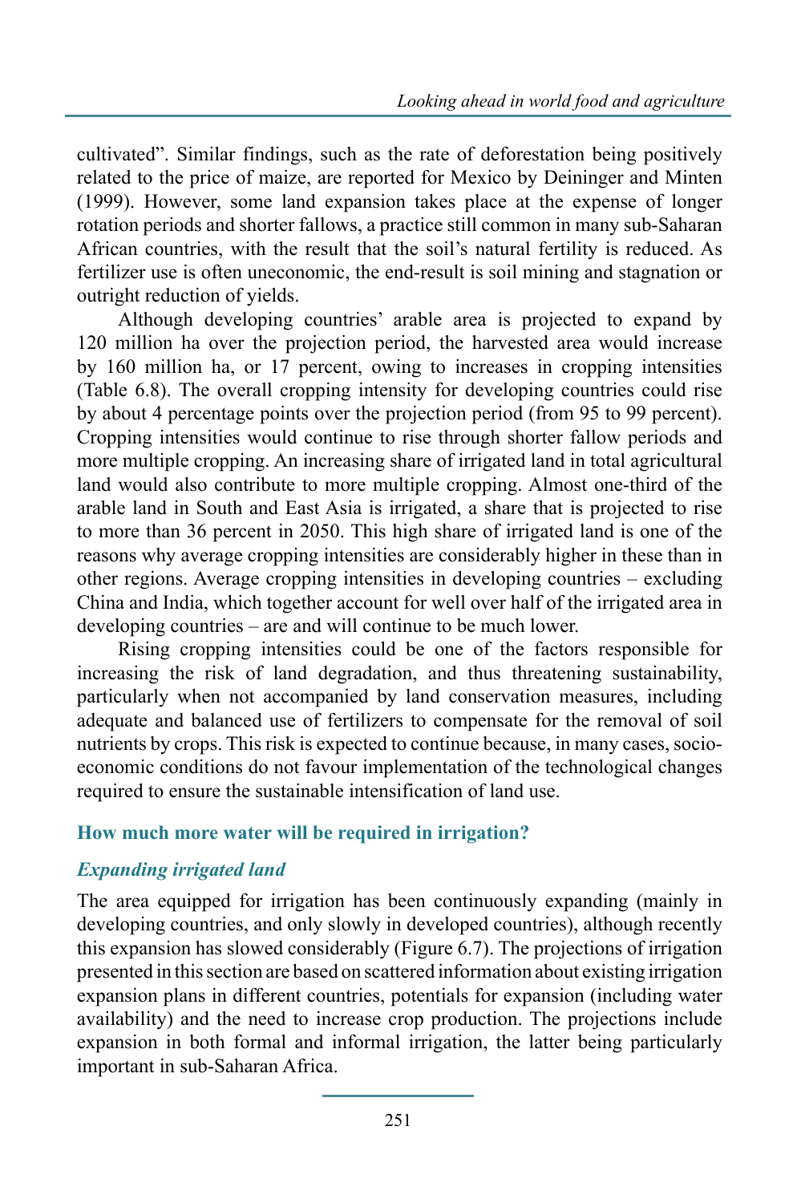cultivated". Similar findings, such as the rate of deforestation being positively related to the price of maize, are reported for Mexico by Deininger and Minten (1999). However, some land expansion takes place at the expense of longer rotation periods and shorter fallows, a practice still common in many sub-Saharan African countries, with the result that the soil's natural fertility is reduced. As fertilizer use is often uneconomic, the end-result is soil mining and stagnation or outright reduction of yields.

Although developing countries' arable area is projected to expand by 120 million ha over the projection period, the harvested area would increase by 160 million ha, or 17 percent, owing to increases in cropping intensities (Table 6.8). The overall cropping intensity for developing countries could rise by about 4 percentage points over the projection period (from 95 to 99 percent). Cropping intensities would continue to rise through shorter fallow periods and more multiple cropping. An increasing share of irrigated land in total agricultural land would also contribute to more multiple cropping. Almost one-third of the arable land in South and East Asia is irrigated, a share that is projected to rise to more than 36 percent in 2050. This high share of irrigated land is one of the reasons why average cropping intensities are considerably higher in these than in other regions. Average cropping intensities in developing countries – excluding China and India, which together account for well over half of the irrigated area in developing countries – are and will continue to be much lower.

Rising cropping intensities could be one of the factors responsible for increasing the risk of land degradation, and thus threatening sustainability, particularly when not accompanied by land conservation measures, including adequate and balanced use of fertilizers to compensate for the removal of soil nutrients by crops. This risk is expected to continue because, in many cases, socio-economic conditions do not favour implementation of the technological changes required to ensure the sustainable intensification of land use.

## How much more water will be required in irrigation?

### *Expanding irrigated land*

The area equipped for irrigation has been continuously expanding (mainly in developing countries, and only slowly in developed countries), although recently this expansion has slowed considerably (Figure 6.7). The projections of irrigation presented in this section are based on scattered information about existing irrigation expansion plans in different countries, potentials for expansion (including water availability) and the need to increase crop production. The projections include expansion in both formal and informal irrigation, the latter being particularly important in sub-Saharan Africa.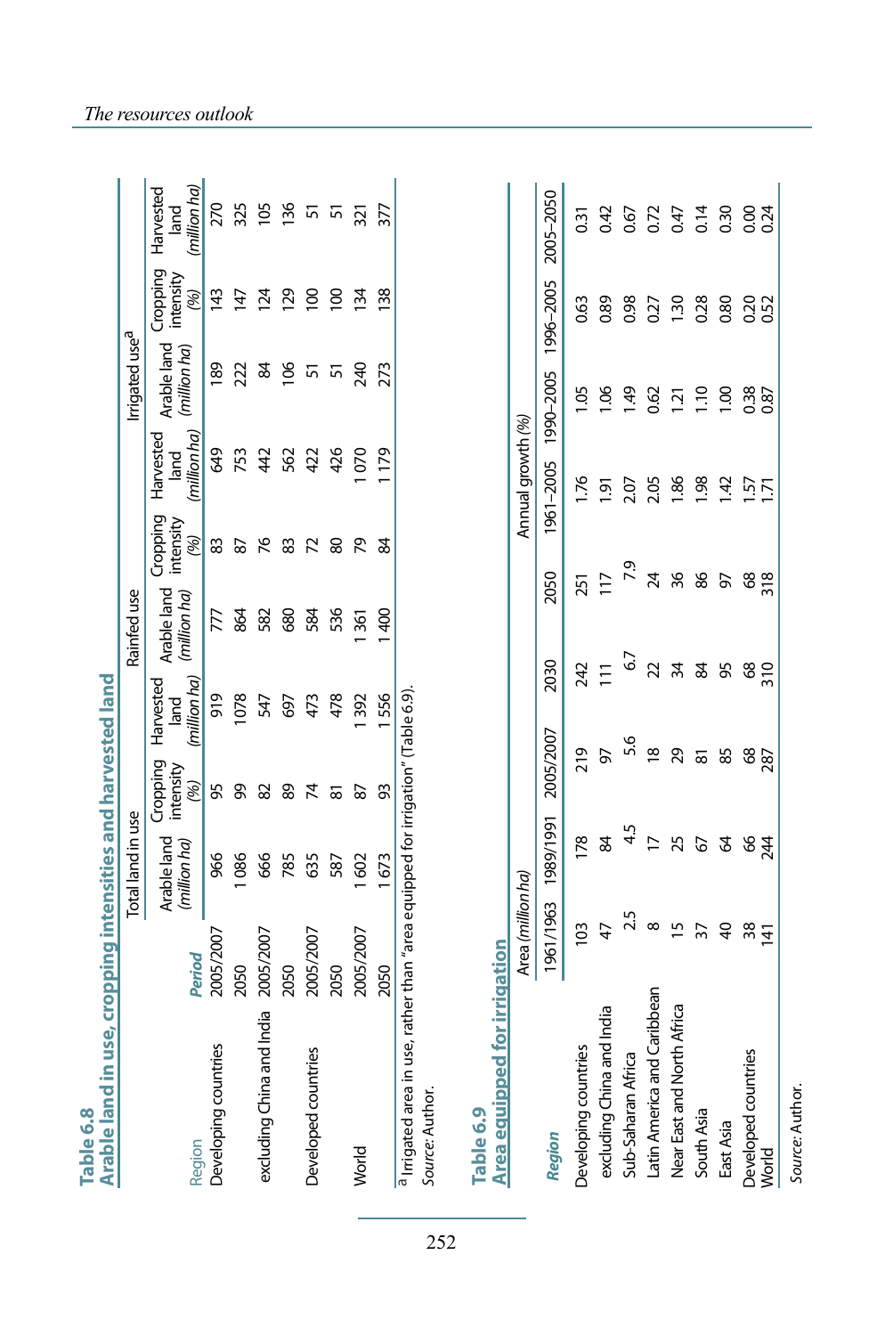**Table 6.8**
**Arable land in use, cropping intensities and harvested land**

| Region | Period | Total land in use | | | Rainfed use | | | Irrigated use[a] | | |
|---|---|---|---|---|---|---|---|---|---|---|
| | | Arable land (*million ha*) | Cropping intensity (*%*) | Harvested land (*million ha*) | Arable land (*million ha*) | Cropping intensity (*%*) | Harvested land (*million ha*) | Arable land (*million ha*) | Cropping intensity (*%*) | Harvested land (*million ha*) |
| Developing countries | 2005/2007 | 966 | 95 | 919 | 777 | 83 | 649 | 189 | 143 | 270 |
| | 2050 | 1 086 | 99 | 1078 | 864 | 87 | 753 | 222 | 147 | 325 |
| excluding China and India | 2005/2007 | 666 | 82 | 547 | 582 | 76 | 442 | 84 | 124 | 105 |
| | 2050 | 785 | 89 | 697 | 680 | 83 | 562 | 106 | 129 | 136 |
| Developed countries | 2005/2007 | 635 | 74 | 473 | 584 | 72 | 422 | 51 | 100 | 51 |
| | 2050 | 587 | 81 | 478 | 536 | 80 | 426 | 51 | 100 | 51 |
| World | 2005/2007 | 1 602 | 87 | 1 392 | 1 361 | 79 | 1 070 | 240 | 134 | 321 |
| | 2050 | 1 673 | 93 | 1 556 | 1 400 | 84 | 1 179 | 273 | 138 | 377 |

[a] Irrigated area in use, rather than "area equipped for irrigation" (Table 6.9).

*Source:* Author.

**Table 6.9**
**Area equipped for irrigation**

| Region | Area (*million ha*) | | | | | Annual growth (%) | | | |
|---|---|---|---|---|---|---|---|---|---|
| | 1961/1963 | 1989/1991 | 2005/2007 | 2030 | 2050 | 1961–2005 | 1990–2005 | 1996–2005 | 2005–2050 |
| Developing countries | 103 | 178 | 219 | 242 | 251 | 1.76 | 1.05 | 0.63 | 0.31 |
| excluding China and India | 47 | 84 | 97 | 111 | 117 | 1.91 | 1.06 | 0.89 | 0.42 |
| Sub-Saharan Africa | 2.5 | 4.5 | 5.6 | 6.7 | 7.9 | 2.07 | 1.49 | 0.98 | 0.67 |
| Latin America and Caribbean | 8 | 17 | 18 | 22 | 24 | 2.05 | 0.62 | 0.27 | 0.72 |
| Near East and North Africa | 15 | 25 | 29 | 34 | 36 | 1.86 | 1.21 | 1.30 | 0.47 |
| South Asia | 37 | 67 | 81 | 84 | 86 | 1.98 | 1.10 | 0.28 | 0.14 |
| East Asia | 40 | 64 | 85 | 95 | 97 | 1.42 | 1.00 | 0.80 | 0.30 |
| Developed countries | 38 | 66 | 68 | 68 | 68 | 1.57 | 0.38 | 0.20 | 0.00 |
| World | 141 | 244 | 287 | 310 | 318 | 1.71 | 0.87 | 0.52 | 0.24 |

*Source:* Author.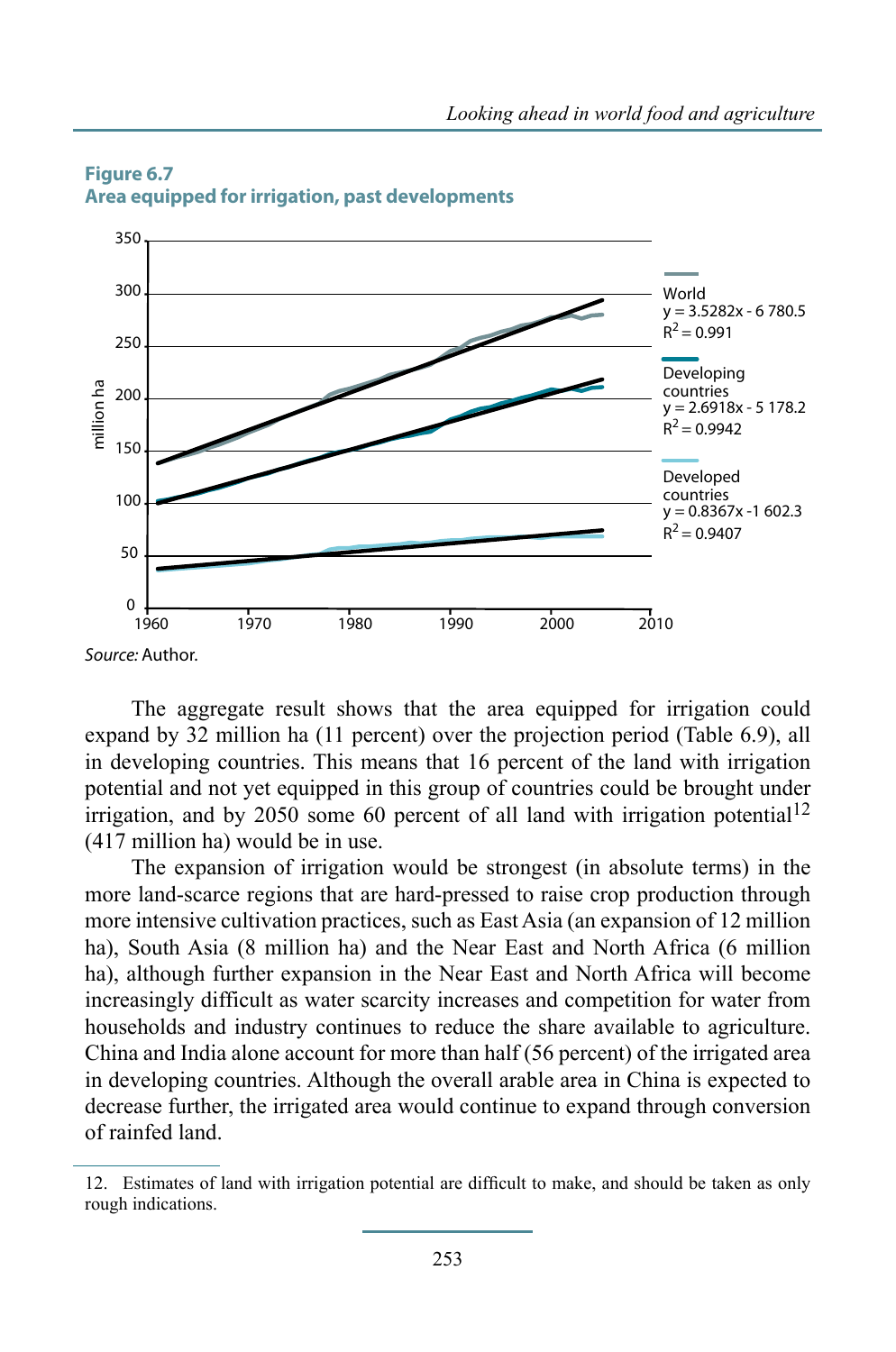**Figure 6.7**
**Area equipped for irrigation, past developments**

Source: Author.

The aggregate result shows that the area equipped for irrigation could expand by 32 million ha (11 percent) over the projection period (Table 6.9), all in developing countries. This means that 16 percent of the land with irrigation potential and not yet equipped in this group of countries could be brought under irrigation, and by 2050 some 60 percent of all land with irrigation potential[12] (417 million ha) would be in use.

The expansion of irrigation would be strongest (in absolute terms) in the more land-scarce regions that are hard-pressed to raise crop production through more intensive cultivation practices, such as East Asia (an expansion of 12 million ha), South Asia (8 million ha) and the Near East and North Africa (6 million ha), although further expansion in the Near East and North Africa will become increasingly difficult as water scarcity increases and competition for water from households and industry continues to reduce the share available to agriculture. China and India alone account for more than half (56 percent) of the irrigated area in developing countries. Although the overall arable area in China is expected to decrease further, the irrigated area would continue to expand through conversion of rainfed land.

---

12. Estimates of land with irrigation potential are difficult to make, and should be taken as only rough indications.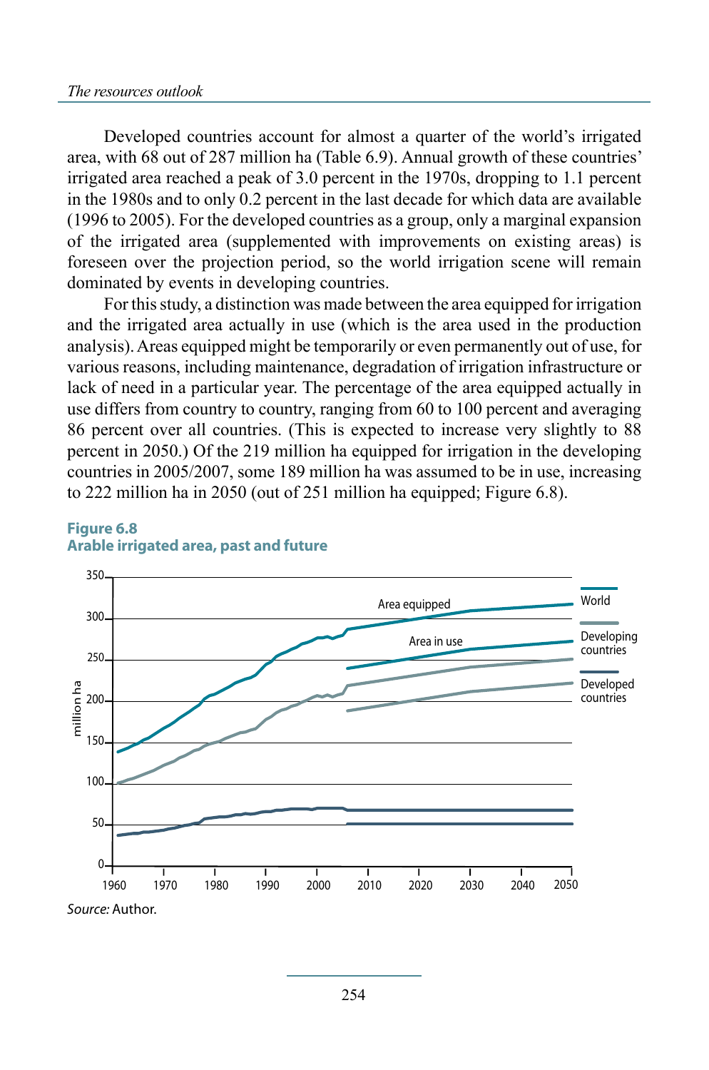Developed countries account for almost a quarter of the world's irrigated area, with 68 out of 287 million ha (Table 6.9). Annual growth of these countries' irrigated area reached a peak of 3.0 percent in the 1970s, dropping to 1.1 percent in the 1980s and to only 0.2 percent in the last decade for which data are available (1996 to 2005). For the developed countries as a group, only a marginal expansion of the irrigated area (supplemented with improvements on existing areas) is foreseen over the projection period, so the world irrigation scene will remain dominated by events in developing countries.

For this study, a distinction was made between the area equipped for irrigation and the irrigated area actually in use (which is the area used in the production analysis). Areas equipped might be temporarily or even permanently out of use, for various reasons, including maintenance, degradation of irrigation infrastructure or lack of need in a particular year. The percentage of the area equipped actually in use differs from country to country, ranging from 60 to 100 percent and averaging 86 percent over all countries. (This is expected to increase very slightly to 88 percent in 2050.) Of the 219 million ha equipped for irrigation in the developing countries in 2005/2007, some 189 million ha was assumed to be in use, increasing to 222 million ha in 2050 (out of 251 million ha equipped; Figure 6.8).

**Figure 6.8**
**Arable irrigated area, past and future**

*Source:* Author.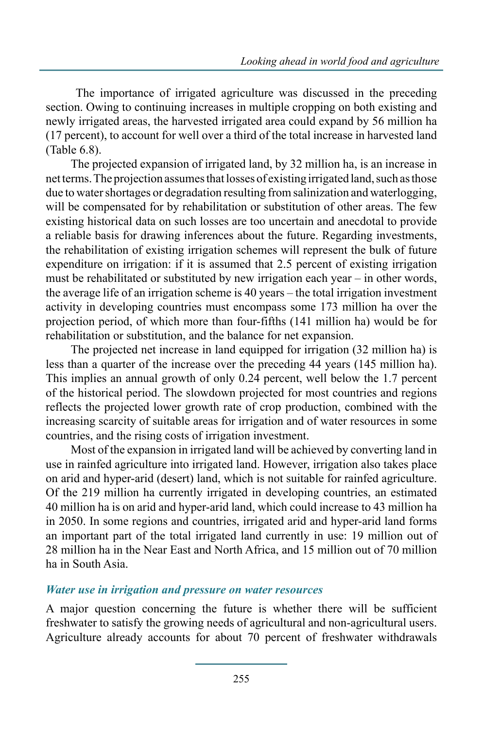The importance of irrigated agriculture was discussed in the preceding section. Owing to continuing increases in multiple cropping on both existing and newly irrigated areas, the harvested irrigated area could expand by 56 million ha (17 percent), to account for well over a third of the total increase in harvested land (Table 6.8).

The projected expansion of irrigated land, by 32 million ha, is an increase in net terms. The projection assumes that losses of existing irrigated land, such as those due to water shortages or degradation resulting from salinization and waterlogging, will be compensated for by rehabilitation or substitution of other areas. The few existing historical data on such losses are too uncertain and anecdotal to provide a reliable basis for drawing inferences about the future. Regarding investments, the rehabilitation of existing irrigation schemes will represent the bulk of future expenditure on irrigation: if it is assumed that 2.5 percent of existing irrigation must be rehabilitated or substituted by new irrigation each year – in other words, the average life of an irrigation scheme is 40 years – the total irrigation investment activity in developing countries must encompass some 173 million ha over the projection period, of which more than four-fifths (141 million ha) would be for rehabilitation or substitution, and the balance for net expansion.

The projected net increase in land equipped for irrigation (32 million ha) is less than a quarter of the increase over the preceding 44 years (145 million ha). This implies an annual growth of only 0.24 percent, well below the 1.7 percent of the historical period. The slowdown projected for most countries and regions reflects the projected lower growth rate of crop production, combined with the increasing scarcity of suitable areas for irrigation and of water resources in some countries, and the rising costs of irrigation investment.

Most of the expansion in irrigated land will be achieved by converting land in use in rainfed agriculture into irrigated land. However, irrigation also takes place on arid and hyper-arid (desert) land, which is not suitable for rainfed agriculture. Of the 219 million ha currently irrigated in developing countries, an estimated 40 million ha is on arid and hyper-arid land, which could increase to 43 million ha in 2050. In some regions and countries, irrigated arid and hyper-arid land forms an important part of the total irrigated land currently in use: 19 million out of 28 million ha in the Near East and North Africa, and 15 million out of 70 million ha in South Asia.

### *Water use in irrigation and pressure on water resources*

A major question concerning the future is whether there will be sufficient freshwater to satisfy the growing needs of agricultural and non-agricultural users. Agriculture already accounts for about 70 percent of freshwater withdrawals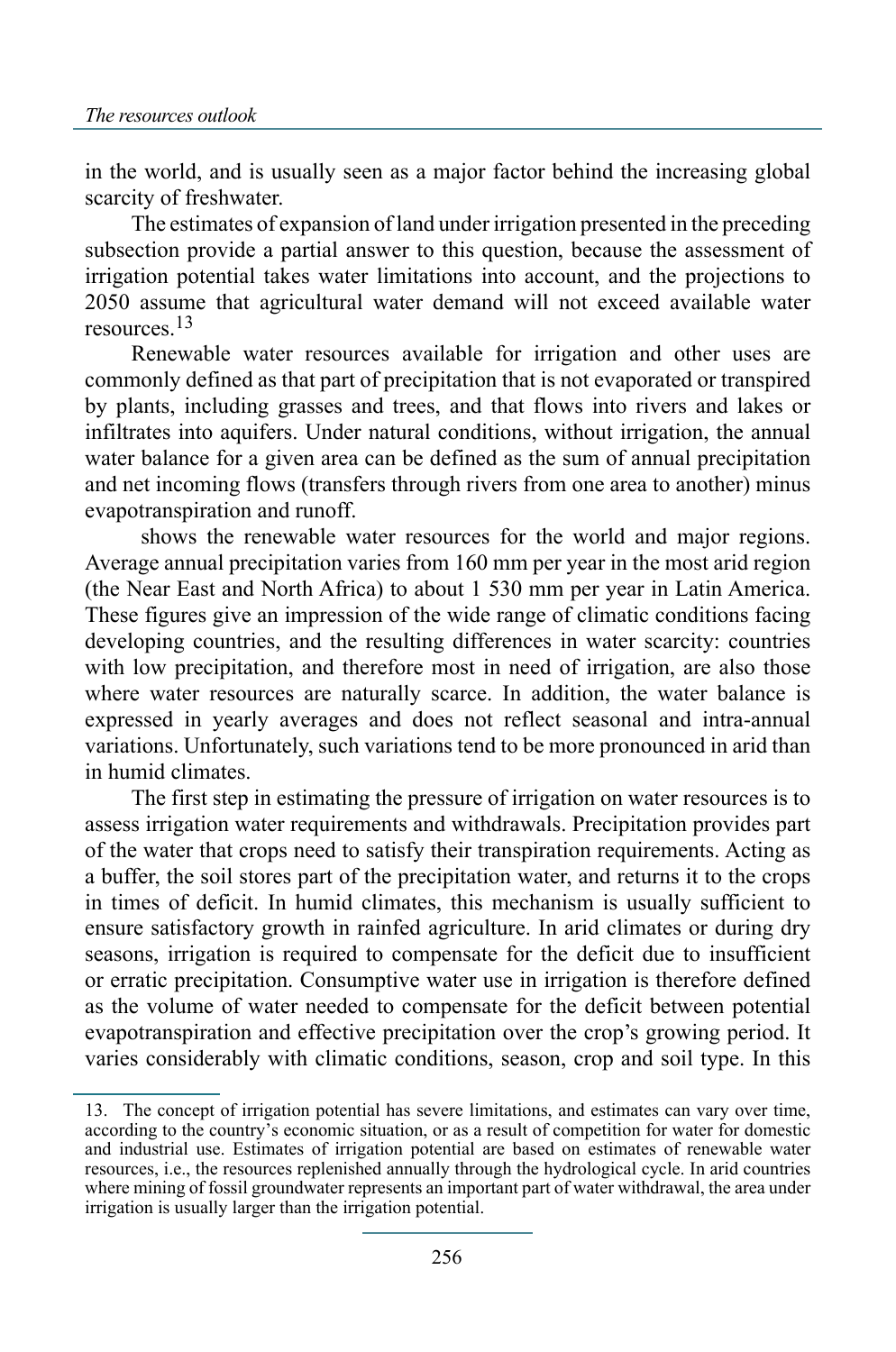in the world, and is usually seen as a major factor behind the increasing global scarcity of freshwater.

The estimates of expansion of land under irrigation presented in the preceding subsection provide a partial answer to this question, because the assessment of irrigation potential takes water limitations into account, and the projections to 2050 assume that agricultural water demand will not exceed available water resources.[13]

Renewable water resources available for irrigation and other uses are commonly defined as that part of precipitation that is not evaporated or transpired by plants, including grasses and trees, and that flows into rivers and lakes or infiltrates into aquifers. Under natural conditions, without irrigation, the annual water balance for a given area can be defined as the sum of annual precipitation and net incoming flows (transfers through rivers from one area to another) minus evapotranspiration and runoff.

shows the renewable water resources for the world and major regions. Average annual precipitation varies from 160 mm per year in the most arid region (the Near East and North Africa) to about 1 530 mm per year in Latin America. These figures give an impression of the wide range of climatic conditions facing developing countries, and the resulting differences in water scarcity: countries with low precipitation, and therefore most in need of irrigation, are also those where water resources are naturally scarce. In addition, the water balance is expressed in yearly averages and does not reflect seasonal and intra-annual variations. Unfortunately, such variations tend to be more pronounced in arid than in humid climates.

The first step in estimating the pressure of irrigation on water resources is to assess irrigation water requirements and withdrawals. Precipitation provides part of the water that crops need to satisfy their transpiration requirements. Acting as a buffer, the soil stores part of the precipitation water, and returns it to the crops in times of deficit. In humid climates, this mechanism is usually sufficient to ensure satisfactory growth in rainfed agriculture. In arid climates or during dry seasons, irrigation is required to compensate for the deficit due to insufficient or erratic precipitation. Consumptive water use in irrigation is therefore defined as the volume of water needed to compensate for the deficit between potential evapotranspiration and effective precipitation over the crop's growing period. It varies considerably with climatic conditions, season, crop and soil type. In this

---

13. The concept of irrigation potential has severe limitations, and estimates can vary over time, according to the country's economic situation, or as a result of competition for water for domestic and industrial use. Estimates of irrigation potential are based on estimates of renewable water resources, i.e., the resources replenished annually through the hydrological cycle. In arid countries where mining of fossil groundwater represents an important part of water withdrawal, the area under irrigation is usually larger than the irrigation potential.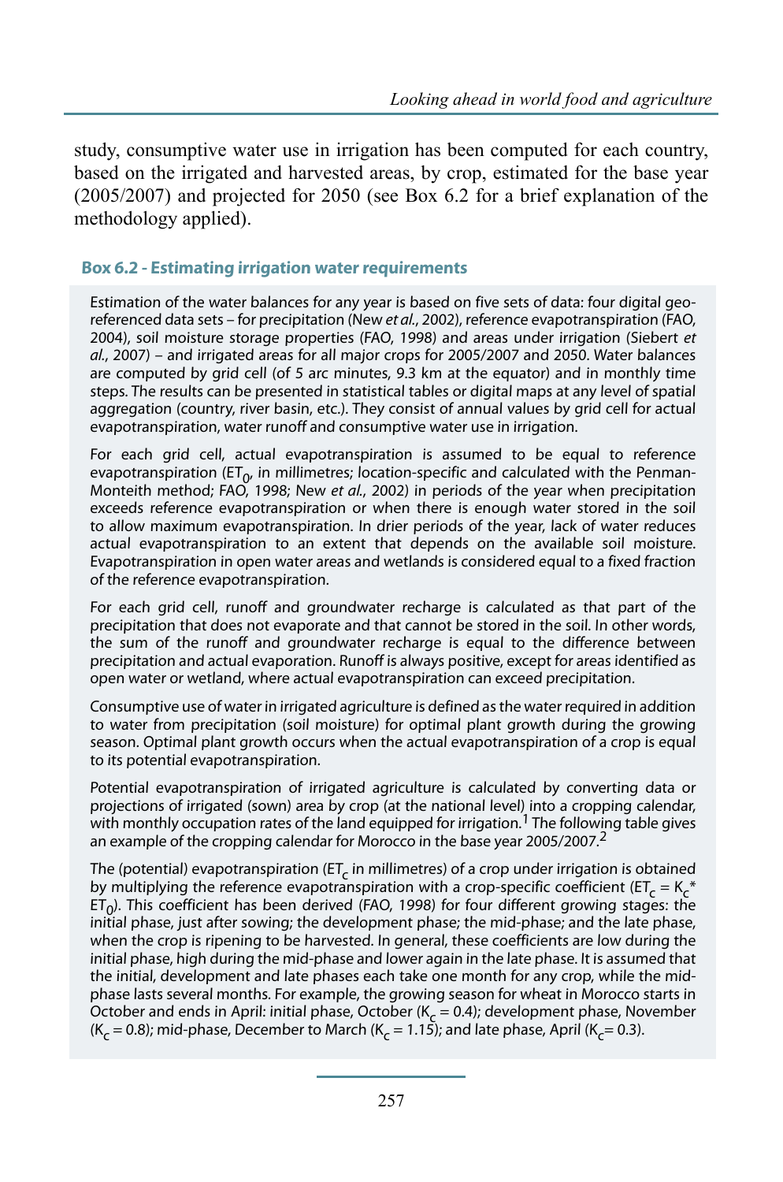study, consumptive water use in irrigation has been computed for each country, based on the irrigated and harvested areas, by crop, estimated for the base year (2005/2007) and projected for 2050 (see Box 6.2 for a brief explanation of the methodology applied).

### Box 6.2 - Estimating irrigation water requirements

Estimation of the water balances for any year is based on five sets of data: four digital geo-referenced data sets – for precipitation (New *et al.*, 2002), reference evapotranspiration (FAO, 2004), soil moisture storage properties (FAO, 1998) and areas under irrigation (Siebert *et al.*, 2007) – and irrigated areas for all major crops for 2005/2007 and 2050. Water balances are computed by grid cell (of 5 arc minutes, 9.3 km at the equator) and in monthly time steps. The results can be presented in statistical tables or digital maps at any level of spatial aggregation (country, river basin, etc.). They consist of annual values by grid cell for actual evapotranspiration, water runoff and consumptive water use in irrigation.

For each grid cell, actual evapotranspiration is assumed to be equal to reference evapotranspiration ($ET_0$, in millimetres; location-specific and calculated with the Penman-Monteith method; FAO, 1998; New *et al.*, 2002) in periods of the year when precipitation exceeds reference evapotranspiration or when there is enough water stored in the soil to allow maximum evapotranspiration. In drier periods of the year, lack of water reduces actual evapotranspiration to an extent that depends on the available soil moisture. Evapotranspiration in open water areas and wetlands is considered equal to a fixed fraction of the reference evapotranspiration.

For each grid cell, runoff and groundwater recharge is calculated as that part of the precipitation that does not evaporate and that cannot be stored in the soil. In other words, the sum of the runoff and groundwater recharge is equal to the difference between precipitation and actual evaporation. Runoff is always positive, except for areas identified as open water or wetland, where actual evapotranspiration can exceed precipitation.

Consumptive use of water in irrigated agriculture is defined as the water required in addition to water from precipitation (soil moisture) for optimal plant growth during the growing season. Optimal plant growth occurs when the actual evapotranspiration of a crop is equal to its potential evapotranspiration.

Potential evapotranspiration of irrigated agriculture is calculated by converting data or projections of irrigated (sown) area by crop (at the national level) into a cropping calendar, with monthly occupation rates of the land equipped for irrigation.[1] The following table gives an example of the cropping calendar for Morocco in the base year 2005/2007.[2]

The (potential) evapotranspiration ($ET_c$ in millimetres) of a crop under irrigation is obtained by multiplying the reference evapotranspiration with a crop-specific coefficient ($ET_c = K_c * ET_0$). This coefficient has been derived (FAO, 1998) for four different growing stages: the initial phase, just after sowing; the development phase; the mid-phase; and the late phase, when the crop is ripening to be harvested. In general, these coefficients are low during the initial phase, high during the mid-phase and lower again in the late phase. It is assumed that the initial, development and late phases each take one month for any crop, while the mid-phase lasts several months. For example, the growing season for wheat in Morocco starts in October and ends in April: initial phase, October ($K_c = 0.4$); development phase, November ($K_c = 0.8$); mid-phase, December to March ($K_c = 1.15$); and late phase, April ($K_c = 0.3$).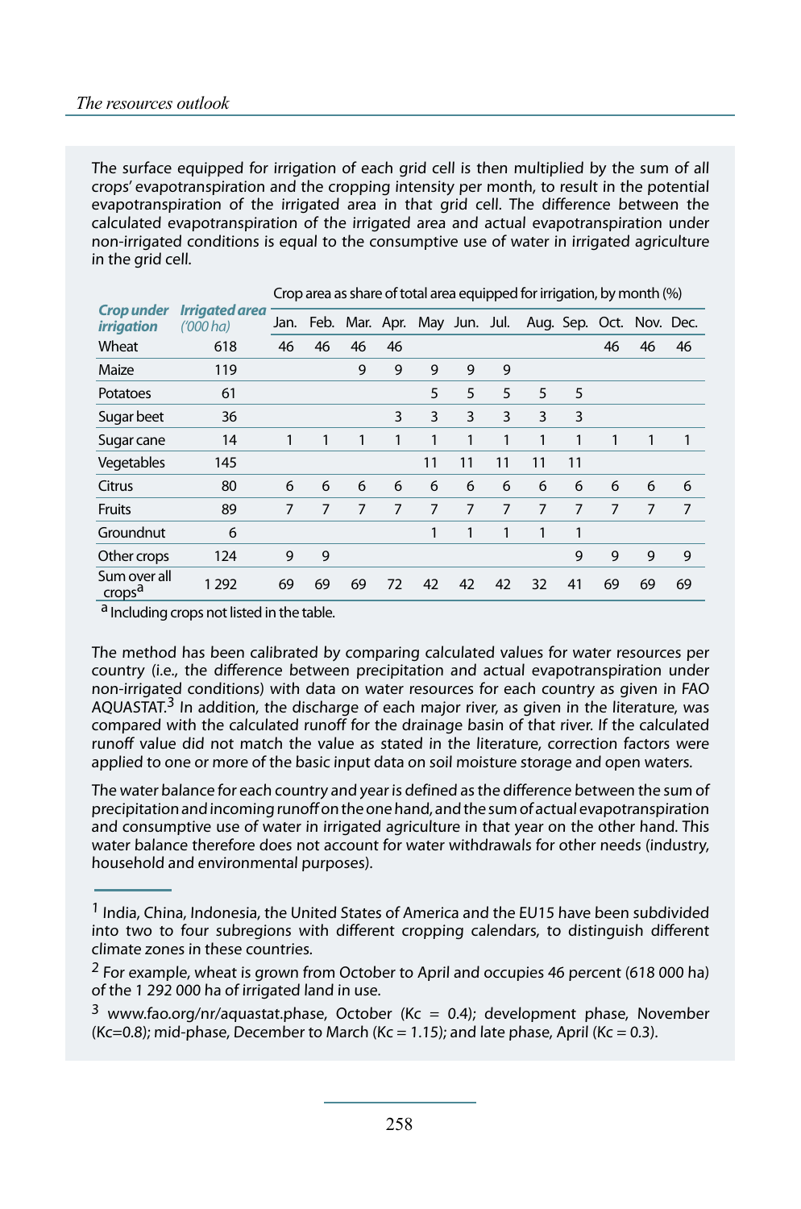The surface equipped for irrigation of each grid cell is then multiplied by the sum of all crops' evapotranspiration and the cropping intensity per month, to result in the potential evapotranspiration of the irrigated area in that grid cell. The difference between the calculated evapotranspiration of the irrigated area and actual evapotranspiration under non-irrigated conditions is equal to the consumptive use of water in irrigated agriculture in the grid cell.

| *Crop under irrigation* | *Irrigated area ('000 ha)* | Crop area as share of total area equipped for irrigation, by month (%) | | | | | | | | | | | |
|---|---|---|---|---|---|---|---|---|---|---|---|---|---|
| | | Jan. | Feb. | Mar. | Apr. | May | Jun. | Jul. | Aug. | Sep. | Oct. | Nov. | Dec. |
| Wheat | 618 | 46 | 46 | 46 | 46 | | | | | | 46 | 46 | 46 |
| Maize | 119 | | | 9 | 9 | 9 | 9 | 9 | | | | | |
| Potatoes | 61 | | | | | 5 | 5 | 5 | 5 | 5 | | | |
| Sugar beet | 36 | | | | 3 | 3 | 3 | 3 | 3 | 3 | | | |
| Sugar cane | 14 | 1 | 1 | 1 | 1 | 1 | 1 | 1 | 1 | 1 | 1 | 1 | 1 |
| Vegetables | 145 | | | | | 11 | 11 | 11 | 11 | 11 | | | |
| Citrus | 80 | 6 | 6 | 6 | 6 | 6 | 6 | 6 | 6 | 6 | 6 | 6 | 6 |
| Fruits | 89 | 7 | 7 | 7 | 7 | 7 | 7 | 7 | 7 | 7 | 7 | 7 | 7 |
| Groundnut | 6 | | | | | 1 | 1 | 1 | 1 | 1 | | | |
| Other crops | 124 | 9 | 9 | | | | | | | 9 | 9 | 9 | 9 |
| Sum over all crops[a] | 1 292 | 69 | 69 | 69 | 72 | 42 | 42 | 42 | 32 | 41 | 69 | 69 | 69 |

[a] Including crops not listed in the table.

The method has been calibrated by comparing calculated values for water resources per country (i.e., the difference between precipitation and actual evapotranspiration under non-irrigated conditions) with data on water resources for each country as given in FAO AQUASTAT.[3] In addition, the discharge of each major river, as given in the literature, was compared with the calculated runoff for the drainage basin of that river. If the calculated runoff value did not match the value as stated in the literature, correction factors were applied to one or more of the basic input data on soil moisture storage and open waters.

The water balance for each country and year is defined as the difference between the sum of precipitation and incoming runoff on the one hand, and the sum of actual evapotranspiration and consumptive use of water in irrigated agriculture in that year on the other hand. This water balance therefore does not account for water withdrawals for other needs (industry, household and environmental purposes).

---

[1] India, China, Indonesia, the United States of America and the EU15 have been subdivided into two to four subregions with different cropping calendars, to distinguish different climate zones in these countries.

[2] For example, wheat is grown from October to April and occupies 46 percent (618 000 ha) of the 1 292 000 ha of irrigated land in use.

[3] www.fao.org/nr/aquastat.phase, October (Kc = 0.4); development phase, November (Kc=0.8); mid-phase, December to March (Kc = 1.15); and late phase, April (Kc = 0.3).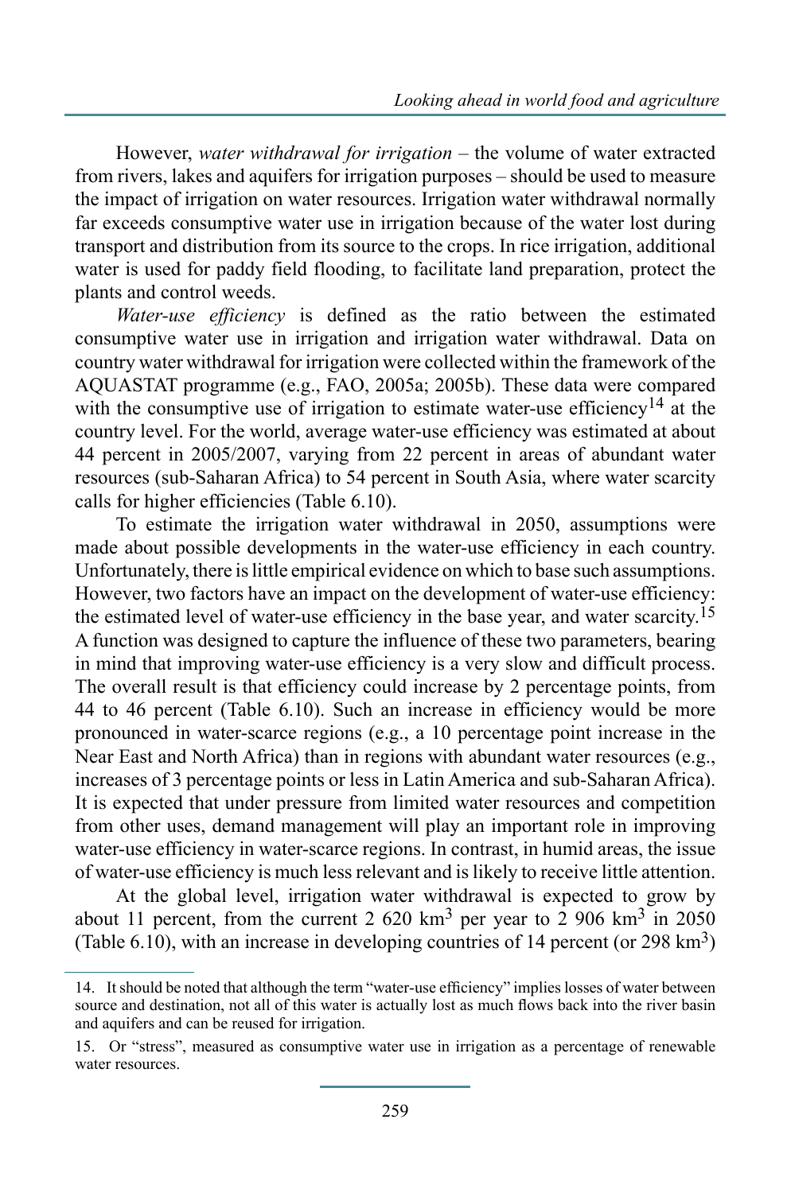However, *water withdrawal for irrigation* – the volume of water extracted from rivers, lakes and aquifers for irrigation purposes – should be used to measure the impact of irrigation on water resources. Irrigation water withdrawal normally far exceeds consumptive water use in irrigation because of the water lost during transport and distribution from its source to the crops. In rice irrigation, additional water is used for paddy field flooding, to facilitate land preparation, protect the plants and control weeds.

*Water-use efficiency* is defined as the ratio between the estimated consumptive water use in irrigation and irrigation water withdrawal. Data on country water withdrawal for irrigation were collected within the framework of the AQUASTAT programme (e.g., FAO, 2005a; 2005b). These data were compared with the consumptive use of irrigation to estimate water-use efficiency[14] at the country level. For the world, average water-use efficiency was estimated at about 44 percent in 2005/2007, varying from 22 percent in areas of abundant water resources (sub-Saharan Africa) to 54 percent in South Asia, where water scarcity calls for higher efficiencies (Table 6.10).

To estimate the irrigation water withdrawal in 2050, assumptions were made about possible developments in the water-use efficiency in each country. Unfortunately, there is little empirical evidence on which to base such assumptions. However, two factors have an impact on the development of water-use efficiency: the estimated level of water-use efficiency in the base year, and water scarcity.[15] A function was designed to capture the influence of these two parameters, bearing in mind that improving water-use efficiency is a very slow and difficult process. The overall result is that efficiency could increase by 2 percentage points, from 44 to 46 percent (Table 6.10). Such an increase in efficiency would be more pronounced in water-scarce regions (e.g., a 10 percentage point increase in the Near East and North Africa) than in regions with abundant water resources (e.g., increases of 3 percentage points or less in Latin America and sub-Saharan Africa). It is expected that under pressure from limited water resources and competition from other uses, demand management will play an important role in improving water-use efficiency in water-scarce regions. In contrast, in humid areas, the issue of water-use efficiency is much less relevant and is likely to receive little attention.

At the global level, irrigation water withdrawal is expected to grow by about 11 percent, from the current 2 620 $km^3$ per year to 2 906 $km^3$ in 2050 (Table 6.10), with an increase in developing countries of 14 percent (or 298 $km^3$)

---

14. It should be noted that although the term "water-use efficiency" implies losses of water between source and destination, not all of this water is actually lost as much flows back into the river basin and aquifers and can be reused for irrigation.

15. Or "stress", measured as consumptive water use in irrigation as a percentage of renewable water resources.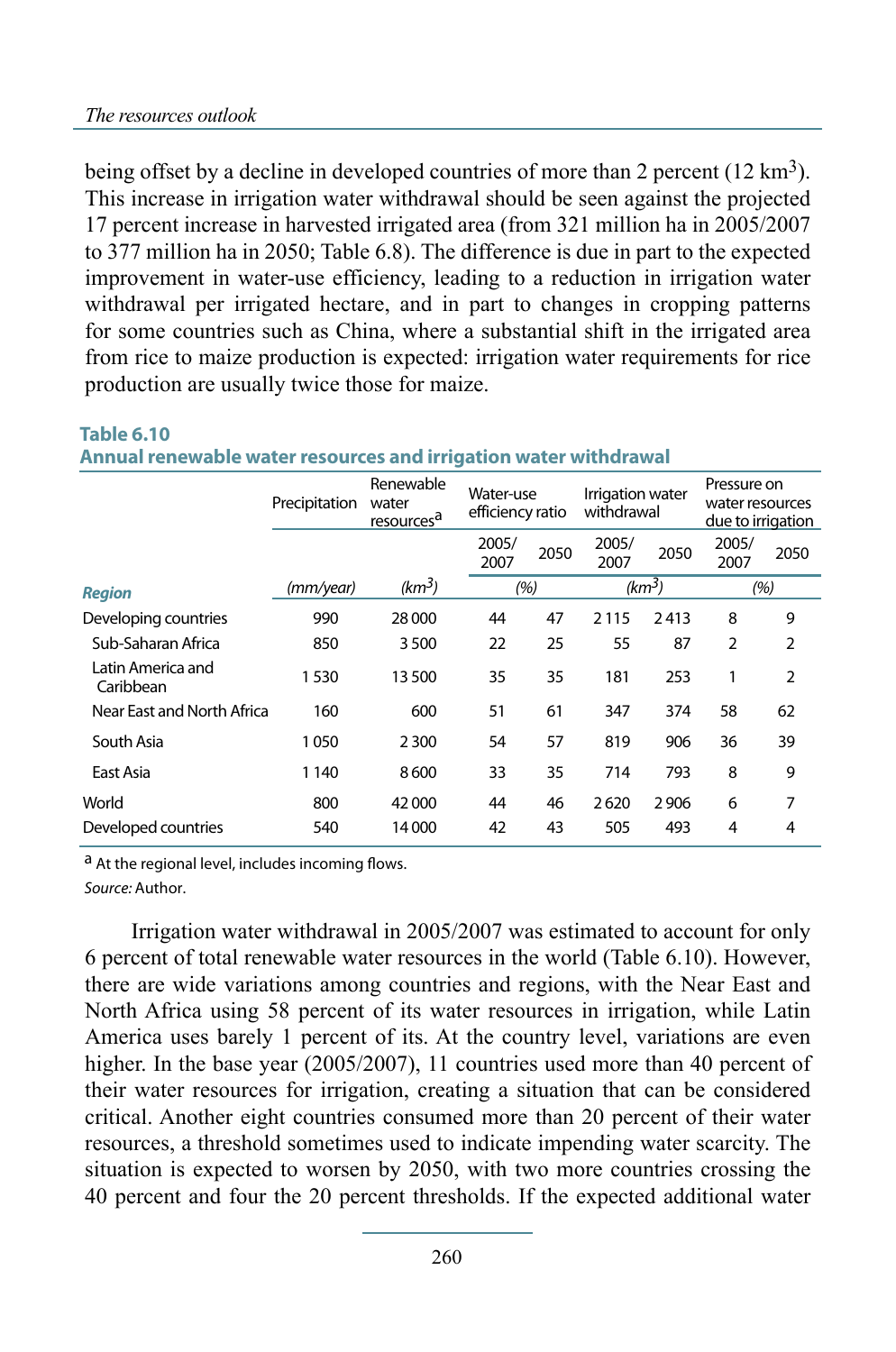being offset by a decline in developed countries of more than 2 percent (12 km$^3$). This increase in irrigation water withdrawal should be seen against the projected 17 percent increase in harvested irrigated area (from 321 million ha in 2005/2007 to 377 million ha in 2050; Table 6.8). The difference is due in part to the expected improvement in water-use efficiency, leading to a reduction in irrigation water withdrawal per irrigated hectare, and in part to changes in cropping patterns for some countries such as China, where a substantial shift in the irrigated area from rice to maize production is expected: irrigation water requirements for rice production are usually twice those for maize.

**Table 6.10**
**Annual renewable water resources and irrigation water withdrawal**

| Region | Precipitation | Renewable water resources[a] | Water-use efficiency ratio | | Irrigation water withdrawal | | Pressure on water resources due to irrigation | |
|---|---|---|---|---|---|---|---|---|
| | | | 2005/2007 | 2050 | 2005/2007 | 2050 | 2005/2007 | 2050 |
| | *(mm/year)* | *(km$^3$)* | *(%)* | | *(km$^3$)* | | *(%)* | |
| Developing countries | 990 | 28 000 | 44 | 47 | 2 115 | 2 413 | 8 | 9 |
| Sub-Saharan Africa | 850 | 3 500 | 22 | 25 | 55 | 87 | 2 | 2 |
| Latin America and Caribbean | 1 530 | 13 500 | 35 | 35 | 181 | 253 | 1 | 2 |
| Near East and North Africa | 160 | 600 | 51 | 61 | 347 | 374 | 58 | 62 |
| South Asia | 1 050 | 2 300 | 54 | 57 | 819 | 906 | 36 | 39 |
| East Asia | 1 140 | 8 600 | 33 | 35 | 714 | 793 | 8 | 9 |
| World | 800 | 42 000 | 44 | 46 | 2 620 | 2 906 | 6 | 7 |
| Developed countries | 540 | 14 000 | 42 | 43 | 505 | 493 | 4 | 4 |

[a] At the regional level, includes incoming flows.

*Source:* Author.

Irrigation water withdrawal in 2005/2007 was estimated to account for only 6 percent of total renewable water resources in the world (Table 6.10). However, there are wide variations among countries and regions, with the Near East and North Africa using 58 percent of its water resources in irrigation, while Latin America uses barely 1 percent of its. At the country level, variations are even higher. In the base year (2005/2007), 11 countries used more than 40 percent of their water resources for irrigation, creating a situation that can be considered critical. Another eight countries consumed more than 20 percent of their water resources, a threshold sometimes used to indicate impending water scarcity. The situation is expected to worsen by 2050, with two more countries crossing the 40 percent and four the 20 percent thresholds. If the expected additional water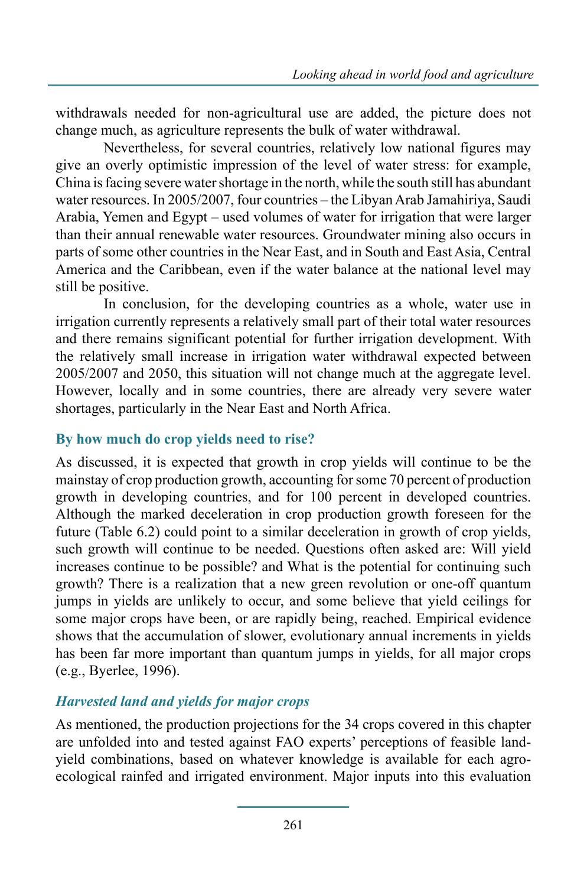withdrawals needed for non-agricultural use are added, the picture does not change much, as agriculture represents the bulk of water withdrawal.

Nevertheless, for several countries, relatively low national figures may give an overly optimistic impression of the level of water stress: for example, China is facing severe water shortage in the north, while the south still has abundant water resources. In 2005/2007, four countries – the Libyan Arab Jamahiriya, Saudi Arabia, Yemen and Egypt – used volumes of water for irrigation that were larger than their annual renewable water resources. Groundwater mining also occurs in parts of some other countries in the Near East, and in South and East Asia, Central America and the Caribbean, even if the water balance at the national level may still be positive.

In conclusion, for the developing countries as a whole, water use in irrigation currently represents a relatively small part of their total water resources and there remains significant potential for further irrigation development. With the relatively small increase in irrigation water withdrawal expected between 2005/2007 and 2050, this situation will not change much at the aggregate level. However, locally and in some countries, there are already very severe water shortages, particularly in the Near East and North Africa.

## By how much do crop yields need to rise?

As discussed, it is expected that growth in crop yields will continue to be the mainstay of crop production growth, accounting for some 70 percent of production growth in developing countries, and for 100 percent in developed countries. Although the marked deceleration in crop production growth foreseen for the future (Table 6.2) could point to a similar deceleration in growth of crop yields, such growth will continue to be needed. Questions often asked are: Will yield increases continue to be possible? and What is the potential for continuing such growth? There is a realization that a new green revolution or one-off quantum jumps in yields are unlikely to occur, and some believe that yield ceilings for some major crops have been, or are rapidly being, reached. Empirical evidence shows that the accumulation of slower, evolutionary annual increments in yields has been far more important than quantum jumps in yields, for all major crops (e.g., Byerlee, 1996).

### *Harvested land and yields for major crops*

As mentioned, the production projections for the 34 crops covered in this chapter are unfolded into and tested against FAO experts' perceptions of feasible land-yield combinations, based on whatever knowledge is available for each agro-ecological rainfed and irrigated environment. Major inputs into this evaluation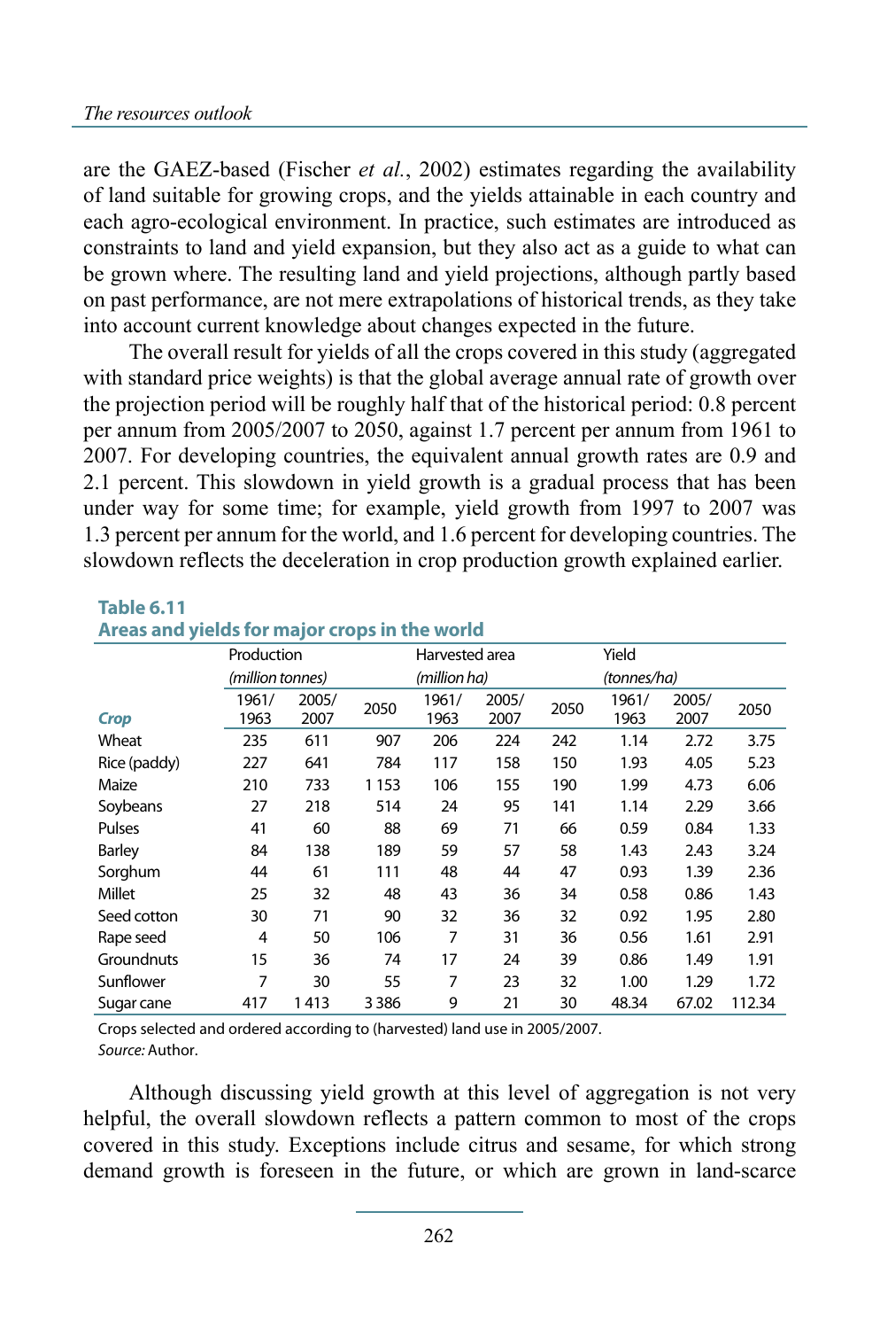are the GAEZ-based (Fischer *et al.*, 2002) estimates regarding the availability of land suitable for growing crops, and the yields attainable in each country and each agro-ecological environment. In practice, such estimates are introduced as constraints to land and yield expansion, but they also act as a guide to what can be grown where. The resulting land and yield projections, although partly based on past performance, are not mere extrapolations of historical trends, as they take into account current knowledge about changes expected in the future.

The overall result for yields of all the crops covered in this study (aggregated with standard price weights) is that the global average annual rate of growth over the projection period will be roughly half that of the historical period: 0.8 percent per annum from 2005/2007 to 2050, against 1.7 percent per annum from 1961 to 2007. For developing countries, the equivalent annual growth rates are 0.9 and 2.1 percent. This slowdown in yield growth is a gradual process that has been under way for some time; for example, yield growth from 1997 to 2007 was 1.3 percent per annum for the world, and 1.6 percent for developing countries. The slowdown reflects the deceleration in crop production growth explained earlier.

**Table 6.11**
**Areas and yields for major crops in the world**

| | Production *(million tonnes)* | | | Harvested area *(million ha)* | | | Yield *(tonnes/ha)* | | |
|---|---|---|---|---|---|---|---|---|---|
| ***Crop*** | 1961/ 1963 | 2005/ 2007 | 2050 | 1961/ 1963 | 2005/ 2007 | 2050 | 1961/ 1963 | 2005/ 2007 | 2050 |
| Wheat | 235 | 611 | 907 | 206 | 224 | 242 | 1.14 | 2.72 | 3.75 |
| Rice (paddy) | 227 | 641 | 784 | 117 | 158 | 150 | 1.93 | 4.05 | 5.23 |
| Maize | 210 | 733 | 1 153 | 106 | 155 | 190 | 1.99 | 4.73 | 6.06 |
| Soybeans | 27 | 218 | 514 | 24 | 95 | 141 | 1.14 | 2.29 | 3.66 |
| Pulses | 41 | 60 | 88 | 69 | 71 | 66 | 0.59 | 0.84 | 1.33 |
| Barley | 84 | 138 | 189 | 59 | 57 | 58 | 1.43 | 2.43 | 3.24 |
| Sorghum | 44 | 61 | 111 | 48 | 44 | 47 | 0.93 | 1.39 | 2.36 |
| Millet | 25 | 32 | 48 | 43 | 36 | 34 | 0.58 | 0.86 | 1.43 |
| Seed cotton | 30 | 71 | 90 | 32 | 36 | 32 | 0.92 | 1.95 | 2.80 |
| Rape seed | 4 | 50 | 106 | 7 | 31 | 36 | 0.56 | 1.61 | 2.91 |
| Groundnuts | 15 | 36 | 74 | 17 | 24 | 39 | 0.86 | 1.49 | 1.91 |
| Sunflower | 7 | 30 | 55 | 7 | 23 | 32 | 1.00 | 1.29 | 1.72 |
| Sugar cane | 417 | 1 413 | 3 386 | 9 | 21 | 30 | 48.34 | 67.02 | 112.34 |

Crops selected and ordered according to (harvested) land use in 2005/2007.
*Source:* Author.

Although discussing yield growth at this level of aggregation is not very helpful, the overall slowdown reflects a pattern common to most of the crops covered in this study. Exceptions include citrus and sesame, for which strong demand growth is foreseen in the future, or which are grown in land-scarce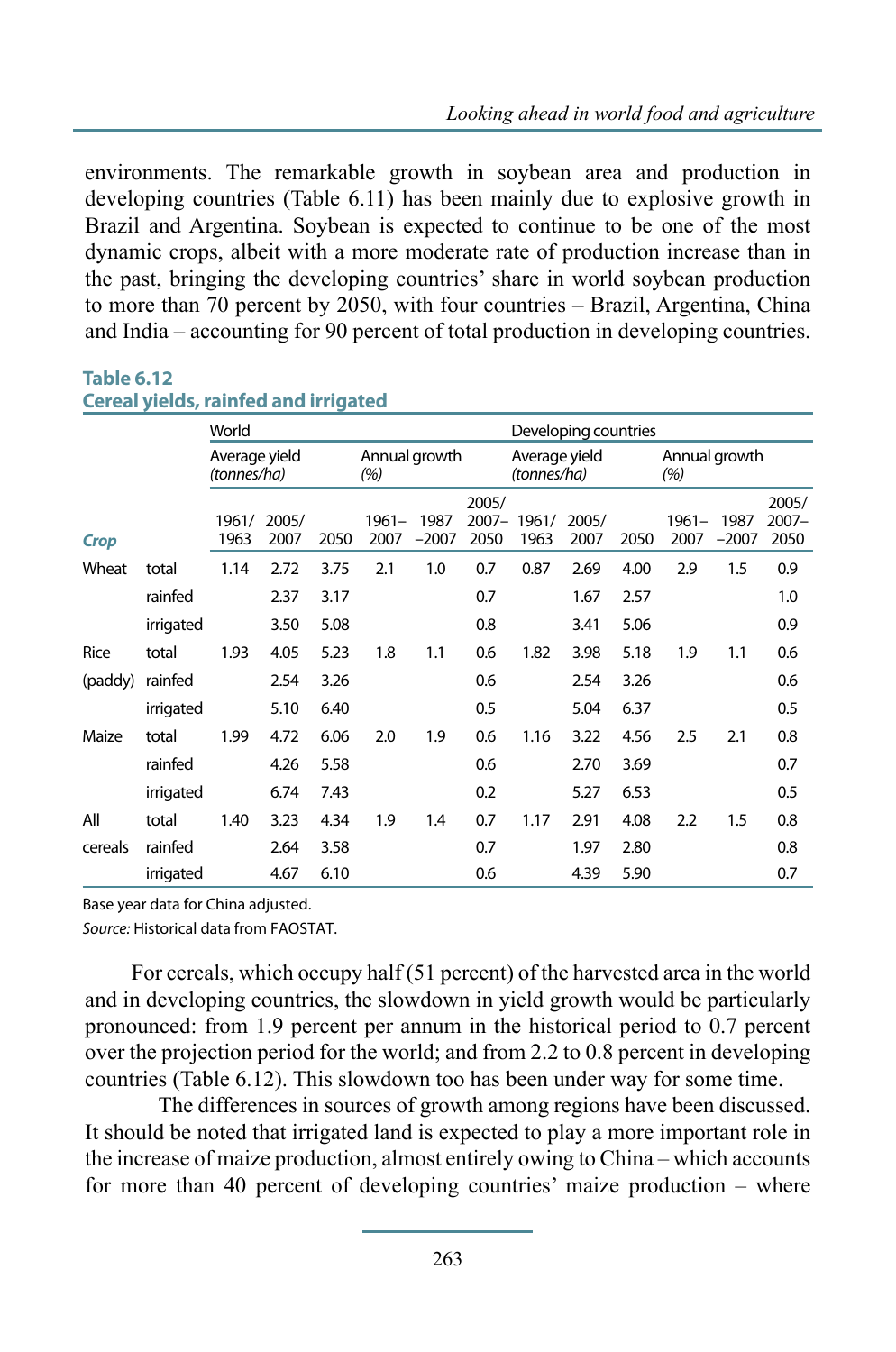environments. The remarkable growth in soybean area and production in developing countries (Table 6.11) has been mainly due to explosive growth in Brazil and Argentina. Soybean is expected to continue to be one of the most dynamic crops, albeit with a more moderate rate of production increase than in the past, bringing the developing countries' share in world soybean production to more than 70 percent by 2050, with four countries – Brazil, Argentina, China and India – accounting for 90 percent of total production in developing countries.

**Table 6.12**
**Cereal yields, rainfed and irrigated**

| | | World | | | | | | Developing countries | | | | | |
|---|---|---|---|---|---|---|---|---|---|---|---|---|---|
| | | Average yield *(tonnes/ha)* | | | Annual growth *(%)* | | | Average yield *(tonnes/ha)* | | | Annual growth *(%)* | | |
| ***Crop*** | | 1961/ 1963 | 2005/ 2007 | 2050 | 1961– 2007 | 1987 –2007 | 2005/ 2007– 2050 | 1961/ 1963 | 2005/ 2007 | 2050 | 1961– 2007 | 1987 –2007 | 2005/ 2007– 2050 |
| Wheat | total | 1.14 | 2.72 | 3.75 | 2.1 | 1.0 | 0.7 | 0.87 | 2.69 | 4.00 | 2.9 | 1.5 | 0.9 |
| | rainfed | | 2.37 | 3.17 | | | 0.7 | | 1.67 | 2.57 | | | 1.0 |
| | irrigated | | 3.50 | 5.08 | | | 0.8 | | 3.41 | 5.06 | | | 0.9 |
| Rice | total | 1.93 | 4.05 | 5.23 | 1.8 | 1.1 | 0.6 | 1.82 | 3.98 | 5.18 | 1.9 | 1.1 | 0.6 |
| (paddy) | rainfed | | 2.54 | 3.26 | | | 0.6 | | 2.54 | 3.26 | | | 0.6 |
| | irrigated | | 5.10 | 6.40 | | | 0.5 | | 5.04 | 6.37 | | | 0.5 |
| Maize | total | 1.99 | 4.72 | 6.06 | 2.0 | 1.9 | 0.6 | 1.16 | 3.22 | 4.56 | 2.5 | 2.1 | 0.8 |
| | rainfed | | 4.26 | 5.58 | | | 0.6 | | 2.70 | 3.69 | | | 0.7 |
| | irrigated | | 6.74 | 7.43 | | | 0.2 | | 5.27 | 6.53 | | | 0.5 |
| All | total | 1.40 | 3.23 | 4.34 | 1.9 | 1.4 | 0.7 | 1.17 | 2.91 | 4.08 | 2.2 | 1.5 | 0.8 |
| cereals | rainfed | | 2.64 | 3.58 | | | 0.7 | | 1.97 | 2.80 | | | 0.8 |
| | irrigated | | 4.67 | 6.10 | | | 0.6 | | 4.39 | 5.90 | | | 0.7 |

Base year data for China adjusted.
*Source:* Historical data from FAOSTAT.

For cereals, which occupy half (51 percent) of the harvested area in the world and in developing countries, the slowdown in yield growth would be particularly pronounced: from 1.9 percent per annum in the historical period to 0.7 percent over the projection period for the world; and from 2.2 to 0.8 percent in developing countries (Table 6.12). This slowdown too has been under way for some time.

The differences in sources of growth among regions have been discussed. It should be noted that irrigated land is expected to play a more important role in the increase of maize production, almost entirely owing to China – which accounts for more than 40 percent of developing countries' maize production – where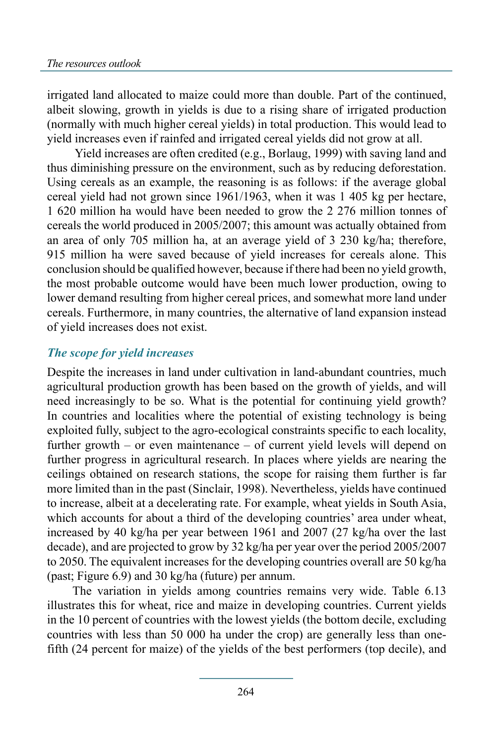irrigated land allocated to maize could more than double. Part of the continued, albeit slowing, growth in yields is due to a rising share of irrigated production (normally with much higher cereal yields) in total production. This would lead to yield increases even if rainfed and irrigated cereal yields did not grow at all.

Yield increases are often credited (e.g., Borlaug, 1999) with saving land and thus diminishing pressure on the environment, such as by reducing deforestation. Using cereals as an example, the reasoning is as follows: if the average global cereal yield had not grown since 1961/1963, when it was 1 405 kg per hectare, 1 620 million ha would have been needed to grow the 2 276 million tonnes of cereals the world produced in 2005/2007; this amount was actually obtained from an area of only 705 million ha, at an average yield of 3 230 kg/ha; therefore, 915 million ha were saved because of yield increases for cereals alone. This conclusion should be qualified however, because if there had been no yield growth, the most probable outcome would have been much lower production, owing to lower demand resulting from higher cereal prices, and somewhat more land under cereals. Furthermore, in many countries, the alternative of land expansion instead of yield increases does not exist.

### *The scope for yield increases*

Despite the increases in land under cultivation in land-abundant countries, much agricultural production growth has been based on the growth of yields, and will need increasingly to be so. What is the potential for continuing yield growth? In countries and localities where the potential of existing technology is being exploited fully, subject to the agro-ecological constraints specific to each locality, further growth – or even maintenance – of current yield levels will depend on further progress in agricultural research. In places where yields are nearing the ceilings obtained on research stations, the scope for raising them further is far more limited than in the past (Sinclair, 1998). Nevertheless, yields have continued to increase, albeit at a decelerating rate. For example, wheat yields in South Asia, which accounts for about a third of the developing countries' area under wheat, increased by 40 kg/ha per year between 1961 and 2007 (27 kg/ha over the last decade), and are projected to grow by 32 kg/ha per year over the period 2005/2007 to 2050. The equivalent increases for the developing countries overall are 50 kg/ha (past; Figure 6.9) and 30 kg/ha (future) per annum.

The variation in yields among countries remains very wide. Table 6.13 illustrates this for wheat, rice and maize in developing countries. Current yields in the 10 percent of countries with the lowest yields (the bottom decile, excluding countries with less than 50 000 ha under the crop) are generally less than one-fifth (24 percent for maize) of the yields of the best performers (top decile), and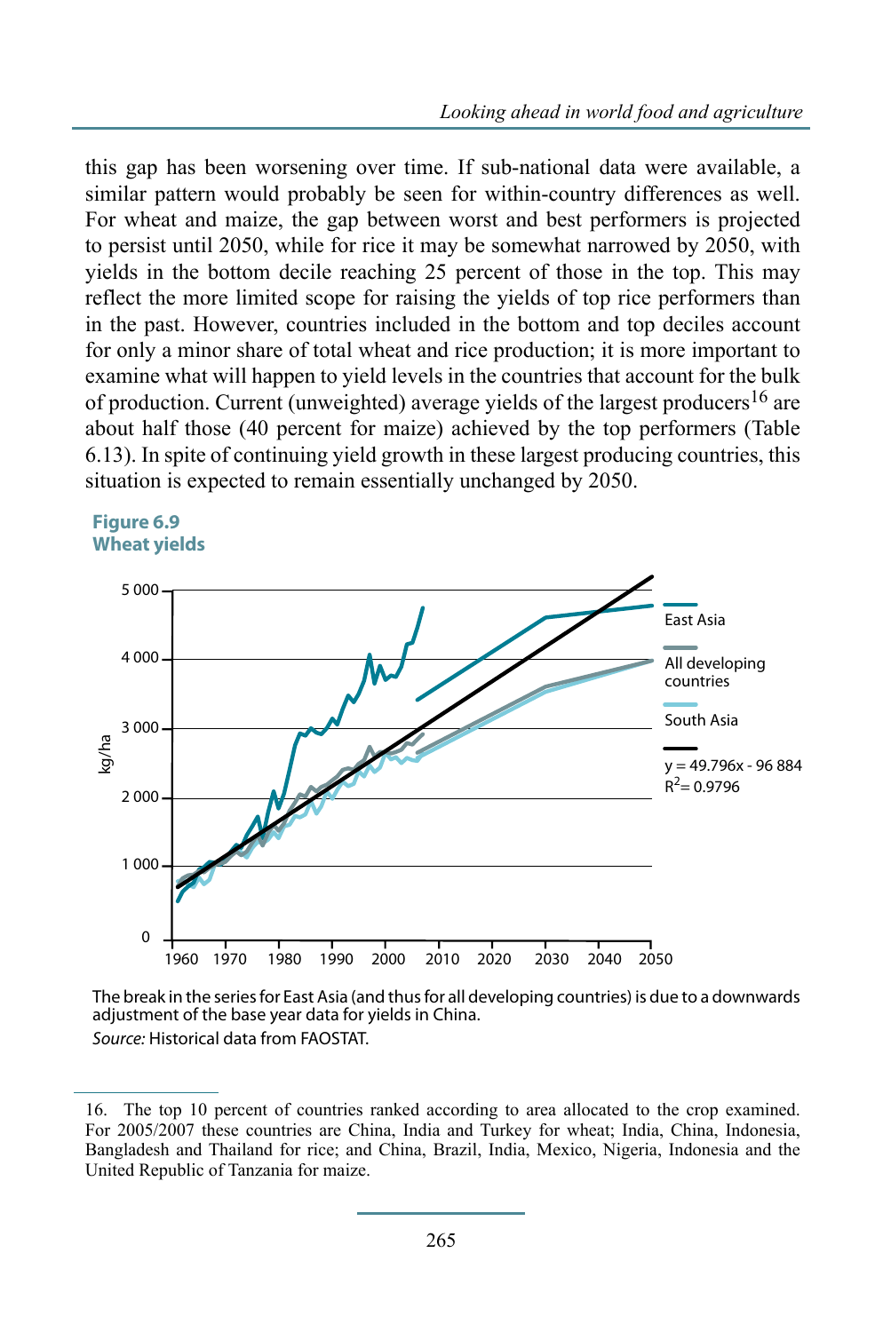this gap has been worsening over time. If sub-national data were available, a similar pattern would probably be seen for within-country differences as well. For wheat and maize, the gap between worst and best performers is projected to persist until 2050, while for rice it may be somewhat narrowed by 2050, with yields in the bottom decile reaching 25 percent of those in the top. This may reflect the more limited scope for raising the yields of top rice performers than in the past. However, countries included in the bottom and top deciles account for only a minor share of total wheat and rice production; it is more important to examine what will happen to yield levels in the countries that account for the bulk of production. Current (unweighted) average yields of the largest producers[16] are about half those (40 percent for maize) achieved by the top performers (Table 6.13). In spite of continuing yield growth in these largest producing countries, this situation is expected to remain essentially unchanged by 2050.

**Figure 6.9**
**Wheat yields**

The break in the series for East Asia (and thus for all developing countries) is due to a downwards adjustment of the base year data for yields in China.

*Source:* Historical data from FAOSTAT.

---

16. The top 10 percent of countries ranked according to area allocated to the crop examined. For 2005/2007 these countries are China, India and Turkey for wheat; India, China, Indonesia, Bangladesh and Thailand for rice; and China, Brazil, India, Mexico, Nigeria, Indonesia and the United Republic of Tanzania for maize.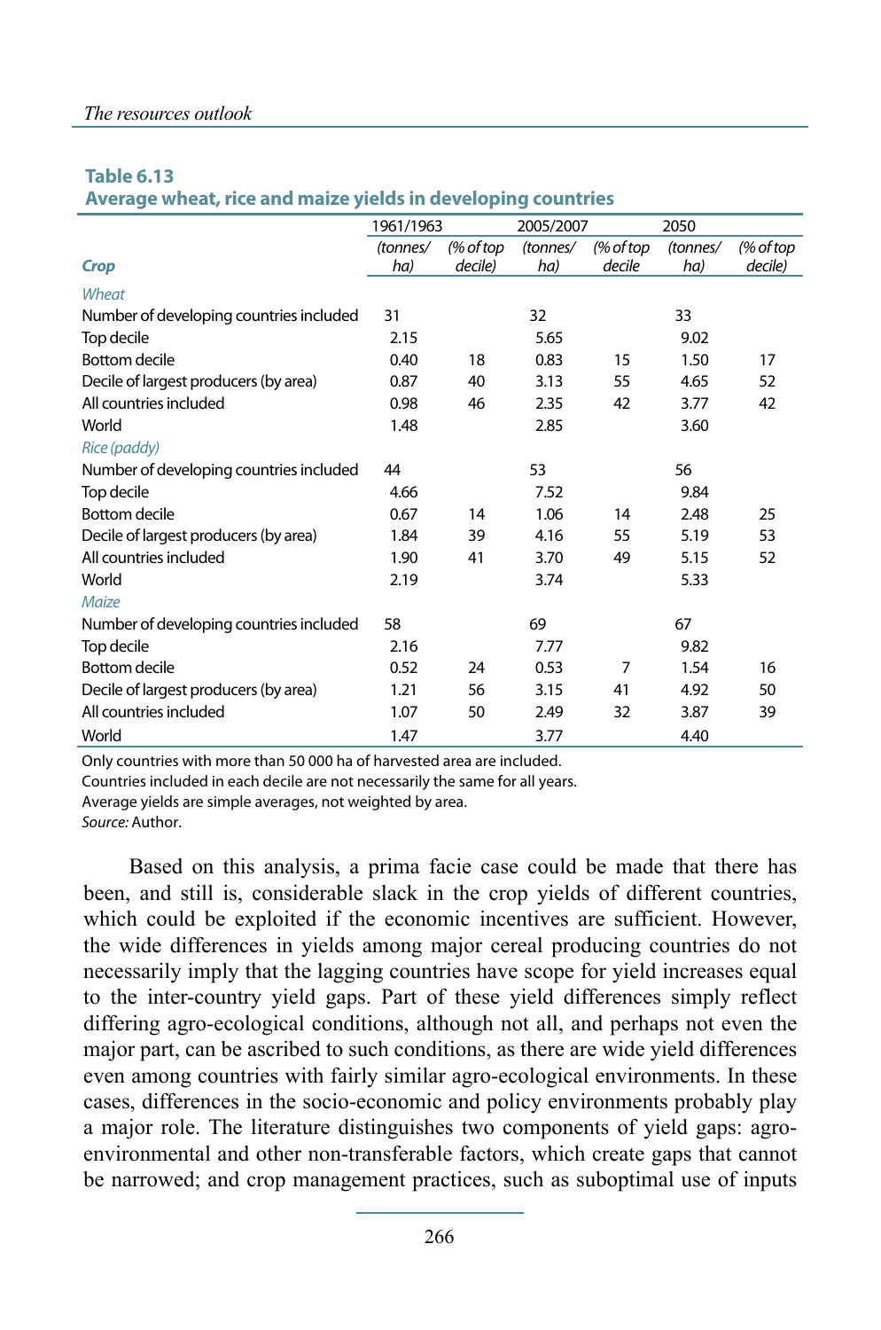**Table 6.13**
**Average wheat, rice and maize yields in developing countries**

| Crop | 1961/1963 (tonnes/ha) | 1961/1963 (% of top decile) | 2005/2007 (tonnes/ha) | 2005/2007 (% of top decile | 2050 (tonnes/ha) | 2050 (% of top decile) |
|---|---|---|---|---|---|---|
| *Wheat* | | | | | | |
| Number of developing countries included | 31 | | 32 | | 33 | |
| Top decile | 2.15 | | 5.65 | | 9.02 | |
| Bottom decile | 0.40 | 18 | 0.83 | 15 | 1.50 | 17 |
| Decile of largest producers (by area) | 0.87 | 40 | 3.13 | 55 | 4.65 | 52 |
| All countries included | 0.98 | 46 | 2.35 | 42 | 3.77 | 42 |
| World | 1.48 | | 2.85 | | 3.60 | |
| *Rice (paddy)* | | | | | | |
| Number of developing countries included | 44 | | 53 | | 56 | |
| Top decile | 4.66 | | 7.52 | | 9.84 | |
| Bottom decile | 0.67 | 14 | 1.06 | 14 | 2.48 | 25 |
| Decile of largest producers (by area) | 1.84 | 39 | 4.16 | 55 | 5.19 | 53 |
| All countries included | 1.90 | 41 | 3.70 | 49 | 5.15 | 52 |
| World | 2.19 | | 3.74 | | 5.33 | |
| *Maize* | | | | | | |
| Number of developing countries included | 58 | | 69 | | 67 | |
| Top decile | 2.16 | | 7.77 | | 9.82 | |
| Bottom decile | 0.52 | 24 | 0.53 | 7 | 1.54 | 16 |
| Decile of largest producers (by area) | 1.21 | 56 | 3.15 | 41 | 4.92 | 50 |
| All countries included | 1.07 | 50 | 2.49 | 32 | 3.87 | 39 |
| World | 1.47 | | 3.77 | | 4.40 | |

Only countries with more than 50 000 ha of harvested area are included.
Countries included in each decile are not necessarily the same for all years.
Average yields are simple averages, not weighted by area.
*Source:* Author.

Based on this analysis, a prima facie case could be made that there has been, and still is, considerable slack in the crop yields of different countries, which could be exploited if the economic incentives are sufficient. However, the wide differences in yields among major cereal producing countries do not necessarily imply that the lagging countries have scope for yield increases equal to the inter-country yield gaps. Part of these yield differences simply reflect differing agro-ecological conditions, although not all, and perhaps not even the major part, can be ascribed to such conditions, as there are wide yield differences even among countries with fairly similar agro-ecological environments. In these cases, differences in the socio-economic and policy environments probably play a major role. The literature distinguishes two components of yield gaps: agro-environmental and other non-transferable factors, which create gaps that cannot be narrowed; and crop management practices, such as suboptimal use of inputs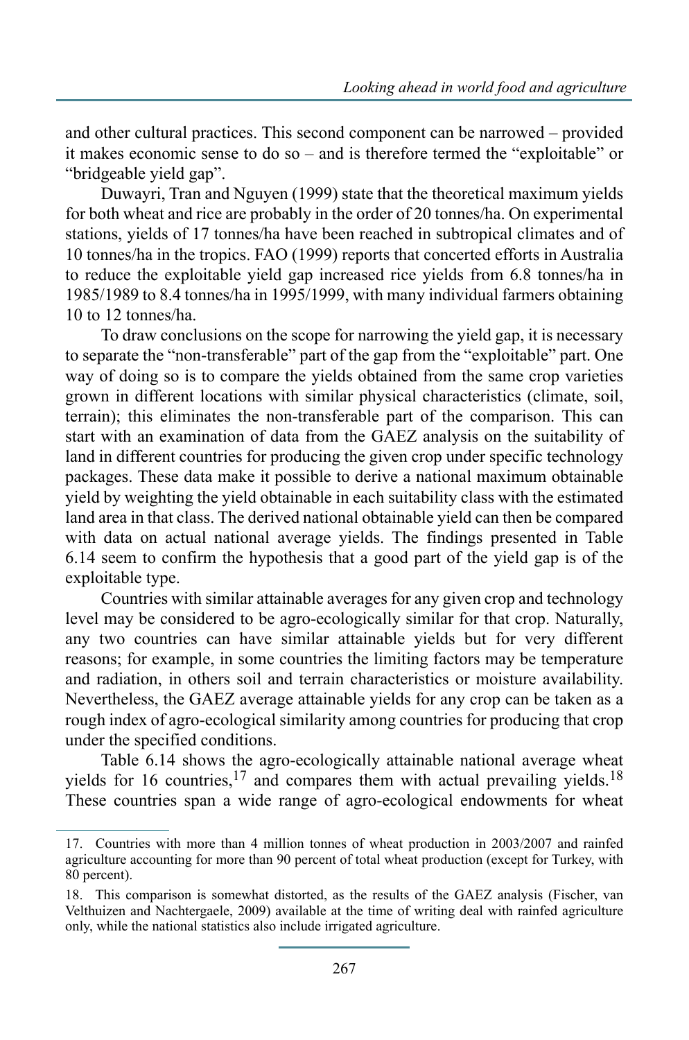and other cultural practices. This second component can be narrowed – provided it makes economic sense to do so – and is therefore termed the "exploitable" or "bridgeable yield gap".

Duwayri, Tran and Nguyen (1999) state that the theoretical maximum yields for both wheat and rice are probably in the order of 20 tonnes/ha. On experimental stations, yields of 17 tonnes/ha have been reached in subtropical climates and of 10 tonnes/ha in the tropics. FAO (1999) reports that concerted efforts in Australia to reduce the exploitable yield gap increased rice yields from 6.8 tonnes/ha in 1985/1989 to 8.4 tonnes/ha in 1995/1999, with many individual farmers obtaining 10 to 12 tonnes/ha.

To draw conclusions on the scope for narrowing the yield gap, it is necessary to separate the "non-transferable" part of the gap from the "exploitable" part. One way of doing so is to compare the yields obtained from the same crop varieties grown in different locations with similar physical characteristics (climate, soil, terrain); this eliminates the non-transferable part of the comparison. This can start with an examination of data from the GAEZ analysis on the suitability of land in different countries for producing the given crop under specific technology packages. These data make it possible to derive a national maximum obtainable yield by weighting the yield obtainable in each suitability class with the estimated land area in that class. The derived national obtainable yield can then be compared with data on actual national average yields. The findings presented in Table 6.14 seem to confirm the hypothesis that a good part of the yield gap is of the exploitable type.

Countries with similar attainable averages for any given crop and technology level may be considered to be agro-ecologically similar for that crop. Naturally, any two countries can have similar attainable yields but for very different reasons; for example, in some countries the limiting factors may be temperature and radiation, in others soil and terrain characteristics or moisture availability. Nevertheless, the GAEZ average attainable yields for any crop can be taken as a rough index of agro-ecological similarity among countries for producing that crop under the specified conditions.

Table 6.14 shows the agro-ecologically attainable national average wheat yields for 16 countries,[17] and compares them with actual prevailing yields.[18] These countries span a wide range of agro-ecological endowments for wheat

---

17. Countries with more than 4 million tonnes of wheat production in 2003/2007 and rainfed agriculture accounting for more than 90 percent of total wheat production (except for Turkey, with 80 percent).

18. This comparison is somewhat distorted, as the results of the GAEZ analysis (Fischer, van Velthuizen and Nachtergaele, 2009) available at the time of writing deal with rainfed agriculture only, while the national statistics also include irrigated agriculture.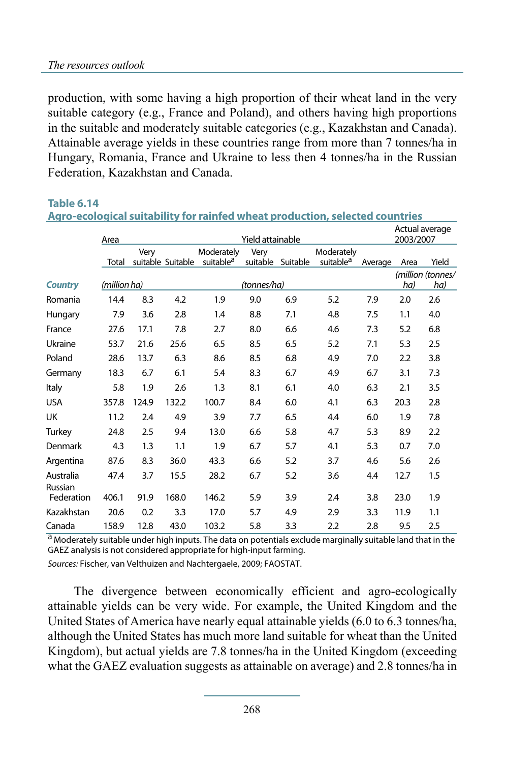production, with some having a high proportion of their wheat land in the very suitable category (e.g., France and Poland), and others having high proportions in the suitable and moderately suitable categories (e.g., Kazakhstan and Canada). Attainable average yields in these countries range from more than 7 tonnes/ha in Hungary, Romania, France and Ukraine to less then 4 tonnes/ha in the Russian Federation, Kazakhstan and Canada.

**Table 6.14**
**Agro-ecological suitability for rainfed wheat production, selected countries**

| | Area | | | | Yield attainable | | | | Actual average 2003/2007 | |
|---|---|---|---|---|---|---|---|---|---|---|
| | Total | Very suitable | Suitable | Moderately suitable[a] | Very suitable | Suitable | Moderately suitable[a] | Average | Area | Yield |
| ***Country*** | *(million ha)* | | | | *(tonnes/ha)* | | | | *(million ha)* | *(tonnes/ ha)* |
| Romania | 14.4 | 8.3 | 4.2 | 1.9 | 9.0 | 6.9 | 5.2 | 7.9 | 2.0 | 2.6 |
| Hungary | 7.9 | 3.6 | 2.8 | 1.4 | 8.8 | 7.1 | 4.8 | 7.5 | 1.1 | 4.0 |
| France | 27.6 | 17.1 | 7.8 | 2.7 | 8.0 | 6.6 | 4.6 | 7.3 | 5.2 | 6.8 |
| Ukraine | 53.7 | 21.6 | 25.6 | 6.5 | 8.5 | 6.5 | 5.2 | 7.1 | 5.3 | 2.5 |
| Poland | 28.6 | 13.7 | 6.3 | 8.6 | 8.5 | 6.8 | 4.9 | 7.0 | 2.2 | 3.8 |
| Germany | 18.3 | 6.7 | 6.1 | 5.4 | 8.3 | 6.7 | 4.9 | 6.7 | 3.1 | 7.3 |
| Italy | 5.8 | 1.9 | 2.6 | 1.3 | 8.1 | 6.1 | 4.0 | 6.3 | 2.1 | 3.5 |
| USA | 357.8 | 124.9 | 132.2 | 100.7 | 8.4 | 6.0 | 4.1 | 6.3 | 20.3 | 2.8 |
| UK | 11.2 | 2.4 | 4.9 | 3.9 | 7.7 | 6.5 | 4.4 | 6.0 | 1.9 | 7.8 |
| Turkey | 24.8 | 2.5 | 9.4 | 13.0 | 6.6 | 5.8 | 4.7 | 5.3 | 8.9 | 2.2 |
| Denmark | 4.3 | 1.3 | 1.1 | 1.9 | 6.7 | 5.7 | 4.1 | 5.3 | 0.7 | 7.0 |
| Argentina | 87.6 | 8.3 | 36.0 | 43.3 | 6.6 | 5.2 | 3.7 | 4.6 | 5.6 | 2.6 |
| Australia | 47.4 | 3.7 | 15.5 | 28.2 | 6.7 | 5.2 | 3.6 | 4.4 | 12.7 | 1.5 |
| Russian Federation | 406.1 | 91.9 | 168.0 | 146.2 | 5.9 | 3.9 | 2.4 | 3.8 | 23.0 | 1.9 |
| Kazakhstan | 20.6 | 0.2 | 3.3 | 17.0 | 5.7 | 4.9 | 2.9 | 3.3 | 11.9 | 1.1 |
| Canada | 158.9 | 12.8 | 43.0 | 103.2 | 5.8 | 3.3 | 2.2 | 2.8 | 9.5 | 2.5 |

[a] Moderately suitable under high inputs. The data on potentials exclude marginally suitable land that in the GAEZ analysis is not considered appropriate for high-input farming.

*Sources:* Fischer, van Velthuizen and Nachtergaele, 2009; FAOSTAT.

The divergence between economically efficient and agro-ecologically attainable yields can be very wide. For example, the United Kingdom and the United States of America have nearly equal attainable yields (6.0 to 6.3 tonnes/ha, although the United States has much more land suitable for wheat than the United Kingdom), but actual yields are 7.8 tonnes/ha in the United Kingdom (exceeding what the GAEZ evaluation suggests as attainable on average) and 2.8 tonnes/ha in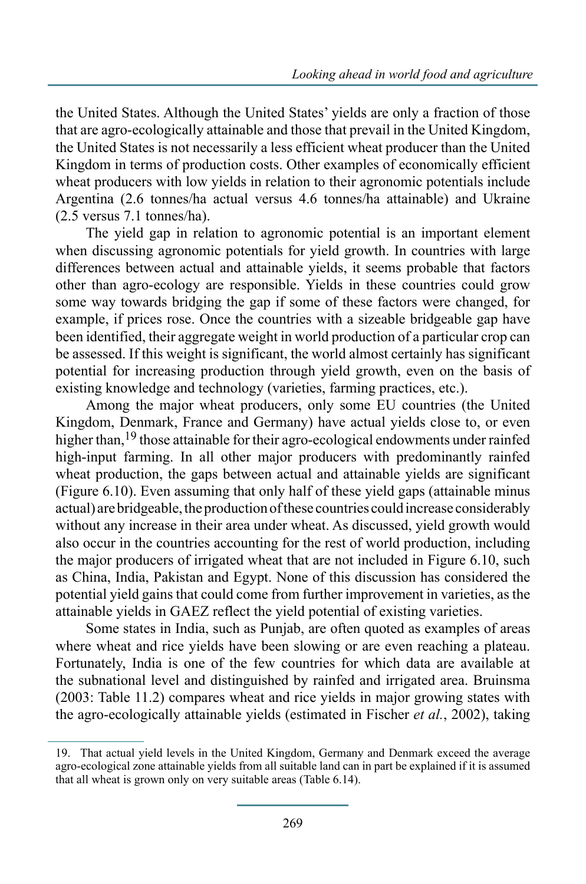the United States. Although the United States' yields are only a fraction of those that are agro-ecologically attainable and those that prevail in the United Kingdom, the United States is not necessarily a less efficient wheat producer than the United Kingdom in terms of production costs. Other examples of economically efficient wheat producers with low yields in relation to their agronomic potentials include Argentina (2.6 tonnes/ha actual versus 4.6 tonnes/ha attainable) and Ukraine (2.5 versus 7.1 tonnes/ha).

The yield gap in relation to agronomic potential is an important element when discussing agronomic potentials for yield growth. In countries with large differences between actual and attainable yields, it seems probable that factors other than agro-ecology are responsible. Yields in these countries could grow some way towards bridging the gap if some of these factors were changed, for example, if prices rose. Once the countries with a sizeable bridgeable gap have been identified, their aggregate weight in world production of a particular crop can be assessed. If this weight is significant, the world almost certainly has significant potential for increasing production through yield growth, even on the basis of existing knowledge and technology (varieties, farming practices, etc.).

Among the major wheat producers, only some EU countries (the United Kingdom, Denmark, France and Germany) have actual yields close to, or even higher than,[19] those attainable for their agro-ecological endowments under rainfed high-input farming. In all other major producers with predominantly rainfed wheat production, the gaps between actual and attainable yields are significant (Figure 6.10). Even assuming that only half of these yield gaps (attainable minus actual) are bridgeable, the production of these countries could increase considerably without any increase in their area under wheat. As discussed, yield growth would also occur in the countries accounting for the rest of world production, including the major producers of irrigated wheat that are not included in Figure 6.10, such as China, India, Pakistan and Egypt. None of this discussion has considered the potential yield gains that could come from further improvement in varieties, as the attainable yields in GAEZ reflect the yield potential of existing varieties.

Some states in India, such as Punjab, are often quoted as examples of areas where wheat and rice yields have been slowing or are even reaching a plateau. Fortunately, India is one of the few countries for which data are available at the subnational level and distinguished by rainfed and irrigated area. Bruinsma (2003: Table 11.2) compares wheat and rice yields in major growing states with the agro-ecologically attainable yields (estimated in Fischer *et al.*, 2002), taking

---

19. That actual yield levels in the United Kingdom, Germany and Denmark exceed the average agro-ecological zone attainable yields from all suitable land can in part be explained if it is assumed that all wheat is grown only on very suitable areas (Table 6.14).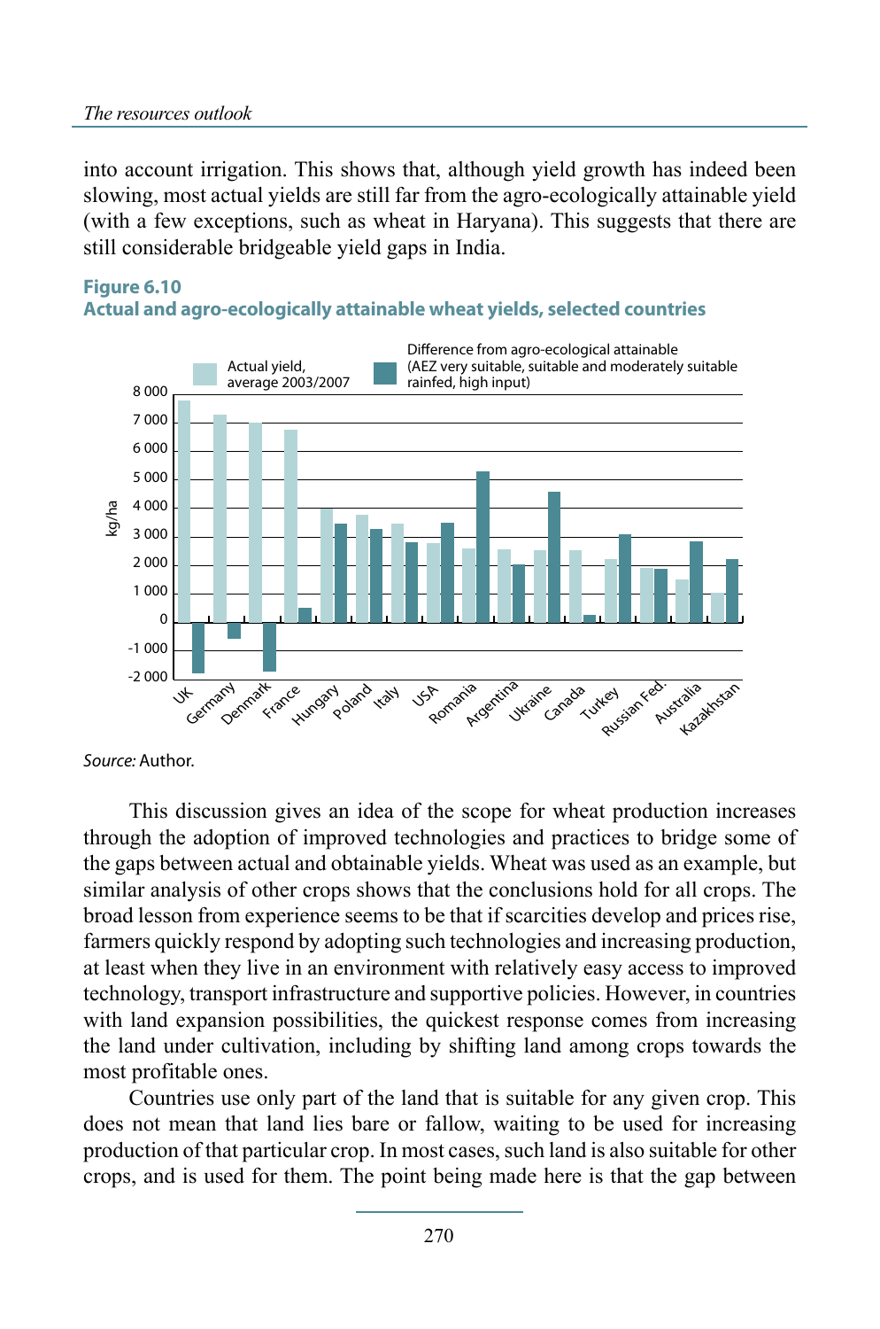into account irrigation. This shows that, although yield growth has indeed been slowing, most actual yields are still far from the agro-ecologically attainable yield (with a few exceptions, such as wheat in Haryana). This suggests that there are still considerable bridgeable yield gaps in India.

**Figure 6.10**
**Actual and agro-ecologically attainable wheat yields, selected countries**

*Source:* Author.

This discussion gives an idea of the scope for wheat production increases through the adoption of improved technologies and practices to bridge some of the gaps between actual and obtainable yields. Wheat was used as an example, but similar analysis of other crops shows that the conclusions hold for all crops. The broad lesson from experience seems to be that if scarcities develop and prices rise, farmers quickly respond by adopting such technologies and increasing production, at least when they live in an environment with relatively easy access to improved technology, transport infrastructure and supportive policies. However, in countries with land expansion possibilities, the quickest response comes from increasing the land under cultivation, including by shifting land among crops towards the most profitable ones.

Countries use only part of the land that is suitable for any given crop. This does not mean that land lies bare or fallow, waiting to be used for increasing production of that particular crop. In most cases, such land is also suitable for other crops, and is used for them. The point being made here is that the gap between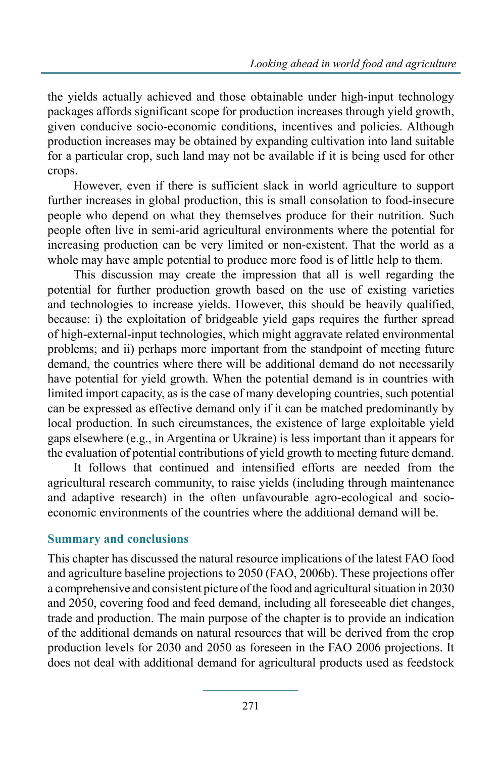the yields actually achieved and those obtainable under high-input technology packages affords significant scope for production increases through yield growth, given conducive socio-economic conditions, incentives and policies. Although production increases may be obtained by expanding cultivation into land suitable for a particular crop, such land may not be available if it is being used for other crops.

However, even if there is sufficient slack in world agriculture to support further increases in global production, this is small consolation to food-insecure people who depend on what they themselves produce for their nutrition. Such people often live in semi-arid agricultural environments where the potential for increasing production can be very limited or non-existent. That the world as a whole may have ample potential to produce more food is of little help to them.

This discussion may create the impression that all is well regarding the potential for further production growth based on the use of existing varieties and technologies to increase yields. However, this should be heavily qualified, because: i) the exploitation of bridgeable yield gaps requires the further spread of high-external-input technologies, which might aggravate related environmental problems; and ii) perhaps more important from the standpoint of meeting future demand, the countries where there will be additional demand do not necessarily have potential for yield growth. When the potential demand is in countries with limited import capacity, as is the case of many developing countries, such potential can be expressed as effective demand only if it can be matched predominantly by local production. In such circumstances, the existence of large exploitable yield gaps elsewhere (e.g., in Argentina or Ukraine) is less important than it appears for the evaluation of potential contributions of yield growth to meeting future demand.

It follows that continued and intensified efforts are needed from the agricultural research community, to raise yields (including through maintenance and adaptive research) in the often unfavourable agro-ecological and socio-economic environments of the countries where the additional demand will be.

## Summary and conclusions

This chapter has discussed the natural resource implications of the latest FAO food and agriculture baseline projections to 2050 (FAO, 2006b). These projections offer a comprehensive and consistent picture of the food and agricultural situation in 2030 and 2050, covering food and feed demand, including all foreseeable diet changes, trade and production. The main purpose of the chapter is to provide an indication of the additional demands on natural resources that will be derived from the crop production levels for 2030 and 2050 as foreseen in the FAO 2006 projections. It does not deal with additional demand for agricultural products used as feedstock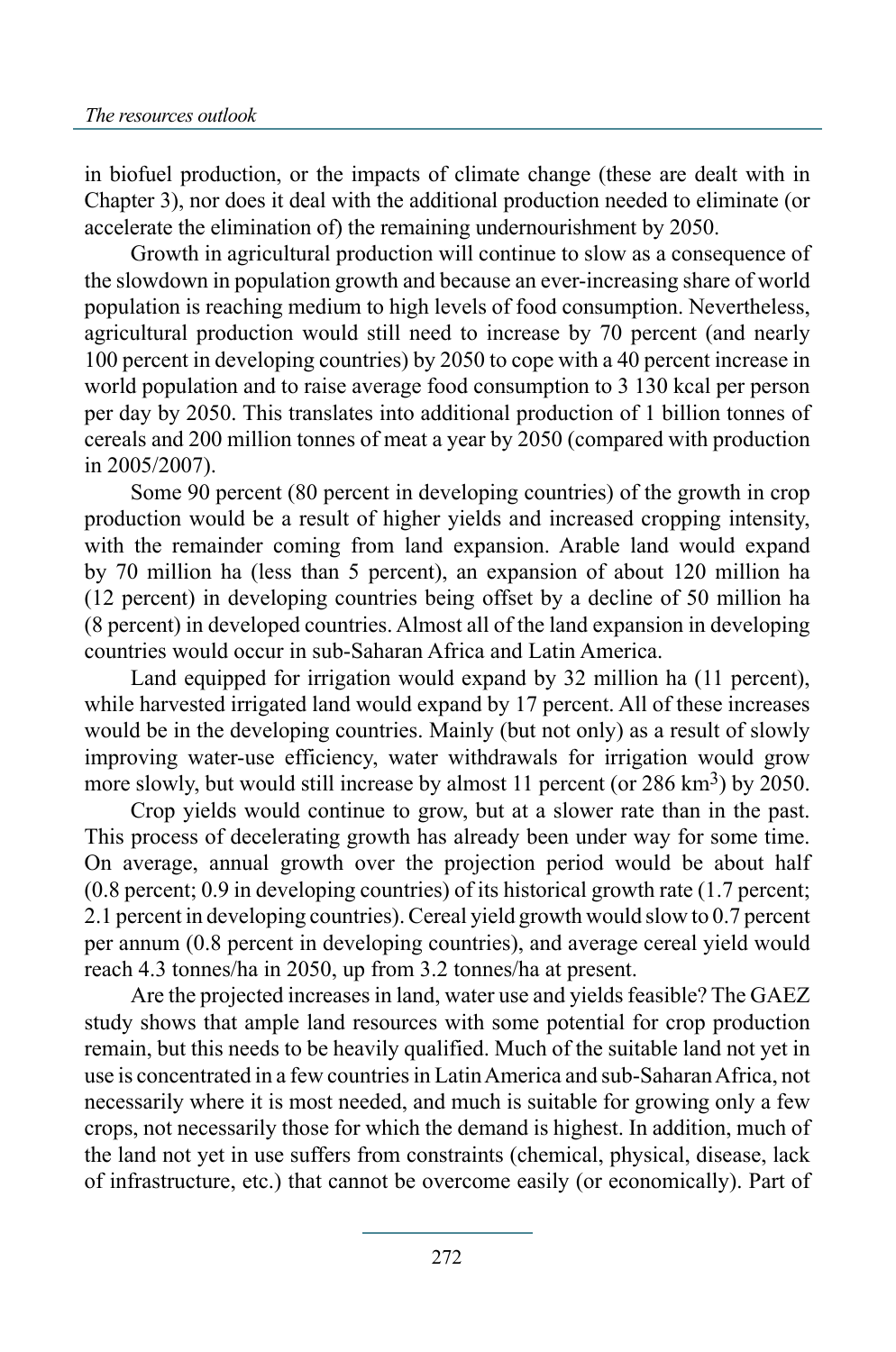in biofuel production, or the impacts of climate change (these are dealt with in Chapter 3), nor does it deal with the additional production needed to eliminate (or accelerate the elimination of) the remaining undernourishment by 2050.

Growth in agricultural production will continue to slow as a consequence of the slowdown in population growth and because an ever-increasing share of world population is reaching medium to high levels of food consumption. Nevertheless, agricultural production would still need to increase by 70 percent (and nearly 100 percent in developing countries) by 2050 to cope with a 40 percent increase in world population and to raise average food consumption to 3 130 kcal per person per day by 2050. This translates into additional production of 1 billion tonnes of cereals and 200 million tonnes of meat a year by 2050 (compared with production in 2005/2007).

Some 90 percent (80 percent in developing countries) of the growth in crop production would be a result of higher yields and increased cropping intensity, with the remainder coming from land expansion. Arable land would expand by 70 million ha (less than 5 percent), an expansion of about 120 million ha (12 percent) in developing countries being offset by a decline of 50 million ha (8 percent) in developed countries. Almost all of the land expansion in developing countries would occur in sub-Saharan Africa and Latin America.

Land equipped for irrigation would expand by 32 million ha (11 percent), while harvested irrigated land would expand by 17 percent. All of these increases would be in the developing countries. Mainly (but not only) as a result of slowly improving water-use efficiency, water withdrawals for irrigation would grow more slowly, but would still increase by almost 11 percent (or 286 $km^3$) by 2050.

Crop yields would continue to grow, but at a slower rate than in the past. This process of decelerating growth has already been under way for some time. On average, annual growth over the projection period would be about half (0.8 percent; 0.9 in developing countries) of its historical growth rate (1.7 percent; 2.1 percent in developing countries). Cereal yield growth would slow to 0.7 percent per annum (0.8 percent in developing countries), and average cereal yield would reach 4.3 tonnes/ha in 2050, up from 3.2 tonnes/ha at present.

Are the projected increases in land, water use and yields feasible? The GAEZ study shows that ample land resources with some potential for crop production remain, but this needs to be heavily qualified. Much of the suitable land not yet in use is concentrated in a few countries in Latin America and sub-Saharan Africa, not necessarily where it is most needed, and much is suitable for growing only a few crops, not necessarily those for which the demand is highest. In addition, much of the land not yet in use suffers from constraints (chemical, physical, disease, lack of infrastructure, etc.) that cannot be overcome easily (or economically). Part of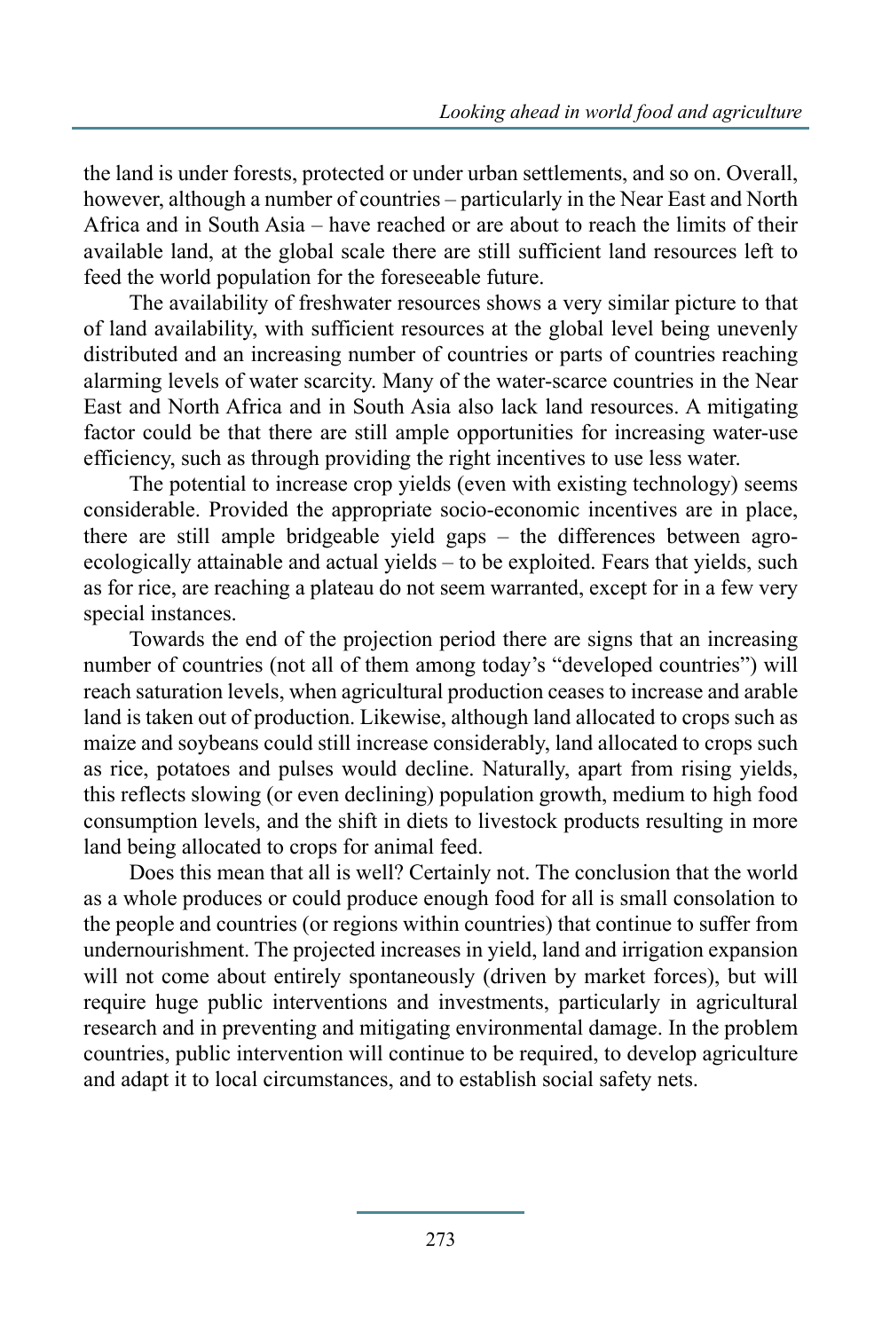the land is under forests, protected or under urban settlements, and so on. Overall, however, although a number of countries – particularly in the Near East and North Africa and in South Asia – have reached or are about to reach the limits of their available land, at the global scale there are still sufficient land resources left to feed the world population for the foreseeable future.

The availability of freshwater resources shows a very similar picture to that of land availability, with sufficient resources at the global level being unevenly distributed and an increasing number of countries or parts of countries reaching alarming levels of water scarcity. Many of the water-scarce countries in the Near East and North Africa and in South Asia also lack land resources. A mitigating factor could be that there are still ample opportunities for increasing water-use efficiency, such as through providing the right incentives to use less water.

The potential to increase crop yields (even with existing technology) seems considerable. Provided the appropriate socio-economic incentives are in place, there are still ample bridgeable yield gaps – the differences between agro-ecologically attainable and actual yields – to be exploited. Fears that yields, such as for rice, are reaching a plateau do not seem warranted, except for in a few very special instances.

Towards the end of the projection period there are signs that an increasing number of countries (not all of them among today's "developed countries") will reach saturation levels, when agricultural production ceases to increase and arable land is taken out of production. Likewise, although land allocated to crops such as maize and soybeans could still increase considerably, land allocated to crops such as rice, potatoes and pulses would decline. Naturally, apart from rising yields, this reflects slowing (or even declining) population growth, medium to high food consumption levels, and the shift in diets to livestock products resulting in more land being allocated to crops for animal feed.

Does this mean that all is well? Certainly not. The conclusion that the world as a whole produces or could produce enough food for all is small consolation to the people and countries (or regions within countries) that continue to suffer from undernourishment. The projected increases in yield, land and irrigation expansion will not come about entirely spontaneously (driven by market forces), but will require huge public interventions and investments, particularly in agricultural research and in preventing and mitigating environmental damage. In the problem countries, public intervention will continue to be required, to develop agriculture and adapt it to local circumstances, and to establish social safety nets.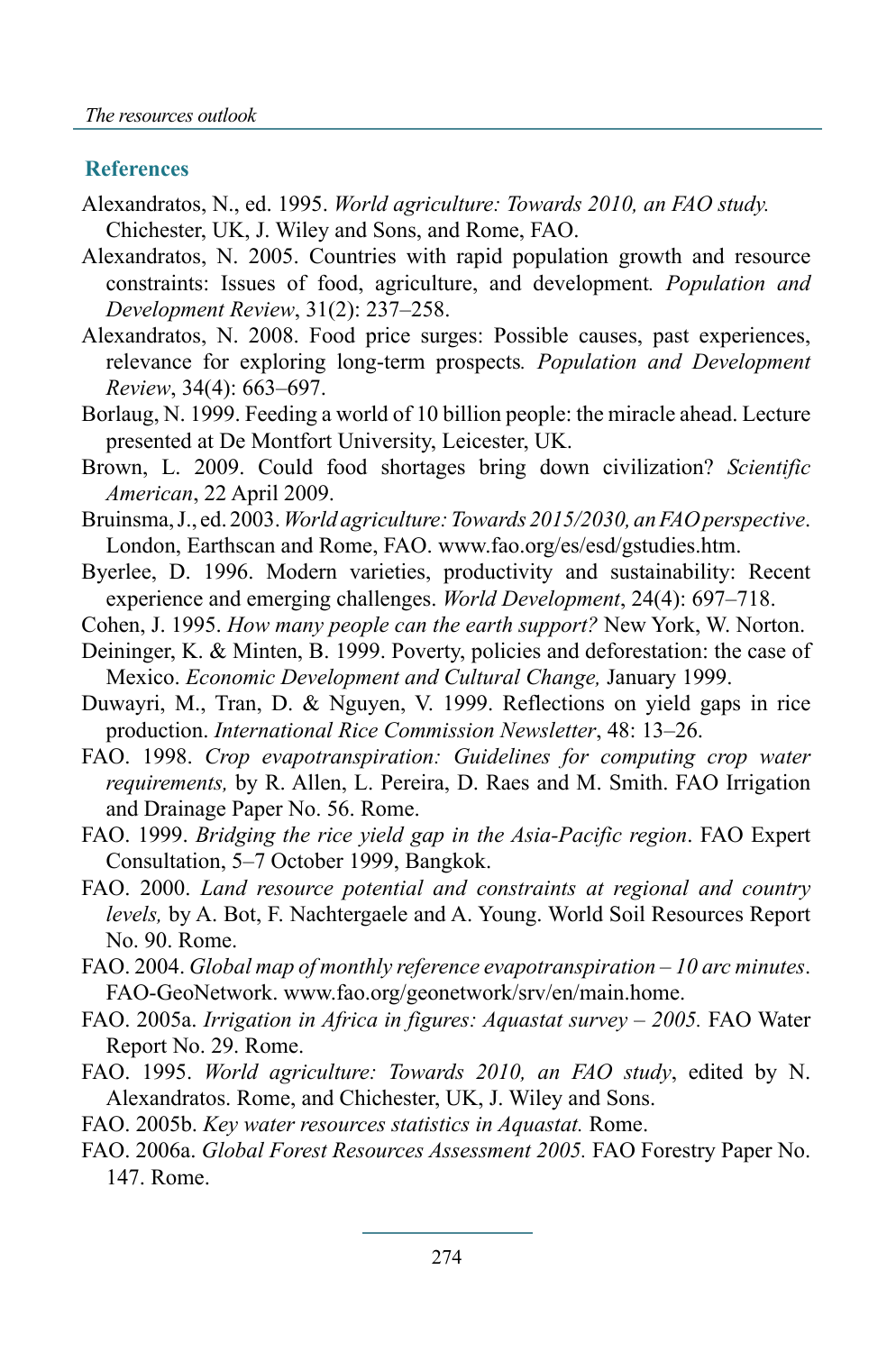## References

Alexandratos, N., ed. 1995. *World agriculture: Towards 2010, an FAO study.* Chichester, UK, J. Wiley and Sons, and Rome, FAO.

Alexandratos, N. 2005. Countries with rapid population growth and resource constraints: Issues of food, agriculture, and development*.* *Population and Development Review*, 31(2): 237–258.

Alexandratos, N. 2008. Food price surges: Possible causes, past experiences, relevance for exploring long-term prospects*.* *Population and Development Review*, 34(4): 663–697.

Borlaug, N. 1999. Feeding a world of 10 billion people: the miracle ahead. Lecture presented at De Montfort University, Leicester, UK.

Brown, L. 2009. Could food shortages bring down civilization? *Scientific American*, 22 April 2009.

Bruinsma, J., ed. 2003. *World agriculture: Towards 2015/2030, an FAO perspective*. London, Earthscan and Rome, FAO. www.fao.org/es/esd/gstudies.htm.

Byerlee, D. 1996. Modern varieties, productivity and sustainability: Recent experience and emerging challenges. *World Development*, 24(4): 697–718.

Cohen, J. 1995. *How many people can the earth support?* New York, W. Norton.

Deininger, K. & Minten, B. 1999. Poverty, policies and deforestation: the case of Mexico. *Economic Development and Cultural Change,* January 1999.

Duwayri, M., Tran, D. & Nguyen, V. 1999. Reflections on yield gaps in rice production. *International Rice Commission Newsletter*, 48: 13–26.

FAO. 1998. *Crop evapotranspiration: Guidelines for computing crop water requirements,* by R. Allen, L. Pereira, D. Raes and M. Smith. FAO Irrigation and Drainage Paper No. 56. Rome.

FAO. 1999. *Bridging the rice yield gap in the Asia-Pacific region*. FAO Expert Consultation, 5–7 October 1999, Bangkok.

FAO. 2000. *Land resource potential and constraints at regional and country levels,* by A. Bot, F. Nachtergaele and A. Young. World Soil Resources Report No. 90. Rome.

FAO. 2004. *Global map of monthly reference evapotranspiration – 10 arc minutes*. FAO-GeoNetwork. www.fao.org/geonetwork/srv/en/main.home.

FAO. 2005a. *Irrigation in Africa in figures: Aquastat survey – 2005.* FAO Water Report No. 29. Rome.

FAO. 1995. *World agriculture: Towards 2010, an FAO study*, edited by N. Alexandratos. Rome, and Chichester, UK, J. Wiley and Sons.

FAO. 2005b. *Key water resources statistics in Aquastat.* Rome.

FAO. 2006a. *Global Forest Resources Assessment 2005.* FAO Forestry Paper No. 147. Rome.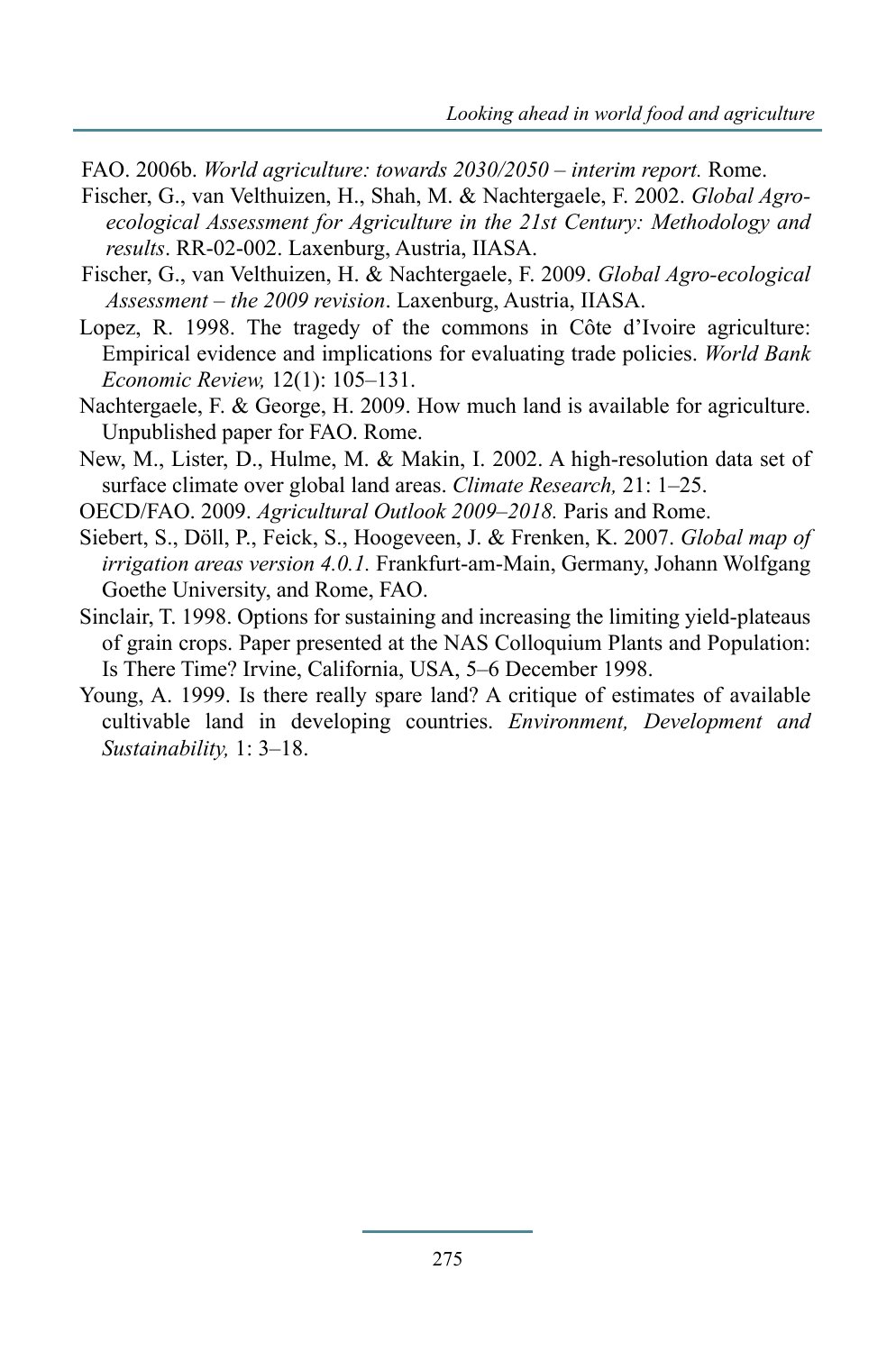FAO. 2006b. *World agriculture: towards 2030/2050 – interim report.* Rome.

Fischer, G., van Velthuizen, H., Shah, M. & Nachtergaele, F. 2002. *Global Agro-ecological Assessment for Agriculture in the 21st Century: Methodology and results*. RR-02-002. Laxenburg, Austria, IIASA.

Fischer, G., van Velthuizen, H. & Nachtergaele, F. 2009. *Global Agro-ecological Assessment – the 2009 revision*. Laxenburg, Austria, IIASA.

Lopez, R. 1998. The tragedy of the commons in Côte d'Ivoire agriculture: Empirical evidence and implications for evaluating trade policies. *World Bank Economic Review,* 12(1): 105–131.

Nachtergaele, F. & George, H. 2009. How much land is available for agriculture. Unpublished paper for FAO. Rome.

New, M., Lister, D., Hulme, M. & Makin, I. 2002. A high-resolution data set of surface climate over global land areas. *Climate Research,* 21: 1–25.

OECD/FAO. 2009. *Agricultural Outlook 2009–2018.* Paris and Rome.

Siebert, S., Döll, P., Feick, S., Hoogeveen, J. & Frenken, K. 2007. *Global map of irrigation areas version 4.0.1.* Frankfurt-am-Main, Germany, Johann Wolfgang Goethe University, and Rome, FAO.

Sinclair, T. 1998. Options for sustaining and increasing the limiting yield-plateaus of grain crops. Paper presented at the NAS Colloquium Plants and Population: Is There Time? Irvine, California, USA, 5–6 December 1998.

Young, A. 1999. Is there really spare land? A critique of estimates of available cultivable land in developing countries. *Environment, Development and Sustainability,* 1: 3–18.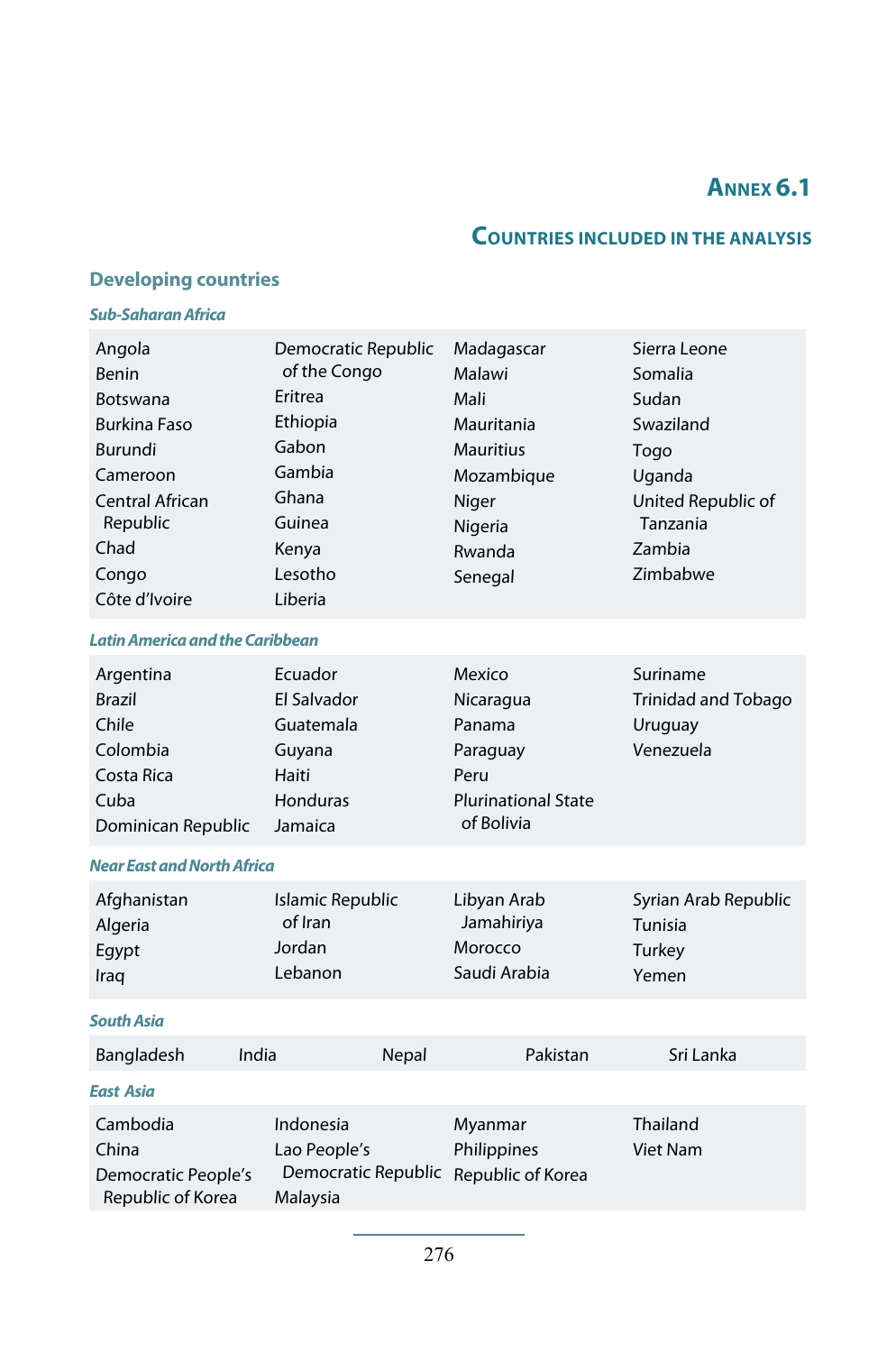# Annex 6.1

## Countries included in the analysis

### Developing countries

#### *Sub-Saharan Africa*

| | | | |
|---|---|---|---|
| Angola | Democratic Republic of the Congo | Madagascar | Sierra Leone |
| Benin | Eritrea | Malawi | Somalia |
| Botswana | Ethiopia | Mali | Sudan |
| Burkina Faso | Gabon | Mauritania | Swaziland |
| Burundi | Gambia | Mauritius | Togo |
| Cameroon | Ghana | Mozambique | Uganda |
| Central African Republic | Guinea | Niger | United Republic of Tanzania |
| Chad | Kenya | Nigeria | Zambia |
| Congo | Lesotho | Rwanda | Zimbabwe |
| Côte d'Ivoire | Liberia | Senegal | |

#### *Latin America and the Caribbean*

| | | | |
|---|---|---|---|
| Argentina | Ecuador | Mexico | Suriname |
| Brazil | El Salvador | Nicaragua | Trinidad and Tobago |
| Chile | Guatemala | Panama | Uruguay |
| Colombia | Guyana | Paraguay | Venezuela |
| Costa Rica | Haiti | Peru | |
| Cuba | Honduras | Plurinational State of Bolivia | |
| Dominican Republic | Jamaica | | |

#### *Near East and North Africa*

| | | | |
|---|---|---|---|
| Afghanistan | Islamic Republic of Iran | Libyan Arab Jamahiriya | Syrian Arab Republic |
| Algeria | Jordan | Morocco | Tunisia |
| Egypt | Lebanon | Saudi Arabia | Turkey |
| Iraq | | | Yemen |

#### *South Asia*

| | | | | |
|---|---|---|---|---|
| Bangladesh | India | Nepal | Pakistan | Sri Lanka |

#### *East Asia*

| | | | |
|---|---|---|---|
| Cambodia | Indonesia | Myanmar | Thailand |
| China | Lao People's Democratic Republic | Philippines | Viet Nam |
| Democratic People's Republic of Korea | Malaysia | Republic of Korea | |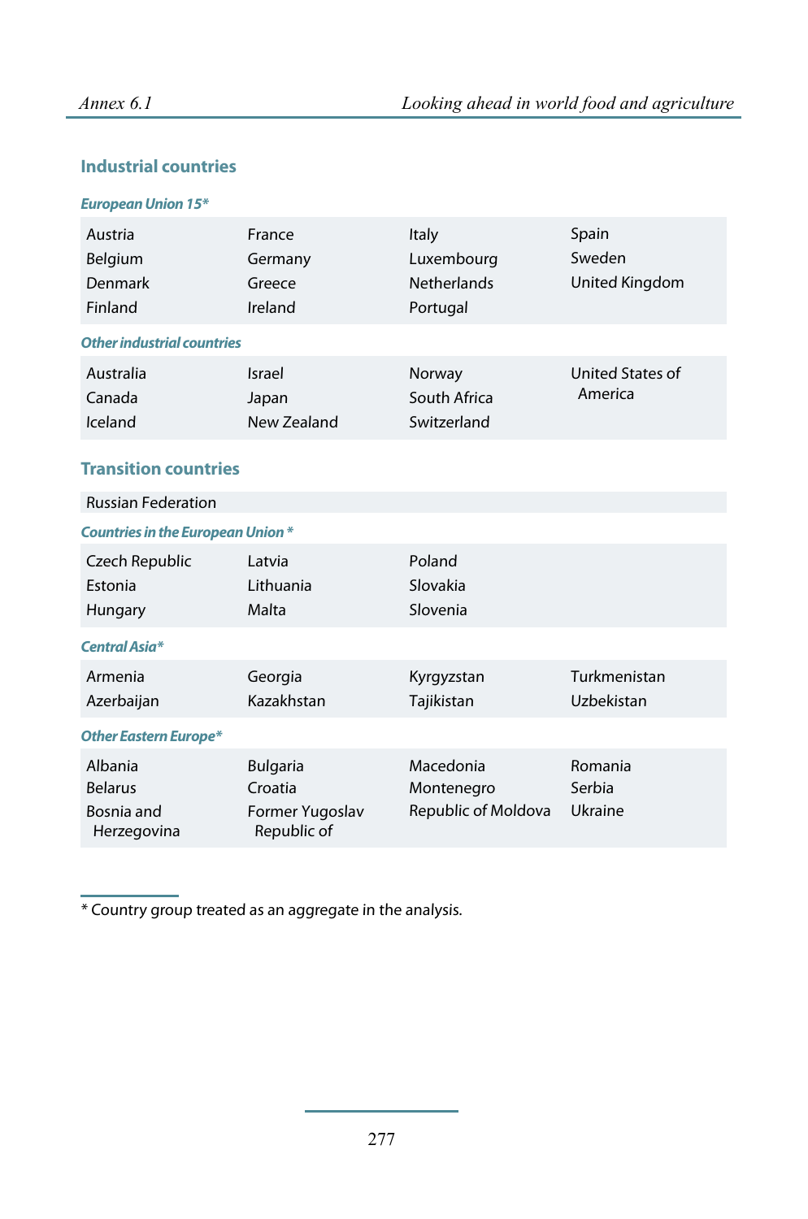## Industrial countries

### *European Union 15**

| | | | |
|---|---|---|---|
| Austria | France | Italy | Spain |
| Belgium | Germany | Luxembourg | Sweden |
| Denmark | Greece | Netherlands | United Kingdom |
| Finland | Ireland | Portugal | |

### *Other industrial countries*

| | | | |
|---|---|---|---|
| Australia | Israel | Norway | United States of America |
| Canada | Japan | South Africa | |
| Iceland | New Zealand | Switzerland | |

## Transition countries

Russian Federation

### *Countries in the European Union **

| | | |
|---|---|---|
| Czech Republic | Latvia | Poland |
| Estonia | Lithuania | Slovakia |
| Hungary | Malta | Slovenia |

### *Central Asia**

| | | | |
|---|---|---|---|
| Armenia | Georgia | Kyrgyzstan | Turkmenistan |
| Azerbaijan | Kazakhstan | Tajikistan | Uzbekistan |

### *Other Eastern Europe**

| | | | |
|---|---|---|---|
| Albania | Bulgaria | Macedonia | Romania |
| Belarus | Croatia | Montenegro | Serbia |
| Bosnia and Herzegovina | Former Yugoslav Republic of | Republic of Moldova | Ukraine |

* Country group treated as an aggregate in the analysis.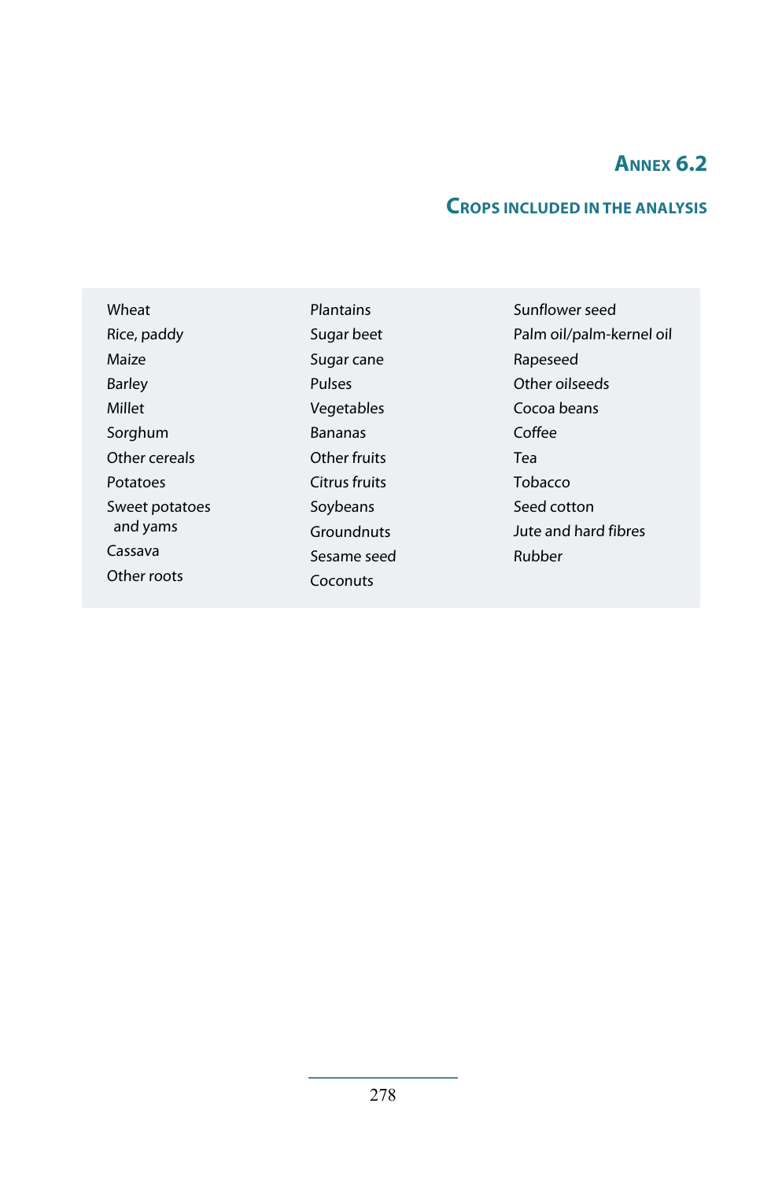# Annex 6.2

## Crops included in the analysis

| | | |
|---|---|---|
| Wheat | Plantains | Sunflower seed |
| Rice, paddy | Sugar beet | Palm oil/palm-kernel oil |
| Maize | Sugar cane | Rapeseed |
| Barley | Pulses | Other oilseeds |
| Millet | Vegetables | Cocoa beans |
| Sorghum | Bananas | Coffee |
| Other cereals | Other fruits | Tea |
| Potatoes | Citrus fruits | Tobacco |
| Sweet potatoes and yams | Soybeans | Seed cotton |
| Cassava | Groundnuts | Jute and hard fibres |
| Other roots | Sesame seed | Rubber |
| | Coconuts | |